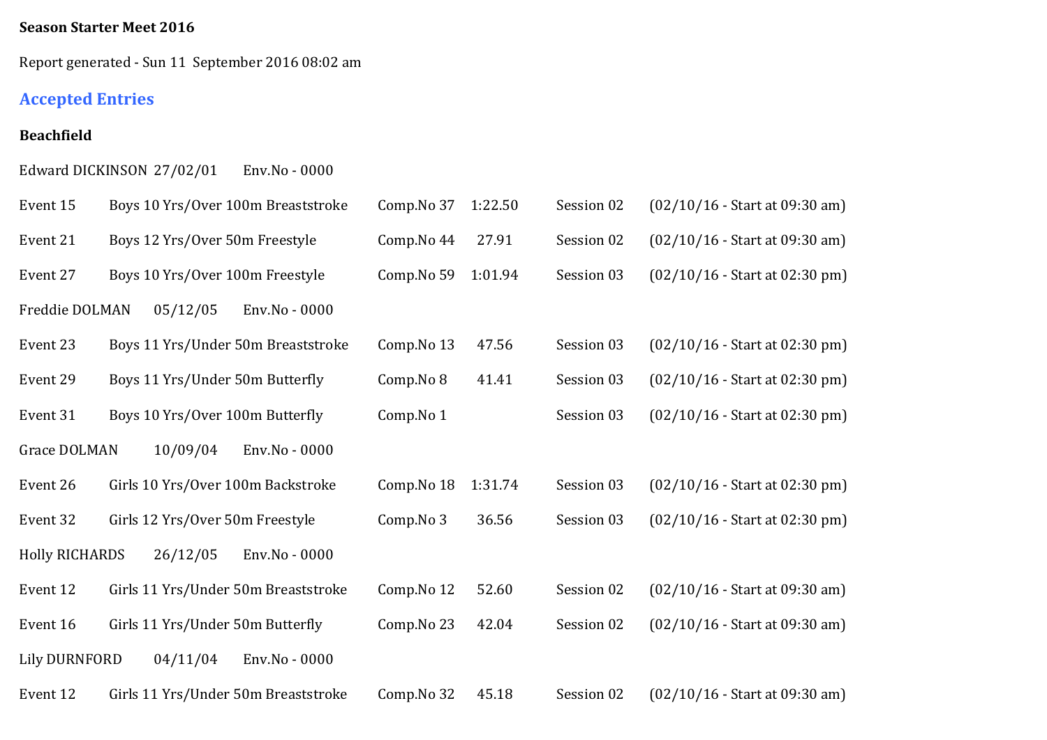**Season Starter Meet 2016**

Report generated - Sun 11 September 2016 08:02 am

## Accepted Entries

**Beachfield**

Edward DICKINSON 27/02/01 Env.No - 0000

| | | | | | |
|---|---|---|---|---|---|
| Event 15 | Boys 10 Yrs/Over 100m Breaststroke | Comp.No 37 | 1:22.50 | Session 02 | (02/10/16 - Start at 09:30 am) |
| Event 21 | Boys 12 Yrs/Over 50m Freestyle | Comp.No 44 | 27.91 | Session 02 | (02/10/16 - Start at 09:30 am) |
| Event 27 | Boys 10 Yrs/Over 100m Freestyle | Comp.No 59 | 1:01.94 | Session 03 | (02/10/16 - Start at 02:30 pm) |

Freddie DOLMAN 05/12/05 Env.No - 0000

| | | | | | |
|---|---|---|---|---|---|
| Event 23 | Boys 11 Yrs/Under 50m Breaststroke | Comp.No 13 | 47.56 | Session 03 | (02/10/16 - Start at 02:30 pm) |
| Event 29 | Boys 11 Yrs/Under 50m Butterfly | Comp.No 8 | 41.41 | Session 03 | (02/10/16 - Start at 02:30 pm) |
| Event 31 | Boys 10 Yrs/Over 100m Butterfly | Comp.No 1 | | Session 03 | (02/10/16 - Start at 02:30 pm) |

Grace DOLMAN 10/09/04 Env.No - 0000

| | | | | | |
|---|---|---|---|---|---|
| Event 26 | Girls 10 Yrs/Over 100m Backstroke | Comp.No 18 | 1:31.74 | Session 03 | (02/10/16 - Start at 02:30 pm) |
| Event 32 | Girls 12 Yrs/Over 50m Freestyle | Comp.No 3 | 36.56 | Session 03 | (02/10/16 - Start at 02:30 pm) |

Holly RICHARDS 26/12/05 Env.No - 0000

| | | | | | |
|---|---|---|---|---|---|
| Event 12 | Girls 11 Yrs/Under 50m Breaststroke | Comp.No 12 | 52.60 | Session 02 | (02/10/16 - Start at 09:30 am) |
| Event 16 | Girls 11 Yrs/Under 50m Butterfly | Comp.No 23 | 42.04 | Session 02 | (02/10/16 - Start at 09:30 am) |

Lily DURNFORD 04/11/04 Env.No - 0000

| | | | | | |
|---|---|---|---|---|---|
| Event 12 | Girls 11 Yrs/Under 50m Breaststroke | Comp.No 32 | 45.18 | Session 02 | (02/10/16 - Start at 09:30 am) |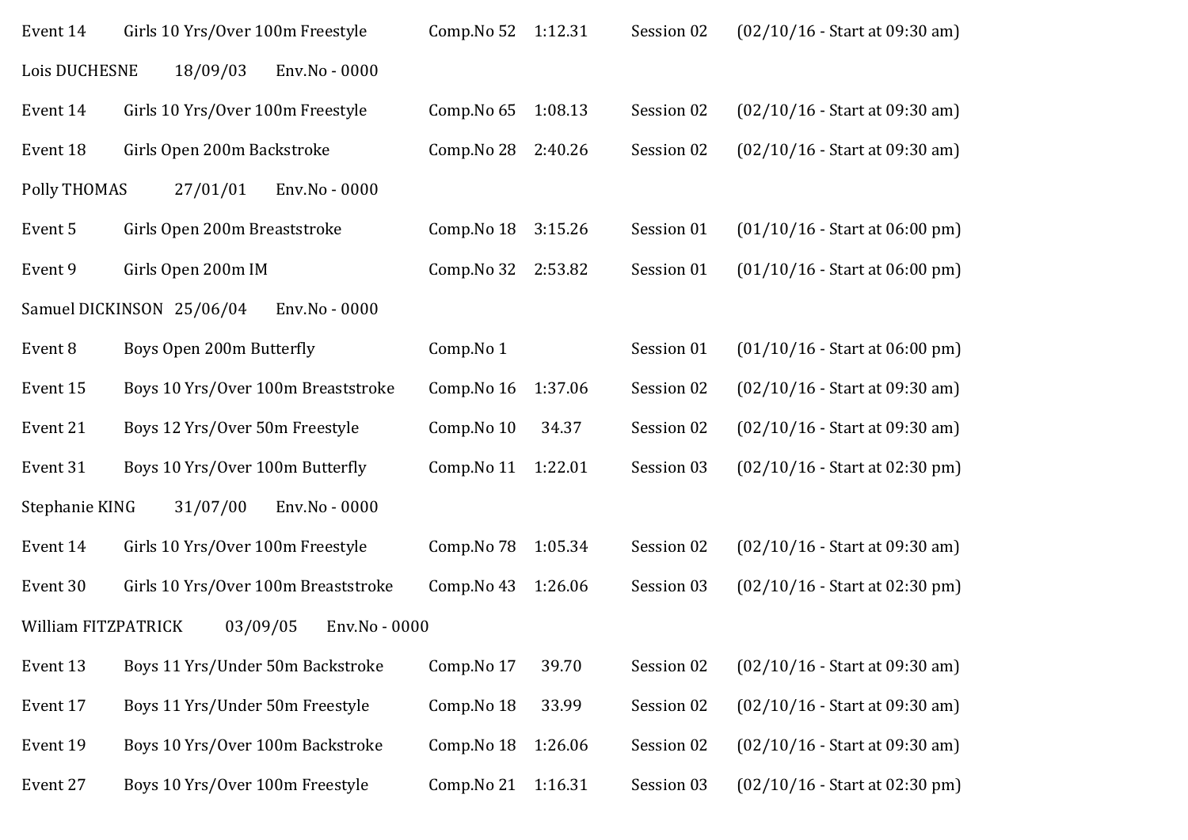Event 14	Girls 10 Yrs/Over 100m Freestyle	Comp.No 52	1:12.31	Session 02	(02/10/16 - Start at 09:30 am)

Lois DUCHESNE	18/09/03	Env.No - 0000

Event 14	Girls 10 Yrs/Over 100m Freestyle	Comp.No 65	1:08.13	Session 02	(02/10/16 - Start at 09:30 am)

Event 18	Girls Open 200m Backstroke	Comp.No 28	2:40.26	Session 02	(02/10/16 - Start at 09:30 am)

Polly THOMAS	27/01/01	Env.No - 0000

Event 5	Girls Open 200m Breaststroke	Comp.No 18	3:15.26	Session 01	(01/10/16 - Start at 06:00 pm)

Event 9	Girls Open 200m IM	Comp.No 32	2:53.82	Session 01	(01/10/16 - Start at 06:00 pm)

Samuel DICKINSON	25/06/04	Env.No - 0000

Event 8	Boys Open 200m Butterfly	Comp.No 1		Session 01	(01/10/16 - Start at 06:00 pm)

Event 15	Boys 10 Yrs/Over 100m Breaststroke	Comp.No 16	1:37.06	Session 02	(02/10/16 - Start at 09:30 am)

Event 21	Boys 12 Yrs/Over 50m Freestyle	Comp.No 10	34.37	Session 02	(02/10/16 - Start at 09:30 am)

Event 31	Boys 10 Yrs/Over 100m Butterfly	Comp.No 11	1:22.01	Session 03	(02/10/16 - Start at 02:30 pm)

Stephanie KING	31/07/00	Env.No - 0000

Event 14	Girls 10 Yrs/Over 100m Freestyle	Comp.No 78	1:05.34	Session 02	(02/10/16 - Start at 09:30 am)

Event 30	Girls 10 Yrs/Over 100m Breaststroke	Comp.No 43	1:26.06	Session 03	(02/10/16 - Start at 02:30 pm)

William FITZPATRICK	03/09/05	Env.No - 0000

Event 13	Boys 11 Yrs/Under 50m Backstroke	Comp.No 17	39.70	Session 02	(02/10/16 - Start at 09:30 am)

Event 17	Boys 11 Yrs/Under 50m Freestyle	Comp.No 18	33.99	Session 02	(02/10/16 - Start at 09:30 am)

Event 19	Boys 10 Yrs/Over 100m Backstroke	Comp.No 18	1:26.06	Session 02	(02/10/16 - Start at 09:30 am)

Event 27	Boys 10 Yrs/Over 100m Freestyle	Comp.No 21	1:16.31	Session 03	(02/10/16 - Start at 02:30 pm)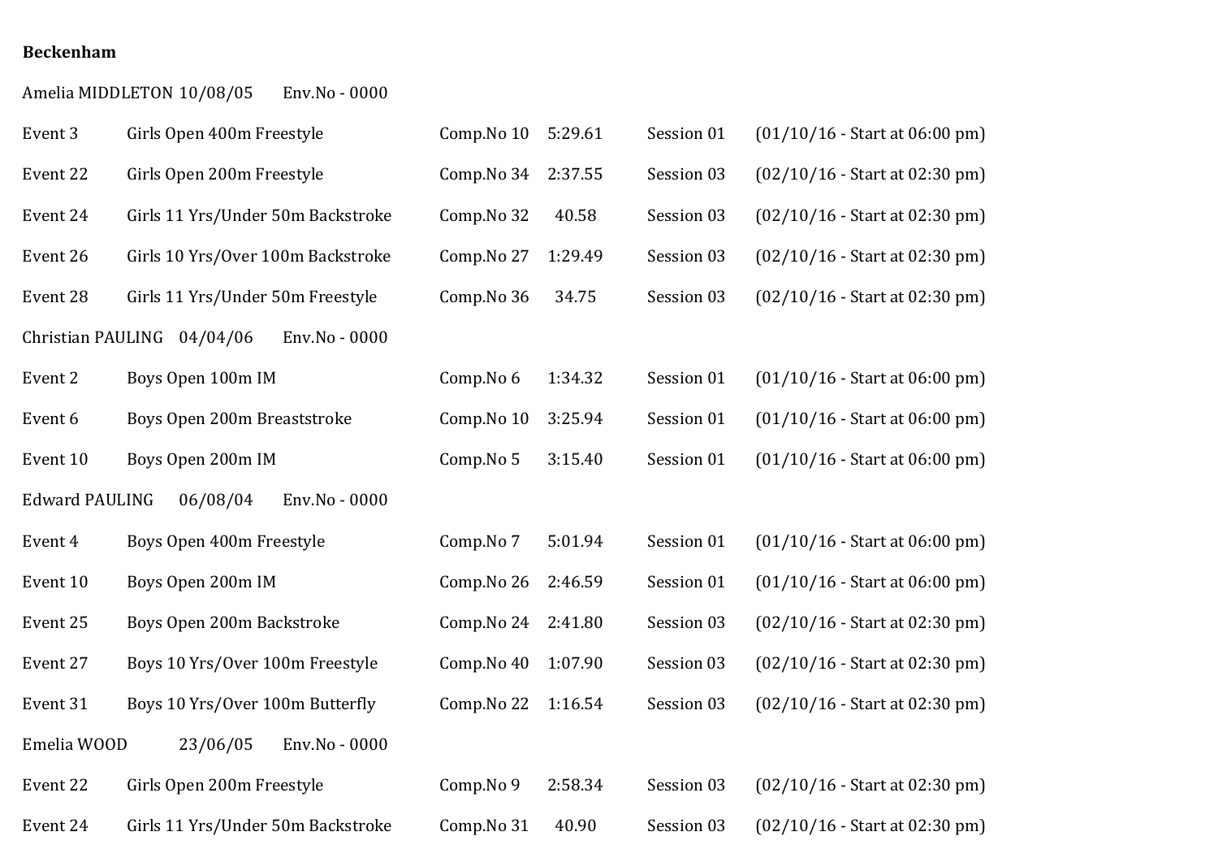**Beckenham**

Amelia MIDDLETON 10/08/05 Env.No - 0000

| | | | | | |
|---|---|---|---|---|---|
| Event 3 | Girls Open 400m Freestyle | Comp.No 10 | 5:29.61 | Session 01 | (01/10/16 - Start at 06:00 pm) |
| Event 22 | Girls Open 200m Freestyle | Comp.No 34 | 2:37.55 | Session 03 | (02/10/16 - Start at 02:30 pm) |
| Event 24 | Girls 11 Yrs/Under 50m Backstroke | Comp.No 32 | 40.58 | Session 03 | (02/10/16 - Start at 02:30 pm) |
| Event 26 | Girls 10 Yrs/Over 100m Backstroke | Comp.No 27 | 1:29.49 | Session 03 | (02/10/16 - Start at 02:30 pm) |
| Event 28 | Girls 11 Yrs/Under 50m Freestyle | Comp.No 36 | 34.75 | Session 03 | (02/10/16 - Start at 02:30 pm) |

Christian PAULING 04/04/06 Env.No - 0000

| | | | | | |
|---|---|---|---|---|---|
| Event 2 | Boys Open 100m IM | Comp.No 6 | 1:34.32 | Session 01 | (01/10/16 - Start at 06:00 pm) |
| Event 6 | Boys Open 200m Breaststroke | Comp.No 10 | 3:25.94 | Session 01 | (01/10/16 - Start at 06:00 pm) |
| Event 10 | Boys Open 200m IM | Comp.No 5 | 3:15.40 | Session 01 | (01/10/16 - Start at 06:00 pm) |

Edward PAULING 06/08/04 Env.No - 0000

| | | | | | |
|---|---|---|---|---|---|
| Event 4 | Boys Open 400m Freestyle | Comp.No 7 | 5:01.94 | Session 01 | (01/10/16 - Start at 06:00 pm) |
| Event 10 | Boys Open 200m IM | Comp.No 26 | 2:46.59 | Session 01 | (01/10/16 - Start at 06:00 pm) |
| Event 25 | Boys Open 200m Backstroke | Comp.No 24 | 2:41.80 | Session 03 | (02/10/16 - Start at 02:30 pm) |
| Event 27 | Boys 10 Yrs/Over 100m Freestyle | Comp.No 40 | 1:07.90 | Session 03 | (02/10/16 - Start at 02:30 pm) |
| Event 31 | Boys 10 Yrs/Over 100m Butterfly | Comp.No 22 | 1:16.54 | Session 03 | (02/10/16 - Start at 02:30 pm) |

Emelia WOOD 23/06/05 Env.No - 0000

| | | | | | |
|---|---|---|---|---|---|
| Event 22 | Girls Open 200m Freestyle | Comp.No 9 | 2:58.34 | Session 03 | (02/10/16 - Start at 02:30 pm) |
| Event 24 | Girls 11 Yrs/Under 50m Backstroke | Comp.No 31 | 40.90 | Session 03 | (02/10/16 - Start at 02:30 pm) |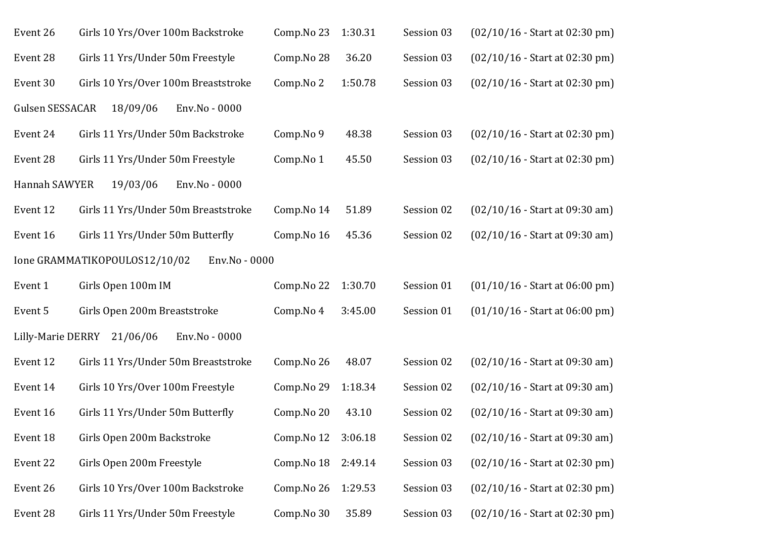Event 26 Girls 10 Yrs/Over 100m Backstroke Comp.No 23 1:30.31 Session 03 (02/10/16 - Start at 02:30 pm)

Event 28 Girls 11 Yrs/Under 50m Freestyle Comp.No 28 36.20 Session 03 (02/10/16 - Start at 02:30 pm)

Event 30 Girls 10 Yrs/Over 100m Breaststroke Comp.No 2 1:50.78 Session 03 (02/10/16 - Start at 02:30 pm)

Gulsen SESSACAR 18/09/06 Env.No - 0000

Event 24 Girls 11 Yrs/Under 50m Backstroke Comp.No 9 48.38 Session 03 (02/10/16 - Start at 02:30 pm)

Event 28 Girls 11 Yrs/Under 50m Freestyle Comp.No 1 45.50 Session 03 (02/10/16 - Start at 02:30 pm)

Hannah SAWYER 19/03/06 Env.No - 0000

Event 12 Girls 11 Yrs/Under 50m Breaststroke Comp.No 14 51.89 Session 02 (02/10/16 - Start at 09:30 am)

Event 16 Girls 11 Yrs/Under 50m Butterfly Comp.No 16 45.36 Session 02 (02/10/16 - Start at 09:30 am)

Ione GRAMMATIKOPOULOS12/10/02 Env.No - 0000

Event 1 Girls Open 100m IM Comp.No 22 1:30.70 Session 01 (01/10/16 - Start at 06:00 pm)

Event 5 Girls Open 200m Breaststroke Comp.No 4 3:45.00 Session 01 (01/10/16 - Start at 06:00 pm)

Lilly-Marie DERRY 21/06/06 Env.No - 0000

Event 12 Girls 11 Yrs/Under 50m Breaststroke Comp.No 26 48.07 Session 02 (02/10/16 - Start at 09:30 am)

Event 14 Girls 10 Yrs/Over 100m Freestyle Comp.No 29 1:18.34 Session 02 (02/10/16 - Start at 09:30 am)

Event 16 Girls 11 Yrs/Under 50m Butterfly Comp.No 20 43.10 Session 02 (02/10/16 - Start at 09:30 am)

Event 18 Girls Open 200m Backstroke Comp.No 12 3:06.18 Session 02 (02/10/16 - Start at 09:30 am)

Event 22 Girls Open 200m Freestyle Comp.No 18 2:49.14 Session 03 (02/10/16 - Start at 02:30 pm)

Event 26 Girls 10 Yrs/Over 100m Backstroke Comp.No 26 1:29.53 Session 03 (02/10/16 - Start at 02:30 pm)

Event 28 Girls 11 Yrs/Under 50m Freestyle Comp.No 30 35.89 Session 03 (02/10/16 - Start at 02:30 pm)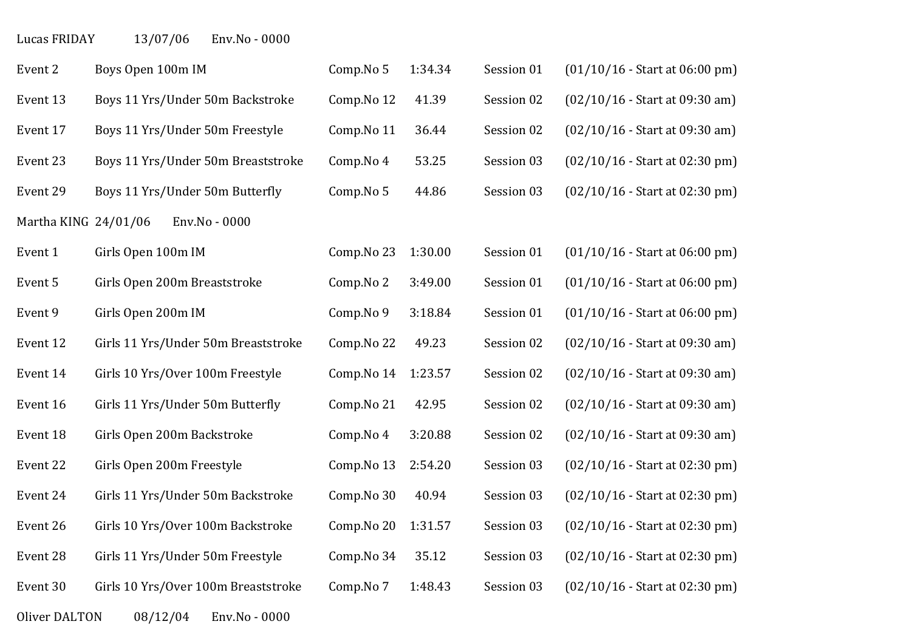Lucas FRIDAY 13/07/06 Env.No - 0000

| | | | | | |
|---|---|---|---|---|---|
| Event 2 | Boys Open 100m IM | Comp.No 5 | 1:34.34 | Session 01 | (01/10/16 - Start at 06:00 pm) |
| Event 13 | Boys 11 Yrs/Under 50m Backstroke | Comp.No 12 | 41.39 | Session 02 | (02/10/16 - Start at 09:30 am) |
| Event 17 | Boys 11 Yrs/Under 50m Freestyle | Comp.No 11 | 36.44 | Session 02 | (02/10/16 - Start at 09:30 am) |
| Event 23 | Boys 11 Yrs/Under 50m Breaststroke | Comp.No 4 | 53.25 | Session 03 | (02/10/16 - Start at 02:30 pm) |
| Event 29 | Boys 11 Yrs/Under 50m Butterfly | Comp.No 5 | 44.86 | Session 03 | (02/10/16 - Start at 02:30 pm) |

Martha KING 24/01/06 Env.No - 0000

| | | | | | |
|---|---|---|---|---|---|
| Event 1 | Girls Open 100m IM | Comp.No 23 | 1:30.00 | Session 01 | (01/10/16 - Start at 06:00 pm) |
| Event 5 | Girls Open 200m Breaststroke | Comp.No 2 | 3:49.00 | Session 01 | (01/10/16 - Start at 06:00 pm) |
| Event 9 | Girls Open 200m IM | Comp.No 9 | 3:18.84 | Session 01 | (01/10/16 - Start at 06:00 pm) |
| Event 12 | Girls 11 Yrs/Under 50m Breaststroke | Comp.No 22 | 49.23 | Session 02 | (02/10/16 - Start at 09:30 am) |
| Event 14 | Girls 10 Yrs/Over 100m Freestyle | Comp.No 14 | 1:23.57 | Session 02 | (02/10/16 - Start at 09:30 am) |
| Event 16 | Girls 11 Yrs/Under 50m Butterfly | Comp.No 21 | 42.95 | Session 02 | (02/10/16 - Start at 09:30 am) |
| Event 18 | Girls Open 200m Backstroke | Comp.No 4 | 3:20.88 | Session 02 | (02/10/16 - Start at 09:30 am) |
| Event 22 | Girls Open 200m Freestyle | Comp.No 13 | 2:54.20 | Session 03 | (02/10/16 - Start at 02:30 pm) |
| Event 24 | Girls 11 Yrs/Under 50m Backstroke | Comp.No 30 | 40.94 | Session 03 | (02/10/16 - Start at 02:30 pm) |
| Event 26 | Girls 10 Yrs/Over 100m Backstroke | Comp.No 20 | 1:31.57 | Session 03 | (02/10/16 - Start at 02:30 pm) |
| Event 28 | Girls 11 Yrs/Under 50m Freestyle | Comp.No 34 | 35.12 | Session 03 | (02/10/16 - Start at 02:30 pm) |
| Event 30 | Girls 10 Yrs/Over 100m Breaststroke | Comp.No 7 | 1:48.43 | Session 03 | (02/10/16 - Start at 02:30 pm) |

Oliver DALTON 08/12/04 Env.No - 0000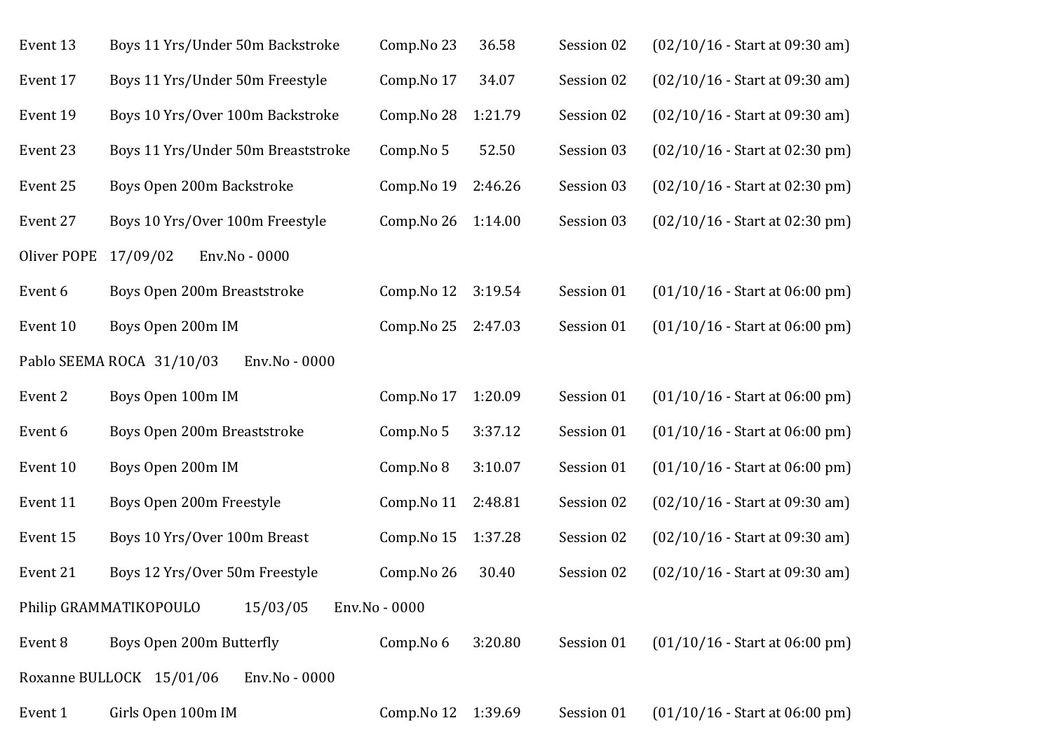Event 13 Boys 11 Yrs/Under 50m Backstroke Comp.No 23 36.58 Session 02 (02/10/16 - Start at 09:30 am)

Event 17 Boys 11 Yrs/Under 50m Freestyle Comp.No 17 34.07 Session 02 (02/10/16 - Start at 09:30 am)

Event 19 Boys 10 Yrs/Over 100m Backstroke Comp.No 28 1:21.79 Session 02 (02/10/16 - Start at 09:30 am)

Event 23 Boys 11 Yrs/Under 50m Breaststroke Comp.No 5 52.50 Session 03 (02/10/16 - Start at 02:30 pm)

Event 25 Boys Open 200m Backstroke Comp.No 19 2:46.26 Session 03 (02/10/16 - Start at 02:30 pm)

Event 27 Boys 10 Yrs/Over 100m Freestyle Comp.No 26 1:14.00 Session 03 (02/10/16 - Start at 02:30 pm)

Oliver POPE 17/09/02 Env.No - 0000

Event 6 Boys Open 200m Breaststroke Comp.No 12 3:19.54 Session 01 (01/10/16 - Start at 06:00 pm)

Event 10 Boys Open 200m IM Comp.No 25 2:47.03 Session 01 (01/10/16 - Start at 06:00 pm)

Pablo SEEMA ROCA 31/10/03 Env.No - 0000

Event 2 Boys Open 100m IM Comp.No 17 1:20.09 Session 01 (01/10/16 - Start at 06:00 pm)

Event 6 Boys Open 200m Breaststroke Comp.No 5 3:37.12 Session 01 (01/10/16 - Start at 06:00 pm)

Event 10 Boys Open 200m IM Comp.No 8 3:10.07 Session 01 (01/10/16 - Start at 06:00 pm)

Event 11 Boys Open 200m Freestyle Comp.No 11 2:48.81 Session 02 (02/10/16 - Start at 09:30 am)

Event 15 Boys 10 Yrs/Over 100m Breast Comp.No 15 1:37.28 Session 02 (02/10/16 - Start at 09:30 am)

Event 21 Boys 12 Yrs/Over 50m Freestyle Comp.No 26 30.40 Session 02 (02/10/16 - Start at 09:30 am)

Philip GRAMMATIKOPOULO 15/03/05 Env.No - 0000

Event 8 Boys Open 200m Butterfly Comp.No 6 3:20.80 Session 01 (01/10/16 - Start at 06:00 pm)

Roxanne BULLOCK 15/01/06 Env.No - 0000

Event 1 Girls Open 100m IM Comp.No 12 1:39.69 Session 01 (01/10/16 - Start at 06:00 pm)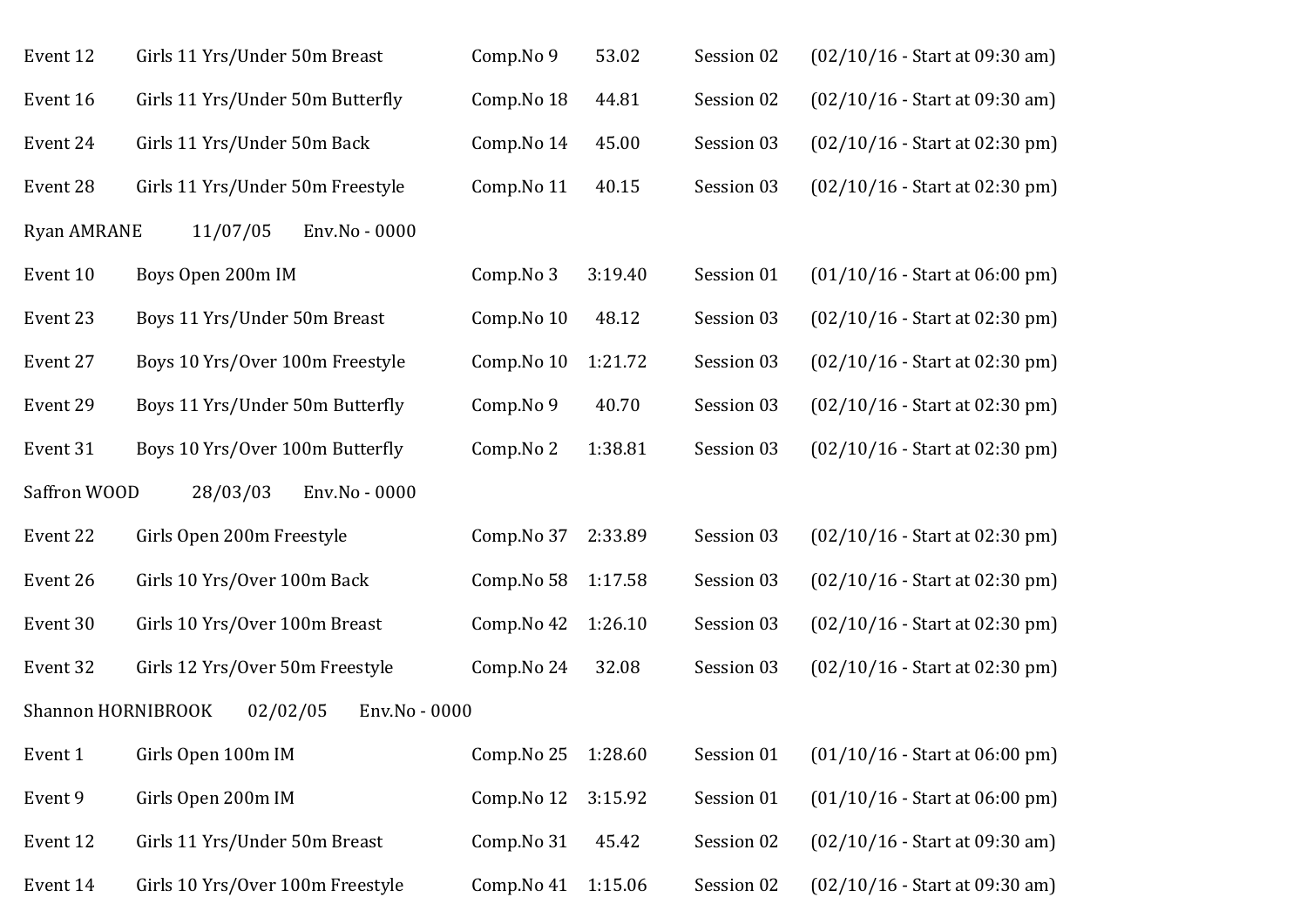Event 12 Girls 11 Yrs/Under 50m Breast Comp.No 9 53.02 Session 02 (02/10/16 - Start at 09:30 am)

Event 16 Girls 11 Yrs/Under 50m Butterfly Comp.No 18 44.81 Session 02 (02/10/16 - Start at 09:30 am)

Event 24 Girls 11 Yrs/Under 50m Back Comp.No 14 45.00 Session 03 (02/10/16 - Start at 02:30 pm)

Event 28 Girls 11 Yrs/Under 50m Freestyle Comp.No 11 40.15 Session 03 (02/10/16 - Start at 02:30 pm)

Ryan AMRANE 11/07/05 Env.No - 0000

Event 10 Boys Open 200m IM Comp.No 3 3:19.40 Session 01 (01/10/16 - Start at 06:00 pm)

Event 23 Boys 11 Yrs/Under 50m Breast Comp.No 10 48.12 Session 03 (02/10/16 - Start at 02:30 pm)

Event 27 Boys 10 Yrs/Over 100m Freestyle Comp.No 10 1:21.72 Session 03 (02/10/16 - Start at 02:30 pm)

Event 29 Boys 11 Yrs/Under 50m Butterfly Comp.No 9 40.70 Session 03 (02/10/16 - Start at 02:30 pm)

Event 31 Boys 10 Yrs/Over 100m Butterfly Comp.No 2 1:38.81 Session 03 (02/10/16 - Start at 02:30 pm)

Saffron WOOD 28/03/03 Env.No - 0000

Event 22 Girls Open 200m Freestyle Comp.No 37 2:33.89 Session 03 (02/10/16 - Start at 02:30 pm)

Event 26 Girls 10 Yrs/Over 100m Back Comp.No 58 1:17.58 Session 03 (02/10/16 - Start at 02:30 pm)

Event 30 Girls 10 Yrs/Over 100m Breast Comp.No 42 1:26.10 Session 03 (02/10/16 - Start at 02:30 pm)

Event 32 Girls 12 Yrs/Over 50m Freestyle Comp.No 24 32.08 Session 03 (02/10/16 - Start at 02:30 pm)

Shannon HORNIBROOK 02/02/05 Env.No - 0000

Event 1 Girls Open 100m IM Comp.No 25 1:28.60 Session 01 (01/10/16 - Start at 06:00 pm)

Event 9 Girls Open 200m IM Comp.No 12 3:15.92 Session 01 (01/10/16 - Start at 06:00 pm)

Event 12 Girls 11 Yrs/Under 50m Breast Comp.No 31 45.42 Session 02 (02/10/16 - Start at 09:30 am)

Event 14 Girls 10 Yrs/Over 100m Freestyle Comp.No 41 1:15.06 Session 02 (02/10/16 - Start at 09:30 am)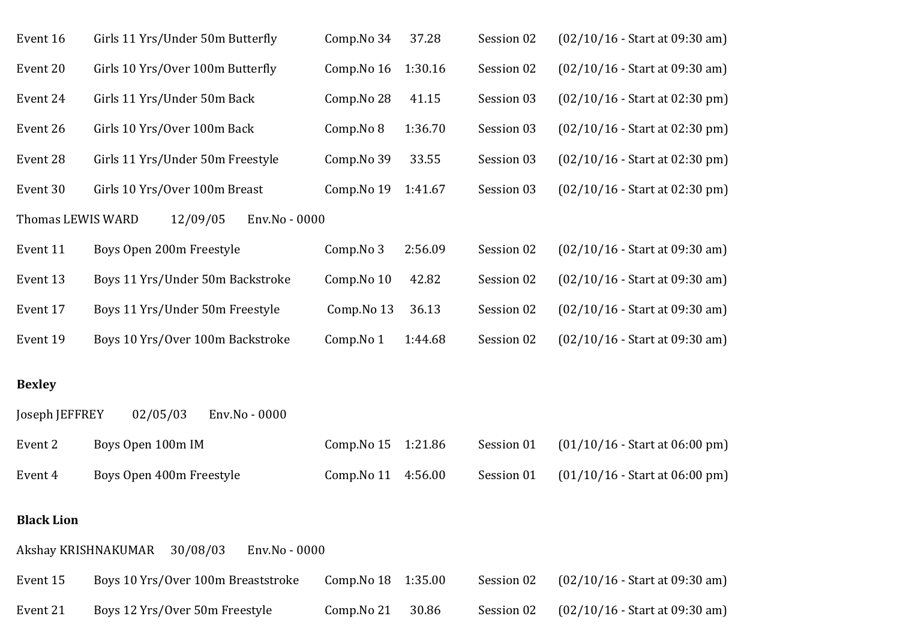Event 16 Girls 11 Yrs/Under 50m Butterfly Comp.No 34 37.28 Session 02 (02/10/16 - Start at 09:30 am)

Event 20 Girls 10 Yrs/Over 100m Butterfly Comp.No 16 1:30.16 Session 02 (02/10/16 - Start at 09:30 am)

Event 24 Girls 11 Yrs/Under 50m Back Comp.No 28 41.15 Session 03 (02/10/16 - Start at 02:30 pm)

Event 26 Girls 10 Yrs/Over 100m Back Comp.No 8 1:36.70 Session 03 (02/10/16 - Start at 02:30 pm)

Event 28 Girls 11 Yrs/Under 50m Freestyle Comp.No 39 33.55 Session 03 (02/10/16 - Start at 02:30 pm)

Event 30 Girls 10 Yrs/Over 100m Breast Comp.No 19 1:41.67 Session 03 (02/10/16 - Start at 02:30 pm)

Thomas LEWIS WARD 12/09/05 Env.No - 0000

Event 11 Boys Open 200m Freestyle Comp.No 3 2:56.09 Session 02 (02/10/16 - Start at 09:30 am)

Event 13 Boys 11 Yrs/Under 50m Backstroke Comp.No 10 42.82 Session 02 (02/10/16 - Start at 09:30 am)

Event 17 Boys 11 Yrs/Under 50m Freestyle Comp.No 13 36.13 Session 02 (02/10/16 - Start at 09:30 am)

Event 19 Boys 10 Yrs/Over 100m Backstroke Comp.No 1 1:44.68 Session 02 (02/10/16 - Start at 09:30 am)

**Bexley**

Joseph JEFFREY 02/05/03 Env.No - 0000

Event 2 Boys Open 100m IM Comp.No 15 1:21.86 Session 01 (01/10/16 - Start at 06:00 pm)

Event 4 Boys Open 400m Freestyle Comp.No 11 4:56.00 Session 01 (01/10/16 - Start at 06:00 pm)

**Black Lion**

Akshay KRISHNAKUMAR 30/08/03 Env.No - 0000

Event 15 Boys 10 Yrs/Over 100m Breaststroke Comp.No 18 1:35.00 Session 02 (02/10/16 - Start at 09:30 am)

Event 21 Boys 12 Yrs/Over 50m Freestyle Comp.No 21 30.86 Session 02 (02/10/16 - Start at 09:30 am)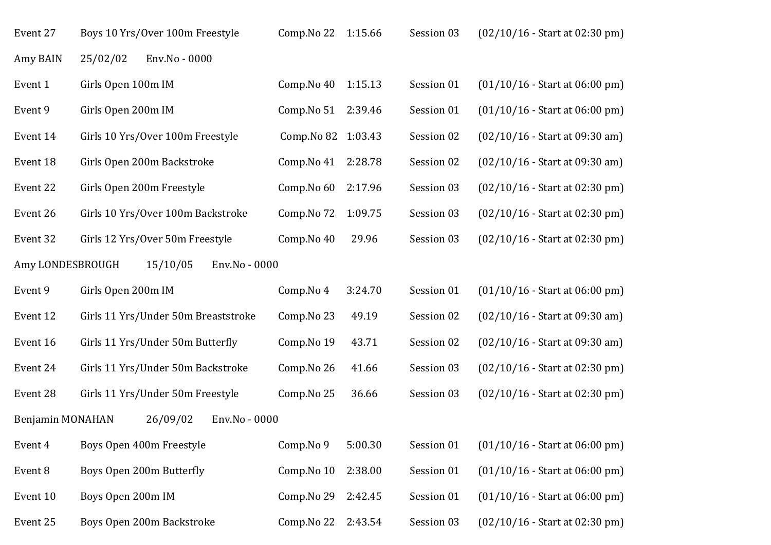Event 27 Boys 10 Yrs/Over 100m Freestyle Comp.No 22 1:15.66 Session 03 (02/10/16 - Start at 02:30 pm)

Amy BAIN 25/02/02 Env.No - 0000

Event 1 Girls Open 100m IM Comp.No 40 1:15.13 Session 01 (01/10/16 - Start at 06:00 pm)

Event 9 Girls Open 200m IM Comp.No 51 2:39.46 Session 01 (01/10/16 - Start at 06:00 pm)

Event 14 Girls 10 Yrs/Over 100m Freestyle Comp.No 82 1:03.43 Session 02 (02/10/16 - Start at 09:30 am)

Event 18 Girls Open 200m Backstroke Comp.No 41 2:28.78 Session 02 (02/10/16 - Start at 09:30 am)

Event 22 Girls Open 200m Freestyle Comp.No 60 2:17.96 Session 03 (02/10/16 - Start at 02:30 pm)

Event 26 Girls 10 Yrs/Over 100m Backstroke Comp.No 72 1:09.75 Session 03 (02/10/16 - Start at 02:30 pm)

Event 32 Girls 12 Yrs/Over 50m Freestyle Comp.No 40 29.96 Session 03 (02/10/16 - Start at 02:30 pm)

Amy LONDESBROUGH 15/10/05 Env.No - 0000

Event 9 Girls Open 200m IM Comp.No 4 3:24.70 Session 01 (01/10/16 - Start at 06:00 pm)

Event 12 Girls 11 Yrs/Under 50m Breaststroke Comp.No 23 49.19 Session 02 (02/10/16 - Start at 09:30 am)

Event 16 Girls 11 Yrs/Under 50m Butterfly Comp.No 19 43.71 Session 02 (02/10/16 - Start at 09:30 am)

Event 24 Girls 11 Yrs/Under 50m Backstroke Comp.No 26 41.66 Session 03 (02/10/16 - Start at 02:30 pm)

Event 28 Girls 11 Yrs/Under 50m Freestyle Comp.No 25 36.66 Session 03 (02/10/16 - Start at 02:30 pm)

Benjamin MONAHAN 26/09/02 Env.No - 0000

Event 4 Boys Open 400m Freestyle Comp.No 9 5:00.30 Session 01 (01/10/16 - Start at 06:00 pm)

Event 8 Boys Open 200m Butterfly Comp.No 10 2:38.00 Session 01 (01/10/16 - Start at 06:00 pm)

Event 10 Boys Open 200m IM Comp.No 29 2:42.45 Session 01 (01/10/16 - Start at 06:00 pm)

Event 25 Boys Open 200m Backstroke Comp.No 22 2:43.54 Session 03 (02/10/16 - Start at 02:30 pm)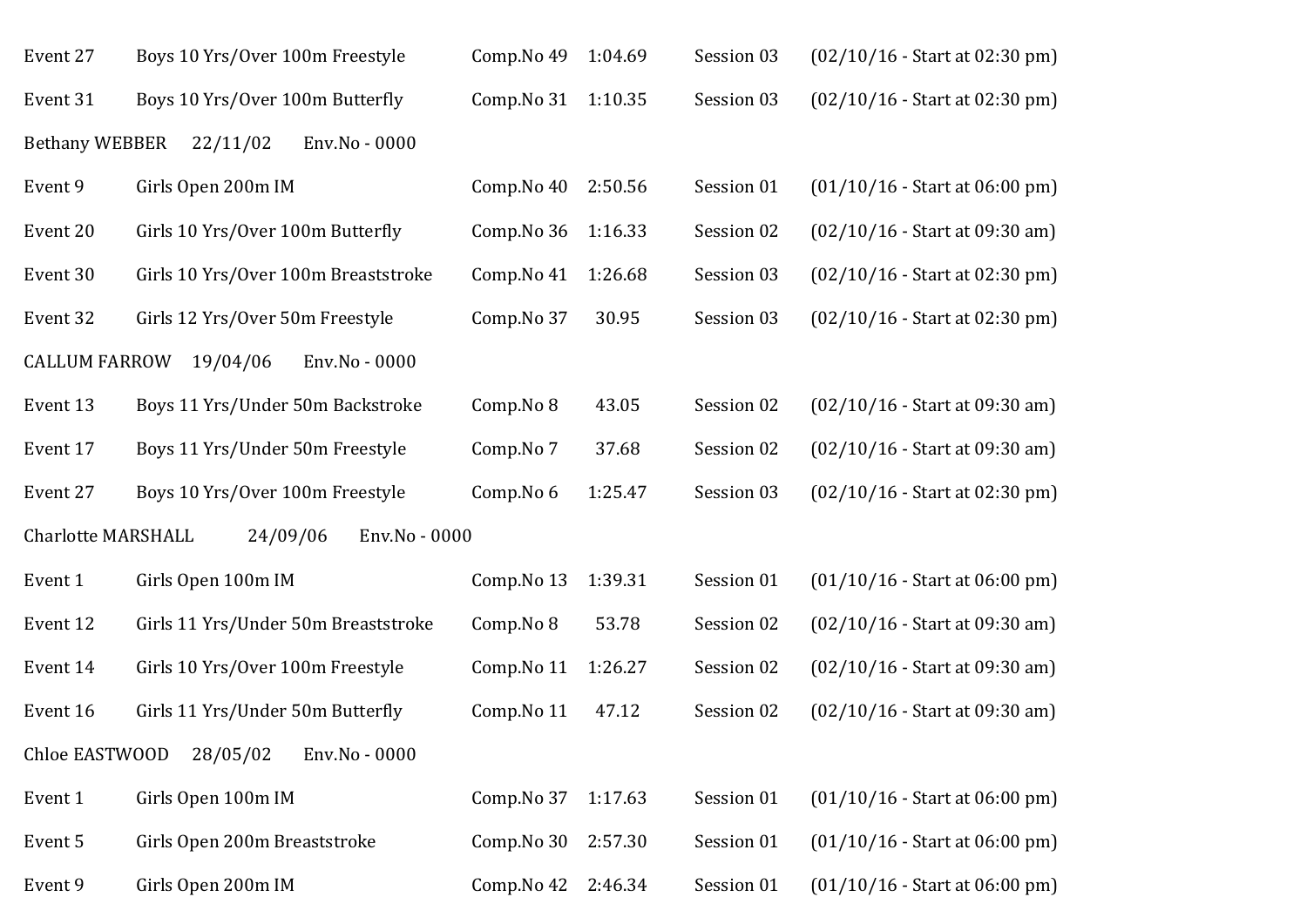Event 27 Boys 10 Yrs/Over 100m Freestyle Comp.No 49 1:04.69 Session 03 (02/10/16 - Start at 02:30 pm)

Event 31 Boys 10 Yrs/Over 100m Butterfly Comp.No 31 1:10.35 Session 03 (02/10/16 - Start at 02:30 pm)

Bethany WEBBER 22/11/02 Env.No - 0000

Event 9 Girls Open 200m IM Comp.No 40 2:50.56 Session 01 (01/10/16 - Start at 06:00 pm)

Event 20 Girls 10 Yrs/Over 100m Butterfly Comp.No 36 1:16.33 Session 02 (02/10/16 - Start at 09:30 am)

Event 30 Girls 10 Yrs/Over 100m Breaststroke Comp.No 41 1:26.68 Session 03 (02/10/16 - Start at 02:30 pm)

Event 32 Girls 12 Yrs/Over 50m Freestyle Comp.No 37 30.95 Session 03 (02/10/16 - Start at 02:30 pm)

CALLUM FARROW 19/04/06 Env.No - 0000

Event 13 Boys 11 Yrs/Under 50m Backstroke Comp.No 8 43.05 Session 02 (02/10/16 - Start at 09:30 am)

Event 17 Boys 11 Yrs/Under 50m Freestyle Comp.No 7 37.68 Session 02 (02/10/16 - Start at 09:30 am)

Event 27 Boys 10 Yrs/Over 100m Freestyle Comp.No 6 1:25.47 Session 03 (02/10/16 - Start at 02:30 pm)

Charlotte MARSHALL 24/09/06 Env.No - 0000

Event 1 Girls Open 100m IM Comp.No 13 1:39.31 Session 01 (01/10/16 - Start at 06:00 pm)

Event 12 Girls 11 Yrs/Under 50m Breaststroke Comp.No 8 53.78 Session 02 (02/10/16 - Start at 09:30 am)

Event 14 Girls 10 Yrs/Over 100m Freestyle Comp.No 11 1:26.27 Session 02 (02/10/16 - Start at 09:30 am)

Event 16 Girls 11 Yrs/Under 50m Butterfly Comp.No 11 47.12 Session 02 (02/10/16 - Start at 09:30 am)

Chloe EASTWOOD 28/05/02 Env.No - 0000

Event 1 Girls Open 100m IM Comp.No 37 1:17.63 Session 01 (01/10/16 - Start at 06:00 pm)

Event 5 Girls Open 200m Breaststroke Comp.No 30 2:57.30 Session 01 (01/10/16 - Start at 06:00 pm)

Event 9 Girls Open 200m IM Comp.No 42 2:46.34 Session 01 (01/10/16 - Start at 06:00 pm)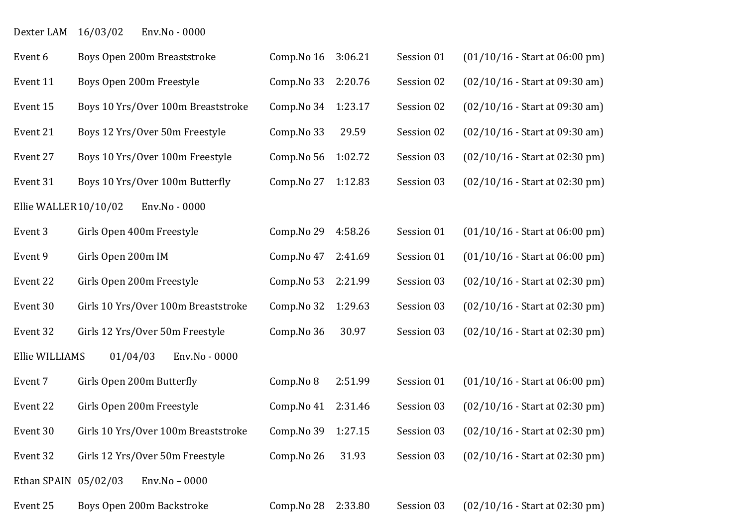Dexter LAM 16/03/02 Env.No - 0000

| | | | | | |
|---|---|---|---|---|---|
| Event 6 | Boys Open 200m Breaststroke | Comp.No 16 | 3:06.21 | Session 01 | (01/10/16 - Start at 06:00 pm) |
| Event 11 | Boys Open 200m Freestyle | Comp.No 33 | 2:20.76 | Session 02 | (02/10/16 - Start at 09:30 am) |
| Event 15 | Boys 10 Yrs/Over 100m Breaststroke | Comp.No 34 | 1:23.17 | Session 02 | (02/10/16 - Start at 09:30 am) |
| Event 21 | Boys 12 Yrs/Over 50m Freestyle | Comp.No 33 | 29.59 | Session 02 | (02/10/16 - Start at 09:30 am) |
| Event 27 | Boys 10 Yrs/Over 100m Freestyle | Comp.No 56 | 1:02.72 | Session 03 | (02/10/16 - Start at 02:30 pm) |
| Event 31 | Boys 10 Yrs/Over 100m Butterfly | Comp.No 27 | 1:12.83 | Session 03 | (02/10/16 - Start at 02:30 pm) |

Ellie WALLER 10/10/02 Env.No - 0000

| | | | | | |
|---|---|---|---|---|---|
| Event 3 | Girls Open 400m Freestyle | Comp.No 29 | 4:58.26 | Session 01 | (01/10/16 - Start at 06:00 pm) |
| Event 9 | Girls Open 200m IM | Comp.No 47 | 2:41.69 | Session 01 | (01/10/16 - Start at 06:00 pm) |
| Event 22 | Girls Open 200m Freestyle | Comp.No 53 | 2:21.99 | Session 03 | (02/10/16 - Start at 02:30 pm) |
| Event 30 | Girls 10 Yrs/Over 100m Breaststroke | Comp.No 32 | 1:29.63 | Session 03 | (02/10/16 - Start at 02:30 pm) |
| Event 32 | Girls 12 Yrs/Over 50m Freestyle | Comp.No 36 | 30.97 | Session 03 | (02/10/16 - Start at 02:30 pm) |

Ellie WILLIAMS 01/04/03 Env.No - 0000

| | | | | | |
|---|---|---|---|---|---|
| Event 7 | Girls Open 200m Butterfly | Comp.No 8 | 2:51.99 | Session 01 | (01/10/16 - Start at 06:00 pm) |
| Event 22 | Girls Open 200m Freestyle | Comp.No 41 | 2:31.46 | Session 03 | (02/10/16 - Start at 02:30 pm) |
| Event 30 | Girls 10 Yrs/Over 100m Breaststroke | Comp.No 39 | 1:27.15 | Session 03 | (02/10/16 - Start at 02:30 pm) |
| Event 32 | Girls 12 Yrs/Over 50m Freestyle | Comp.No 26 | 31.93 | Session 03 | (02/10/16 - Start at 02:30 pm) |

Ethan SPAIN 05/02/03 Env.No – 0000

| | | | | | |
|---|---|---|---|---|---|
| Event 25 | Boys Open 200m Backstroke | Comp.No 28 | 2:33.80 | Session 03 | (02/10/16 - Start at 02:30 pm) |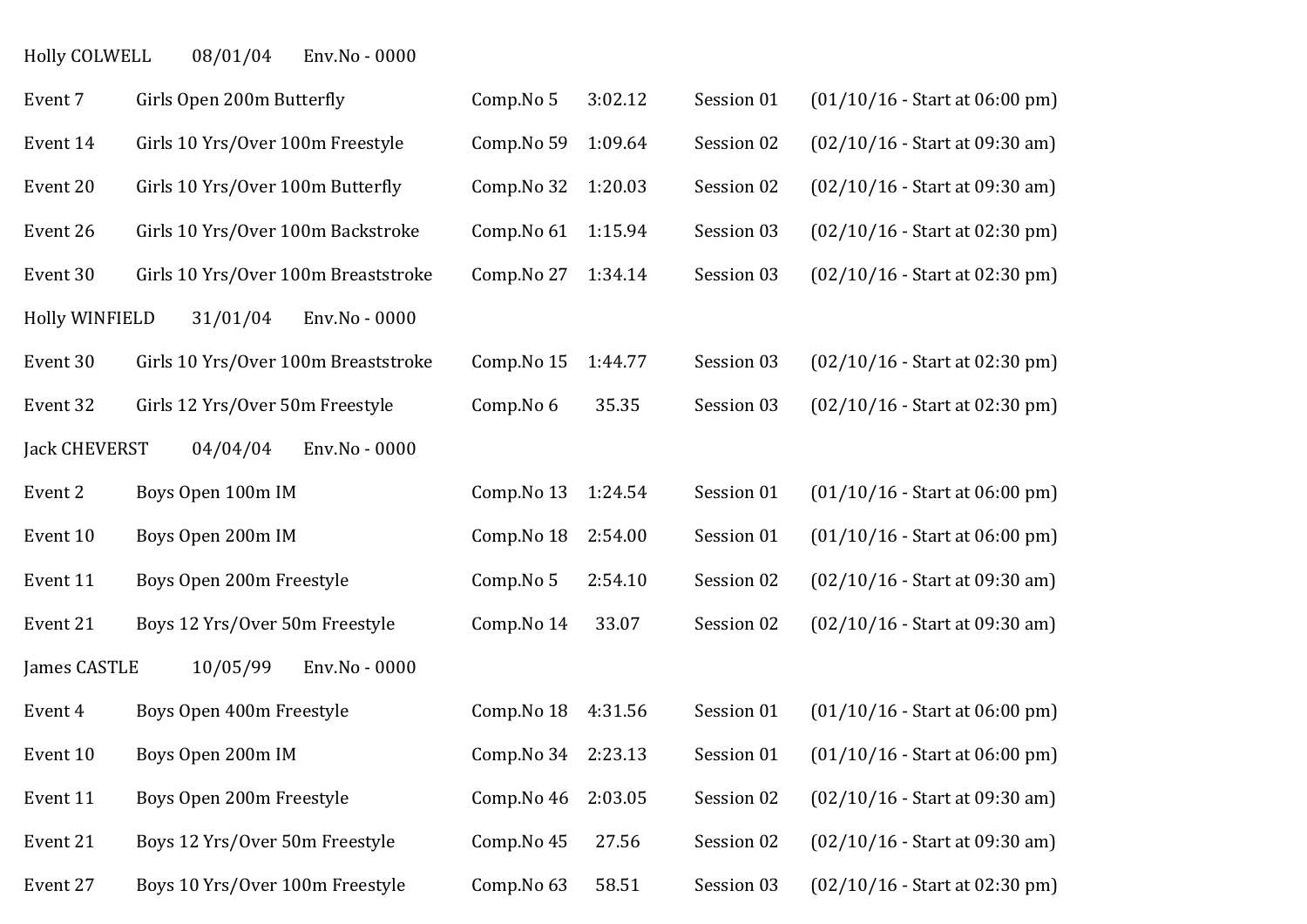Holly COLWELL 08/01/04 Env.No - 0000

| | | | | | |
|---|---|---|---|---|---|
| Event 7 | Girls Open 200m Butterfly | Comp.No 5 | 3:02.12 | Session 01 | (01/10/16 - Start at 06:00 pm) |
| Event 14 | Girls 10 Yrs/Over 100m Freestyle | Comp.No 59 | 1:09.64 | Session 02 | (02/10/16 - Start at 09:30 am) |
| Event 20 | Girls 10 Yrs/Over 100m Butterfly | Comp.No 32 | 1:20.03 | Session 02 | (02/10/16 - Start at 09:30 am) |
| Event 26 | Girls 10 Yrs/Over 100m Backstroke | Comp.No 61 | 1:15.94 | Session 03 | (02/10/16 - Start at 02:30 pm) |
| Event 30 | Girls 10 Yrs/Over 100m Breaststroke | Comp.No 27 | 1:34.14 | Session 03 | (02/10/16 - Start at 02:30 pm) |

Holly WINFIELD 31/01/04 Env.No - 0000

| | | | | | |
|---|---|---|---|---|---|
| Event 30 | Girls 10 Yrs/Over 100m Breaststroke | Comp.No 15 | 1:44.77 | Session 03 | (02/10/16 - Start at 02:30 pm) |
| Event 32 | Girls 12 Yrs/Over 50m Freestyle | Comp.No 6 | 35.35 | Session 03 | (02/10/16 - Start at 02:30 pm) |

Jack CHEVERST 04/04/04 Env.No - 0000

| | | | | | |
|---|---|---|---|---|---|
| Event 2 | Boys Open 100m IM | Comp.No 13 | 1:24.54 | Session 01 | (01/10/16 - Start at 06:00 pm) |
| Event 10 | Boys Open 200m IM | Comp.No 18 | 2:54.00 | Session 01 | (01/10/16 - Start at 06:00 pm) |
| Event 11 | Boys Open 200m Freestyle | Comp.No 5 | 2:54.10 | Session 02 | (02/10/16 - Start at 09:30 am) |
| Event 21 | Boys 12 Yrs/Over 50m Freestyle | Comp.No 14 | 33.07 | Session 02 | (02/10/16 - Start at 09:30 am) |

James CASTLE 10/05/99 Env.No - 0000

| | | | | | |
|---|---|---|---|---|---|
| Event 4 | Boys Open 400m Freestyle | Comp.No 18 | 4:31.56 | Session 01 | (01/10/16 - Start at 06:00 pm) |
| Event 10 | Boys Open 200m IM | Comp.No 34 | 2:23.13 | Session 01 | (01/10/16 - Start at 06:00 pm) |
| Event 11 | Boys Open 200m Freestyle | Comp.No 46 | 2:03.05 | Session 02 | (02/10/16 - Start at 09:30 am) |
| Event 21 | Boys 12 Yrs/Over 50m Freestyle | Comp.No 45 | 27.56 | Session 02 | (02/10/16 - Start at 09:30 am) |
| Event 27 | Boys 10 Yrs/Over 100m Freestyle | Comp.No 63 | 58.51 | Session 03 | (02/10/16 - Start at 02:30 pm) |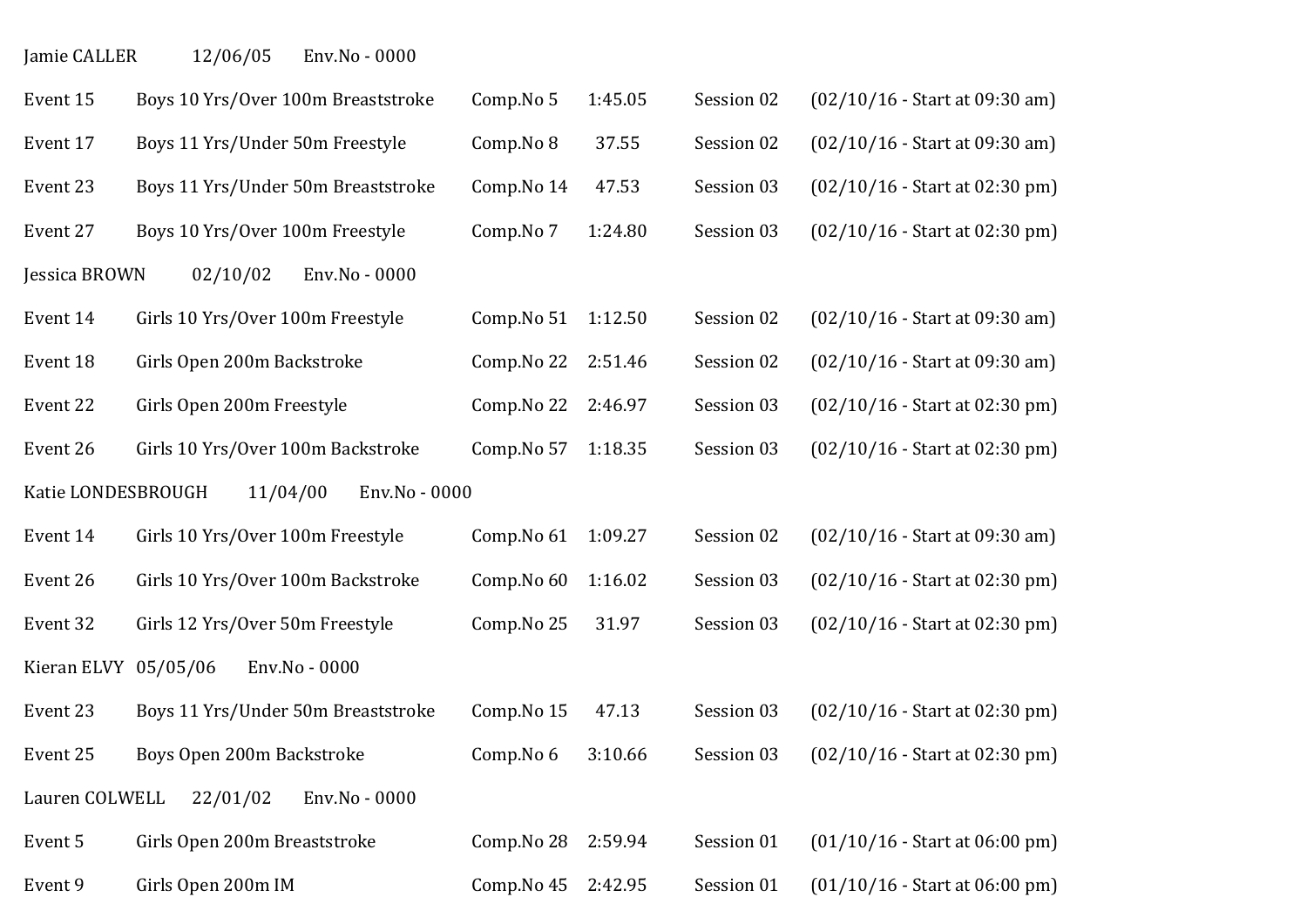Jamie CALLER 12/06/05 Env.No - 0000

| | | | | | |
|---|---|---|---|---|---|
| Event 15 | Boys 10 Yrs/Over 100m Breaststroke | Comp.No 5 | 1:45.05 | Session 02 | (02/10/16 - Start at 09:30 am) |
| Event 17 | Boys 11 Yrs/Under 50m Freestyle | Comp.No 8 | 37.55 | Session 02 | (02/10/16 - Start at 09:30 am) |
| Event 23 | Boys 11 Yrs/Under 50m Breaststroke | Comp.No 14 | 47.53 | Session 03 | (02/10/16 - Start at 02:30 pm) |
| Event 27 | Boys 10 Yrs/Over 100m Freestyle | Comp.No 7 | 1:24.80 | Session 03 | (02/10/16 - Start at 02:30 pm) |

Jessica BROWN 02/10/02 Env.No - 0000

| | | | | | |
|---|---|---|---|---|---|
| Event 14 | Girls 10 Yrs/Over 100m Freestyle | Comp.No 51 | 1:12.50 | Session 02 | (02/10/16 - Start at 09:30 am) |
| Event 18 | Girls Open 200m Backstroke | Comp.No 22 | 2:51.46 | Session 02 | (02/10/16 - Start at 09:30 am) |
| Event 22 | Girls Open 200m Freestyle | Comp.No 22 | 2:46.97 | Session 03 | (02/10/16 - Start at 02:30 pm) |
| Event 26 | Girls 10 Yrs/Over 100m Backstroke | Comp.No 57 | 1:18.35 | Session 03 | (02/10/16 - Start at 02:30 pm) |

Katie LONDESBROUGH 11/04/00 Env.No - 0000

| | | | | | |
|---|---|---|---|---|---|
| Event 14 | Girls 10 Yrs/Over 100m Freestyle | Comp.No 61 | 1:09.27 | Session 02 | (02/10/16 - Start at 09:30 am) |
| Event 26 | Girls 10 Yrs/Over 100m Backstroke | Comp.No 60 | 1:16.02 | Session 03 | (02/10/16 - Start at 02:30 pm) |
| Event 32 | Girls 12 Yrs/Over 50m Freestyle | Comp.No 25 | 31.97 | Session 03 | (02/10/16 - Start at 02:30 pm) |

Kieran ELVY 05/05/06 Env.No - 0000

| | | | | | |
|---|---|---|---|---|---|
| Event 23 | Boys 11 Yrs/Under 50m Breaststroke | Comp.No 15 | 47.13 | Session 03 | (02/10/16 - Start at 02:30 pm) |
| Event 25 | Boys Open 200m Backstroke | Comp.No 6 | 3:10.66 | Session 03 | (02/10/16 - Start at 02:30 pm) |

Lauren COLWELL 22/01/02 Env.No - 0000

| | | | | | |
|---|---|---|---|---|---|
| Event 5 | Girls Open 200m Breaststroke | Comp.No 28 | 2:59.94 | Session 01 | (01/10/16 - Start at 06:00 pm) |
| Event 9 | Girls Open 200m IM | Comp.No 45 | 2:42.95 | Session 01 | (01/10/16 - Start at 06:00 pm) |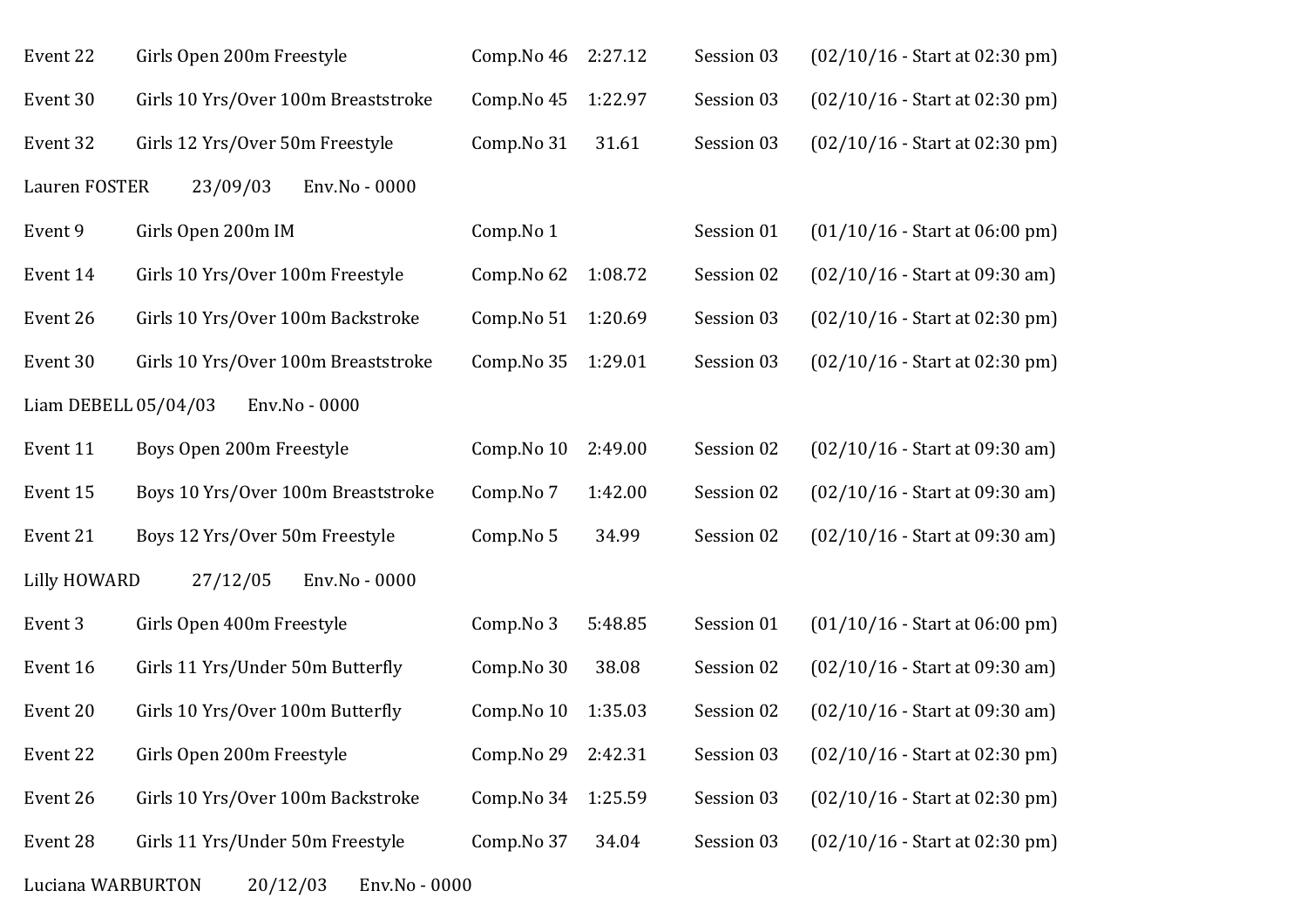| | | | | | |
|---|---|---|---|---|---|
| Event 22 | Girls Open 200m Freestyle | Comp.No 46 | 2:27.12 | Session 03 | (02/10/16 - Start at 02:30 pm) |
| Event 30 | Girls 10 Yrs/Over 100m Breaststroke | Comp.No 45 | 1:22.97 | Session 03 | (02/10/16 - Start at 02:30 pm) |
| Event 32 | Girls 12 Yrs/Over 50m Freestyle | Comp.No 31 | 31.61 | Session 03 | (02/10/16 - Start at 02:30 pm) |

Lauren FOSTER 23/09/03 Env.No - 0000

| | | | | | |
|---|---|---|---|---|---|
| Event 9 | Girls Open 200m IM | Comp.No 1 | | Session 01 | (01/10/16 - Start at 06:00 pm) |
| Event 14 | Girls 10 Yrs/Over 100m Freestyle | Comp.No 62 | 1:08.72 | Session 02 | (02/10/16 - Start at 09:30 am) |
| Event 26 | Girls 10 Yrs/Over 100m Backstroke | Comp.No 51 | 1:20.69 | Session 03 | (02/10/16 - Start at 02:30 pm) |
| Event 30 | Girls 10 Yrs/Over 100m Breaststroke | Comp.No 35 | 1:29.01 | Session 03 | (02/10/16 - Start at 02:30 pm) |

Liam DEBELL 05/04/03 Env.No - 0000

| | | | | | |
|---|---|---|---|---|---|
| Event 11 | Boys Open 200m Freestyle | Comp.No 10 | 2:49.00 | Session 02 | (02/10/16 - Start at 09:30 am) |
| Event 15 | Boys 10 Yrs/Over 100m Breaststroke | Comp.No 7 | 1:42.00 | Session 02 | (02/10/16 - Start at 09:30 am) |
| Event 21 | Boys 12 Yrs/Over 50m Freestyle | Comp.No 5 | 34.99 | Session 02 | (02/10/16 - Start at 09:30 am) |

Lilly HOWARD 27/12/05 Env.No - 0000

| | | | | | |
|---|---|---|---|---|---|
| Event 3 | Girls Open 400m Freestyle | Comp.No 3 | 5:48.85 | Session 01 | (01/10/16 - Start at 06:00 pm) |
| Event 16 | Girls 11 Yrs/Under 50m Butterfly | Comp.No 30 | 38.08 | Session 02 | (02/10/16 - Start at 09:30 am) |
| Event 20 | Girls 10 Yrs/Over 100m Butterfly | Comp.No 10 | 1:35.03 | Session 02 | (02/10/16 - Start at 09:30 am) |
| Event 22 | Girls Open 200m Freestyle | Comp.No 29 | 2:42.31 | Session 03 | (02/10/16 - Start at 02:30 pm) |
| Event 26 | Girls 10 Yrs/Over 100m Backstroke | Comp.No 34 | 1:25.59 | Session 03 | (02/10/16 - Start at 02:30 pm) |
| Event 28 | Girls 11 Yrs/Under 50m Freestyle | Comp.No 37 | 34.04 | Session 03 | (02/10/16 - Start at 02:30 pm) |

Luciana WARBURTON 20/12/03 Env.No - 0000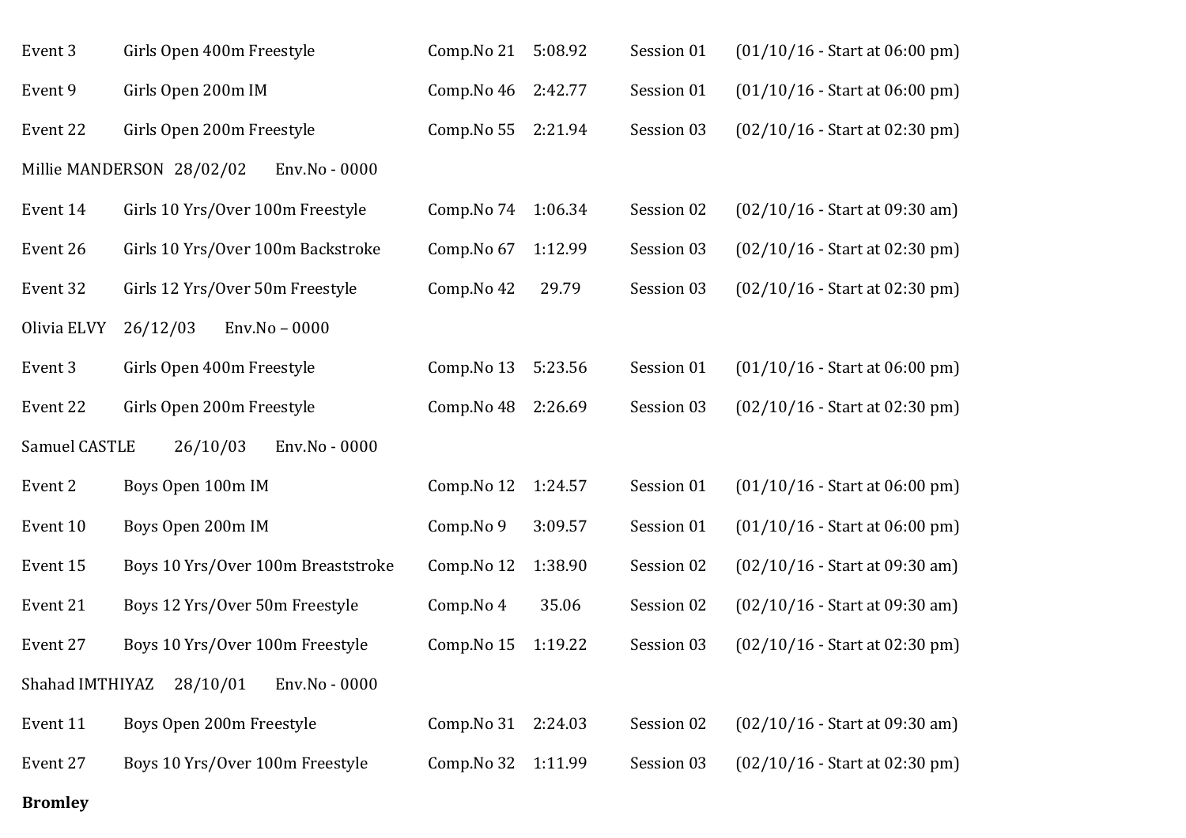Event 3 Girls Open 400m Freestyle Comp.No 21 5:08.92 Session 01 (01/10/16 - Start at 06:00 pm)

Event 9 Girls Open 200m IM Comp.No 46 2:42.77 Session 01 (01/10/16 - Start at 06:00 pm)

Event 22 Girls Open 200m Freestyle Comp.No 55 2:21.94 Session 03 (02/10/16 - Start at 02:30 pm)

Millie MANDERSON 28/02/02 Env.No - 0000

Event 14 Girls 10 Yrs/Over 100m Freestyle Comp.No 74 1:06.34 Session 02 (02/10/16 - Start at 09:30 am)

Event 26 Girls 10 Yrs/Over 100m Backstroke Comp.No 67 1:12.99 Session 03 (02/10/16 - Start at 02:30 pm)

Event 32 Girls 12 Yrs/Over 50m Freestyle Comp.No 42 29.79 Session 03 (02/10/16 - Start at 02:30 pm)

Olivia ELVY 26/12/03 Env.No – 0000

Event 3 Girls Open 400m Freestyle Comp.No 13 5:23.56 Session 01 (01/10/16 - Start at 06:00 pm)

Event 22 Girls Open 200m Freestyle Comp.No 48 2:26.69 Session 03 (02/10/16 - Start at 02:30 pm)

Samuel CASTLE 26/10/03 Env.No - 0000

Event 2 Boys Open 100m IM Comp.No 12 1:24.57 Session 01 (01/10/16 - Start at 06:00 pm)

Event 10 Boys Open 200m IM Comp.No 9 3:09.57 Session 01 (01/10/16 - Start at 06:00 pm)

Event 15 Boys 10 Yrs/Over 100m Breaststroke Comp.No 12 1:38.90 Session 02 (02/10/16 - Start at 09:30 am)

Event 21 Boys 12 Yrs/Over 50m Freestyle Comp.No 4 35.06 Session 02 (02/10/16 - Start at 09:30 am)

Event 27 Boys 10 Yrs/Over 100m Freestyle Comp.No 15 1:19.22 Session 03 (02/10/16 - Start at 02:30 pm)

Shahad IMTHIYAZ 28/10/01 Env.No - 0000

Event 11 Boys Open 200m Freestyle Comp.No 31 2:24.03 Session 02 (02/10/16 - Start at 09:30 am)

Event 27 Boys 10 Yrs/Over 100m Freestyle Comp.No 32 1:11.99 Session 03 (02/10/16 - Start at 02:30 pm)

**Bromley**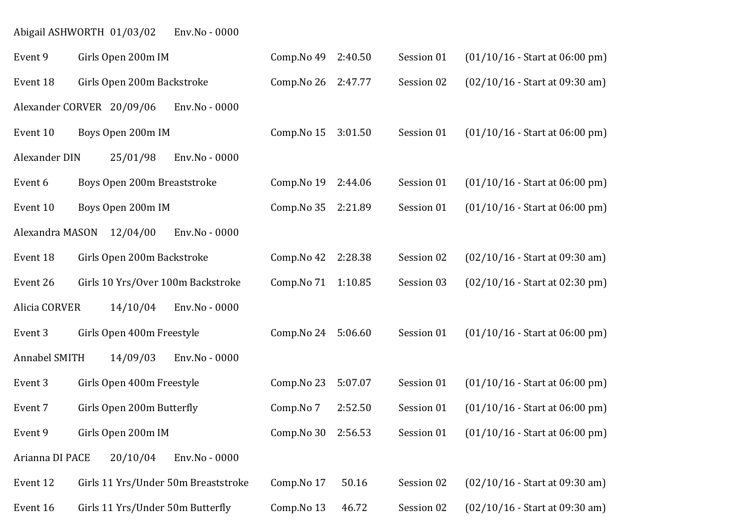Abigail ASHWORTH 01/03/02 Env.No - 0000

Event 9 Girls Open 200m IM Comp.No 49 2:40.50 Session 01 (01/10/16 - Start at 06:00 pm)

Event 18 Girls Open 200m Backstroke Comp.No 26 2:47.77 Session 02 (02/10/16 - Start at 09:30 am)

Alexander CORVER 20/09/06 Env.No - 0000

Event 10 Boys Open 200m IM Comp.No 15 3:01.50 Session 01 (01/10/16 - Start at 06:00 pm)

Alexander DIN 25/01/98 Env.No - 0000

Event 6 Boys Open 200m Breaststroke Comp.No 19 2:44.06 Session 01 (01/10/16 - Start at 06:00 pm)

Event 10 Boys Open 200m IM Comp.No 35 2:21.89 Session 01 (01/10/16 - Start at 06:00 pm)

Alexandra MASON 12/04/00 Env.No - 0000

Event 18 Girls Open 200m Backstroke Comp.No 42 2:28.38 Session 02 (02/10/16 - Start at 09:30 am)

Event 26 Girls 10 Yrs/Over 100m Backstroke Comp.No 71 1:10.85 Session 03 (02/10/16 - Start at 02:30 pm)

Alicia CORVER 14/10/04 Env.No - 0000

Event 3 Girls Open 400m Freestyle Comp.No 24 5:06.60 Session 01 (01/10/16 - Start at 06:00 pm)

Annabel SMITH 14/09/03 Env.No - 0000

Event 3 Girls Open 400m Freestyle Comp.No 23 5:07.07 Session 01 (01/10/16 - Start at 06:00 pm)

Event 7 Girls Open 200m Butterfly Comp.No 7 2:52.50 Session 01 (01/10/16 - Start at 06:00 pm)

Event 9 Girls Open 200m IM Comp.No 30 2:56.53 Session 01 (01/10/16 - Start at 06:00 pm)

Arianna DI PACE 20/10/04 Env.No - 0000

Event 12 Girls 11 Yrs/Under 50m Breaststroke Comp.No 17 50.16 Session 02 (02/10/16 - Start at 09:30 am)

Event 16 Girls 11 Yrs/Under 50m Butterfly Comp.No 13 46.72 Session 02 (02/10/16 - Start at 09:30 am)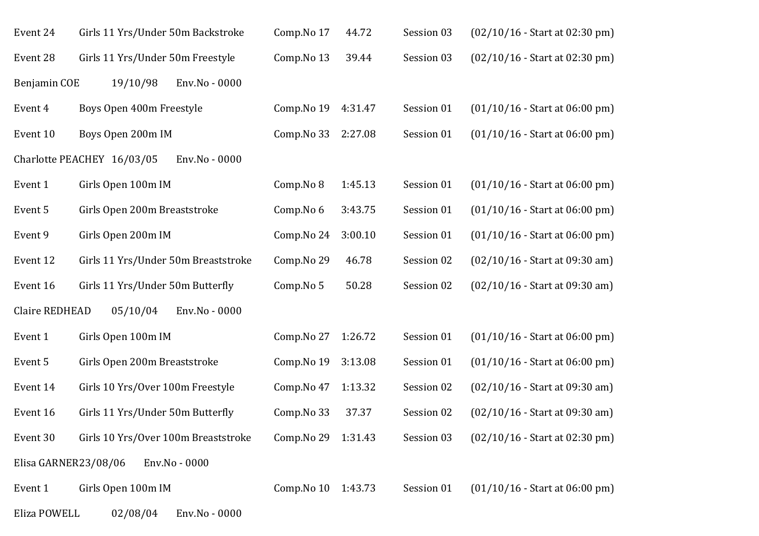Event 24 Girls 11 Yrs/Under 50m Backstroke Comp.No 17 44.72 Session 03 (02/10/16 - Start at 02:30 pm)

Event 28 Girls 11 Yrs/Under 50m Freestyle Comp.No 13 39.44 Session 03 (02/10/16 - Start at 02:30 pm)

Benjamin COE 19/10/98 Env.No - 0000

Event 4 Boys Open 400m Freestyle Comp.No 19 4:31.47 Session 01 (01/10/16 - Start at 06:00 pm)

Event 10 Boys Open 200m IM Comp.No 33 2:27.08 Session 01 (01/10/16 - Start at 06:00 pm)

Charlotte PEACHEY 16/03/05 Env.No - 0000

Event 1 Girls Open 100m IM Comp.No 8 1:45.13 Session 01 (01/10/16 - Start at 06:00 pm)

Event 5 Girls Open 200m Breaststroke Comp.No 6 3:43.75 Session 01 (01/10/16 - Start at 06:00 pm)

Event 9 Girls Open 200m IM Comp.No 24 3:00.10 Session 01 (01/10/16 - Start at 06:00 pm)

Event 12 Girls 11 Yrs/Under 50m Breaststroke Comp.No 29 46.78 Session 02 (02/10/16 - Start at 09:30 am)

Event 16 Girls 11 Yrs/Under 50m Butterfly Comp.No 5 50.28 Session 02 (02/10/16 - Start at 09:30 am)

Claire REDHEAD 05/10/04 Env.No - 0000

Event 1 Girls Open 100m IM Comp.No 27 1:26.72 Session 01 (01/10/16 - Start at 06:00 pm)

Event 5 Girls Open 200m Breaststroke Comp.No 19 3:13.08 Session 01 (01/10/16 - Start at 06:00 pm)

Event 14 Girls 10 Yrs/Over 100m Freestyle Comp.No 47 1:13.32 Session 02 (02/10/16 - Start at 09:30 am)

Event 16 Girls 11 Yrs/Under 50m Butterfly Comp.No 33 37.37 Session 02 (02/10/16 - Start at 09:30 am)

Event 30 Girls 10 Yrs/Over 100m Breaststroke Comp.No 29 1:31.43 Session 03 (02/10/16 - Start at 02:30 pm)

Elisa GARNER23/08/06 Env.No - 0000

Event 1 Girls Open 100m IM Comp.No 10 1:43.73 Session 01 (01/10/16 - Start at 06:00 pm)

Eliza POWELL 02/08/04 Env.No - 0000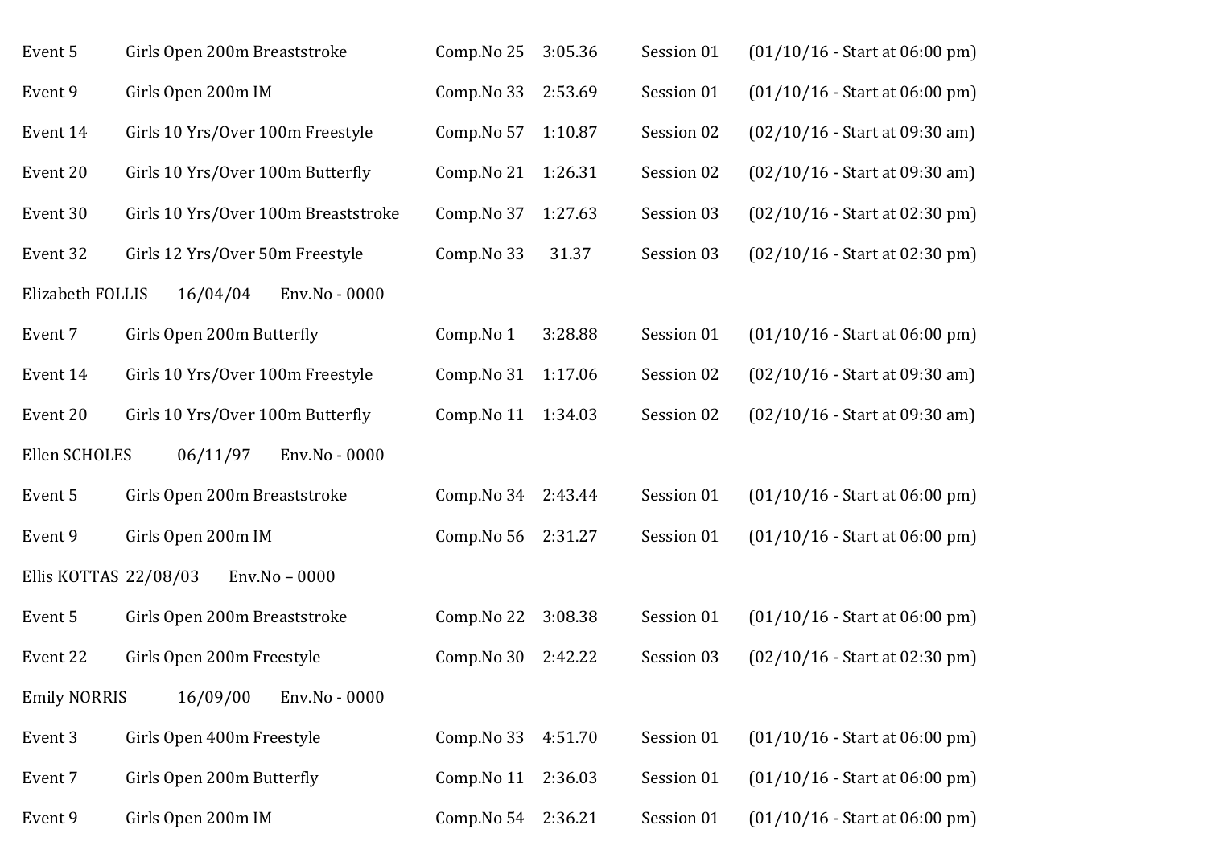Event 5 Girls Open 200m Breaststroke Comp.No 25 3:05.36 Session 01 (01/10/16 - Start at 06:00 pm)

Event 9 Girls Open 200m IM Comp.No 33 2:53.69 Session 01 (01/10/16 - Start at 06:00 pm)

Event 14 Girls 10 Yrs/Over 100m Freestyle Comp.No 57 1:10.87 Session 02 (02/10/16 - Start at 09:30 am)

Event 20 Girls 10 Yrs/Over 100m Butterfly Comp.No 21 1:26.31 Session 02 (02/10/16 - Start at 09:30 am)

Event 30 Girls 10 Yrs/Over 100m Breaststroke Comp.No 37 1:27.63 Session 03 (02/10/16 - Start at 02:30 pm)

Event 32 Girls 12 Yrs/Over 50m Freestyle Comp.No 33 31.37 Session 03 (02/10/16 - Start at 02:30 pm)

Elizabeth FOLLIS 16/04/04 Env.No - 0000

Event 7 Girls Open 200m Butterfly Comp.No 1 3:28.88 Session 01 (01/10/16 - Start at 06:00 pm)

Event 14 Girls 10 Yrs/Over 100m Freestyle Comp.No 31 1:17.06 Session 02 (02/10/16 - Start at 09:30 am)

Event 20 Girls 10 Yrs/Over 100m Butterfly Comp.No 11 1:34.03 Session 02 (02/10/16 - Start at 09:30 am)

Ellen SCHOLES 06/11/97 Env.No - 0000

Event 5 Girls Open 200m Breaststroke Comp.No 34 2:43.44 Session 01 (01/10/16 - Start at 06:00 pm)

Event 9 Girls Open 200m IM Comp.No 56 2:31.27 Session 01 (01/10/16 - Start at 06:00 pm)

Ellis KOTTAS 22/08/03 Env.No – 0000

Event 5 Girls Open 200m Breaststroke Comp.No 22 3:08.38 Session 01 (01/10/16 - Start at 06:00 pm)

Event 22 Girls Open 200m Freestyle Comp.No 30 2:42.22 Session 03 (02/10/16 - Start at 02:30 pm)

Emily NORRIS 16/09/00 Env.No - 0000

Event 3 Girls Open 400m Freestyle Comp.No 33 4:51.70 Session 01 (01/10/16 - Start at 06:00 pm)

Event 7 Girls Open 200m Butterfly Comp.No 11 2:36.03 Session 01 (01/10/16 - Start at 06:00 pm)

Event 9 Girls Open 200m IM Comp.No 54 2:36.21 Session 01 (01/10/16 - Start at 06:00 pm)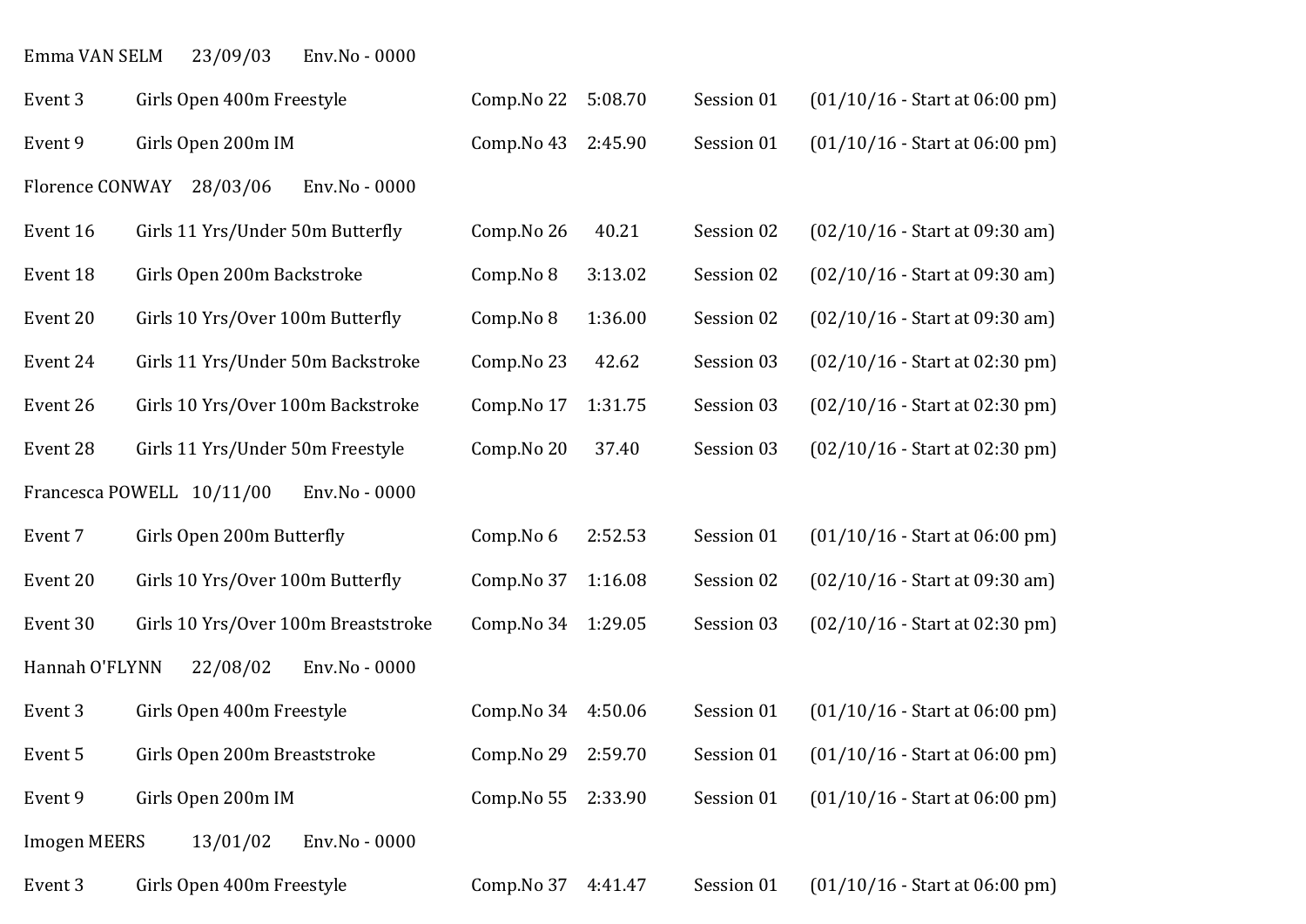Emma VAN SELM 23/09/03 Env.No - 0000

Event 3 Girls Open 400m Freestyle Comp.No 22 5:08.70 Session 01 (01/10/16 - Start at 06:00 pm)

Event 9 Girls Open 200m IM Comp.No 43 2:45.90 Session 01 (01/10/16 - Start at 06:00 pm)

Florence CONWAY 28/03/06 Env.No - 0000

Event 16 Girls 11 Yrs/Under 50m Butterfly Comp.No 26 40.21 Session 02 (02/10/16 - Start at 09:30 am)

Event 18 Girls Open 200m Backstroke Comp.No 8 3:13.02 Session 02 (02/10/16 - Start at 09:30 am)

Event 20 Girls 10 Yrs/Over 100m Butterfly Comp.No 8 1:36.00 Session 02 (02/10/16 - Start at 09:30 am)

Event 24 Girls 11 Yrs/Under 50m Backstroke Comp.No 23 42.62 Session 03 (02/10/16 - Start at 02:30 pm)

Event 26 Girls 10 Yrs/Over 100m Backstroke Comp.No 17 1:31.75 Session 03 (02/10/16 - Start at 02:30 pm)

Event 28 Girls 11 Yrs/Under 50m Freestyle Comp.No 20 37.40 Session 03 (02/10/16 - Start at 02:30 pm)

Francesca POWELL 10/11/00 Env.No - 0000

Event 7 Girls Open 200m Butterfly Comp.No 6 2:52.53 Session 01 (01/10/16 - Start at 06:00 pm)

Event 20 Girls 10 Yrs/Over 100m Butterfly Comp.No 37 1:16.08 Session 02 (02/10/16 - Start at 09:30 am)

Event 30 Girls 10 Yrs/Over 100m Breaststroke Comp.No 34 1:29.05 Session 03 (02/10/16 - Start at 02:30 pm)

Hannah O'FLYNN 22/08/02 Env.No - 0000

Event 3 Girls Open 400m Freestyle Comp.No 34 4:50.06 Session 01 (01/10/16 - Start at 06:00 pm)

Event 5 Girls Open 200m Breaststroke Comp.No 29 2:59.70 Session 01 (01/10/16 - Start at 06:00 pm)

Event 9 Girls Open 200m IM Comp.No 55 2:33.90 Session 01 (01/10/16 - Start at 06:00 pm)

Imogen MEERS 13/01/02 Env.No - 0000

Event 3 Girls Open 400m Freestyle Comp.No 37 4:41.47 Session 01 (01/10/16 - Start at 06:00 pm)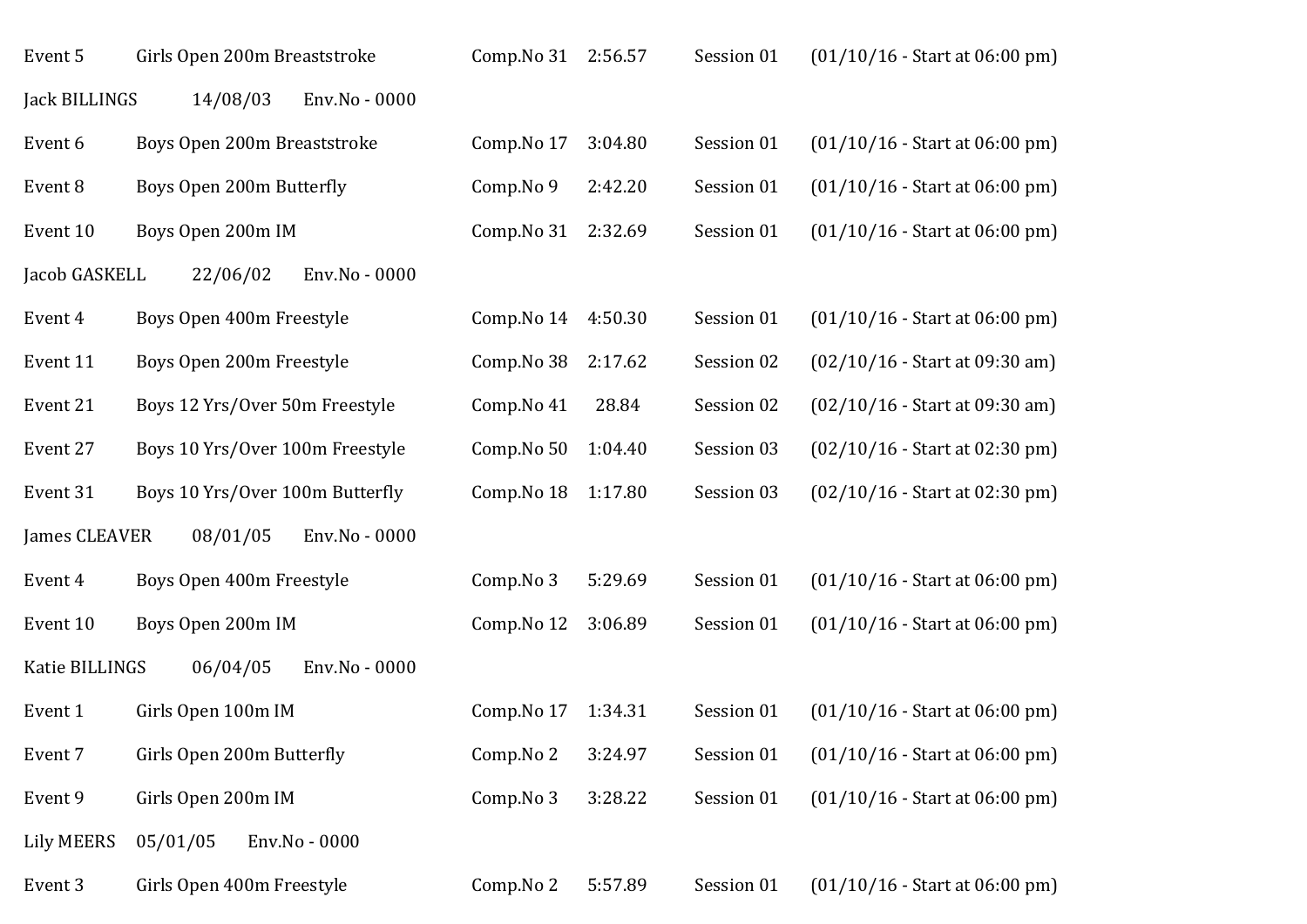Event 5 Girls Open 200m Breaststroke Comp.No 31 2:56.57 Session 01 (01/10/16 - Start at 06:00 pm)

Jack BILLINGS 14/08/03 Env.No - 0000

Event 6 Boys Open 200m Breaststroke Comp.No 17 3:04.80 Session 01 (01/10/16 - Start at 06:00 pm)

Event 8 Boys Open 200m Butterfly Comp.No 9 2:42.20 Session 01 (01/10/16 - Start at 06:00 pm)

Event 10 Boys Open 200m IM Comp.No 31 2:32.69 Session 01 (01/10/16 - Start at 06:00 pm)

Jacob GASKELL 22/06/02 Env.No - 0000

Event 4 Boys Open 400m Freestyle Comp.No 14 4:50.30 Session 01 (01/10/16 - Start at 06:00 pm)

Event 11 Boys Open 200m Freestyle Comp.No 38 2:17.62 Session 02 (02/10/16 - Start at 09:30 am)

Event 21 Boys 12 Yrs/Over 50m Freestyle Comp.No 41 28.84 Session 02 (02/10/16 - Start at 09:30 am)

Event 27 Boys 10 Yrs/Over 100m Freestyle Comp.No 50 1:04.40 Session 03 (02/10/16 - Start at 02:30 pm)

Event 31 Boys 10 Yrs/Over 100m Butterfly Comp.No 18 1:17.80 Session 03 (02/10/16 - Start at 02:30 pm)

James CLEAVER 08/01/05 Env.No - 0000

Event 4 Boys Open 400m Freestyle Comp.No 3 5:29.69 Session 01 (01/10/16 - Start at 06:00 pm)

Event 10 Boys Open 200m IM Comp.No 12 3:06.89 Session 01 (01/10/16 - Start at 06:00 pm)

Katie BILLINGS 06/04/05 Env.No - 0000

Event 1 Girls Open 100m IM Comp.No 17 1:34.31 Session 01 (01/10/16 - Start at 06:00 pm)

Event 7 Girls Open 200m Butterfly Comp.No 2 3:24.97 Session 01 (01/10/16 - Start at 06:00 pm)

Event 9 Girls Open 200m IM Comp.No 3 3:28.22 Session 01 (01/10/16 - Start at 06:00 pm)

Lily MEERS 05/01/05 Env.No - 0000

Event 3 Girls Open 400m Freestyle Comp.No 2 5:57.89 Session 01 (01/10/16 - Start at 06:00 pm)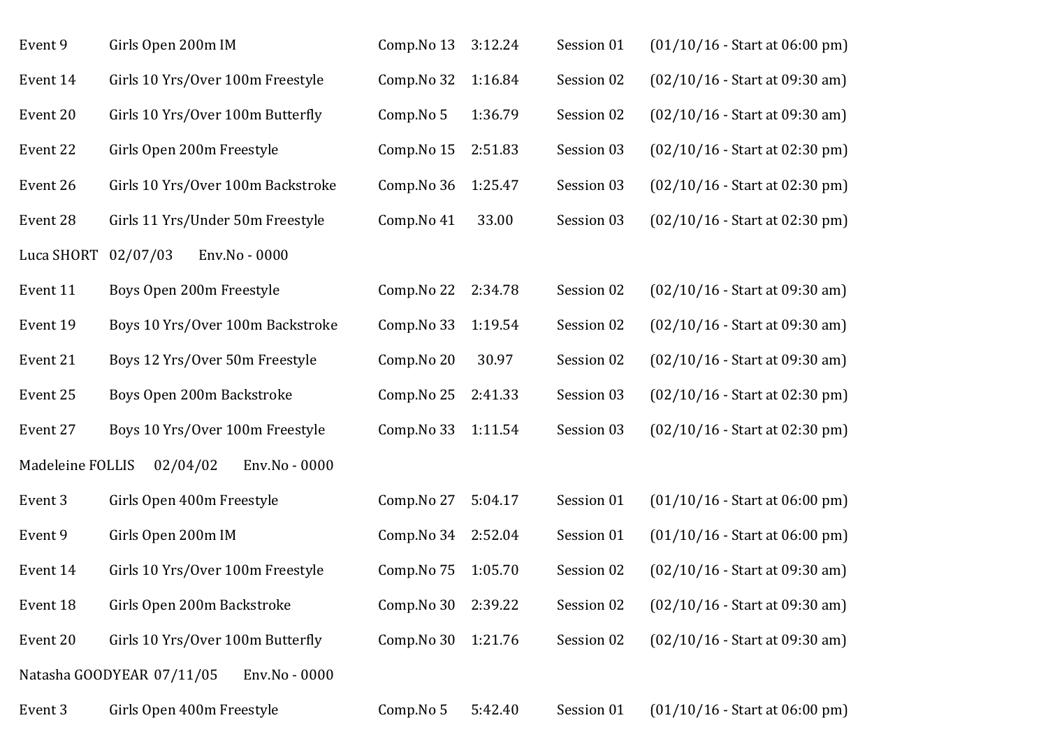Event 9 Girls Open 200m IM Comp.No 13 3:12.24 Session 01 (01/10/16 - Start at 06:00 pm)

Event 14 Girls 10 Yrs/Over 100m Freestyle Comp.No 32 1:16.84 Session 02 (02/10/16 - Start at 09:30 am)

Event 20 Girls 10 Yrs/Over 100m Butterfly Comp.No 5 1:36.79 Session 02 (02/10/16 - Start at 09:30 am)

Event 22 Girls Open 200m Freestyle Comp.No 15 2:51.83 Session 03 (02/10/16 - Start at 02:30 pm)

Event 26 Girls 10 Yrs/Over 100m Backstroke Comp.No 36 1:25.47 Session 03 (02/10/16 - Start at 02:30 pm)

Event 28 Girls 11 Yrs/Under 50m Freestyle Comp.No 41 33.00 Session 03 (02/10/16 - Start at 02:30 pm)

Luca SHORT 02/07/03 Env.No - 0000

Event 11 Boys Open 200m Freestyle Comp.No 22 2:34.78 Session 02 (02/10/16 - Start at 09:30 am)

Event 19 Boys 10 Yrs/Over 100m Backstroke Comp.No 33 1:19.54 Session 02 (02/10/16 - Start at 09:30 am)

Event 21 Boys 12 Yrs/Over 50m Freestyle Comp.No 20 30.97 Session 02 (02/10/16 - Start at 09:30 am)

Event 25 Boys Open 200m Backstroke Comp.No 25 2:41.33 Session 03 (02/10/16 - Start at 02:30 pm)

Event 27 Boys 10 Yrs/Over 100m Freestyle Comp.No 33 1:11.54 Session 03 (02/10/16 - Start at 02:30 pm)

Madeleine FOLLIS 02/04/02 Env.No - 0000

Event 3 Girls Open 400m Freestyle Comp.No 27 5:04.17 Session 01 (01/10/16 - Start at 06:00 pm)

Event 9 Girls Open 200m IM Comp.No 34 2:52.04 Session 01 (01/10/16 - Start at 06:00 pm)

Event 14 Girls 10 Yrs/Over 100m Freestyle Comp.No 75 1:05.70 Session 02 (02/10/16 - Start at 09:30 am)

Event 18 Girls Open 200m Backstroke Comp.No 30 2:39.22 Session 02 (02/10/16 - Start at 09:30 am)

Event 20 Girls 10 Yrs/Over 100m Butterfly Comp.No 30 1:21.76 Session 02 (02/10/16 - Start at 09:30 am)

Natasha GOODYEAR 07/11/05 Env.No - 0000

Event 3 Girls Open 400m Freestyle Comp.No 5 5:42.40 Session 01 (01/10/16 - Start at 06:00 pm)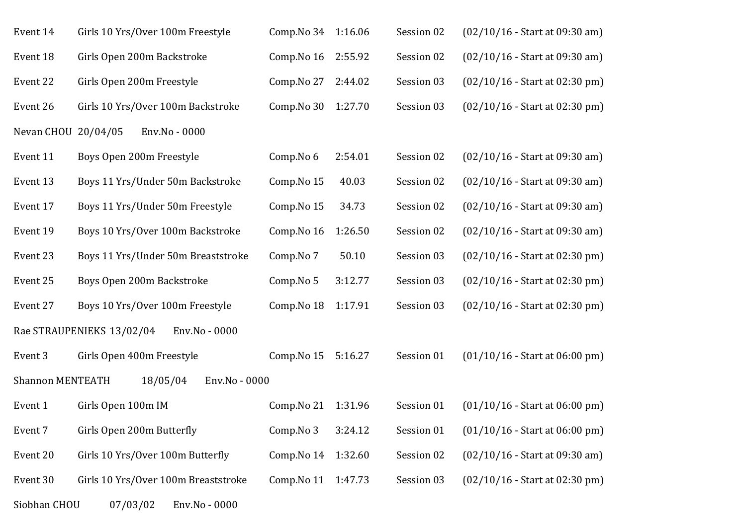| | | | | | |
|---|---|---|---|---|---|
| Event 14 | Girls 10 Yrs/Over 100m Freestyle | Comp.No 34 | 1:16.06 | Session 02 | (02/10/16 - Start at 09:30 am) |
| Event 18 | Girls Open 200m Backstroke | Comp.No 16 | 2:55.92 | Session 02 | (02/10/16 - Start at 09:30 am) |
| Event 22 | Girls Open 200m Freestyle | Comp.No 27 | 2:44.02 | Session 03 | (02/10/16 - Start at 02:30 pm) |
| Event 26 | Girls 10 Yrs/Over 100m Backstroke | Comp.No 30 | 1:27.70 | Session 03 | (02/10/16 - Start at 02:30 pm) |

Nevan CHOU 20/04/05 Env.No - 0000

| | | | | | |
|---|---|---|---|---|---|
| Event 11 | Boys Open 200m Freestyle | Comp.No 6 | 2:54.01 | Session 02 | (02/10/16 - Start at 09:30 am) |
| Event 13 | Boys 11 Yrs/Under 50m Backstroke | Comp.No 15 | 40.03 | Session 02 | (02/10/16 - Start at 09:30 am) |
| Event 17 | Boys 11 Yrs/Under 50m Freestyle | Comp.No 15 | 34.73 | Session 02 | (02/10/16 - Start at 09:30 am) |
| Event 19 | Boys 10 Yrs/Over 100m Backstroke | Comp.No 16 | 1:26.50 | Session 02 | (02/10/16 - Start at 09:30 am) |
| Event 23 | Boys 11 Yrs/Under 50m Breaststroke | Comp.No 7 | 50.10 | Session 03 | (02/10/16 - Start at 02:30 pm) |
| Event 25 | Boys Open 200m Backstroke | Comp.No 5 | 3:12.77 | Session 03 | (02/10/16 - Start at 02:30 pm) |
| Event 27 | Boys 10 Yrs/Over 100m Freestyle | Comp.No 18 | 1:17.91 | Session 03 | (02/10/16 - Start at 02:30 pm) |

Rae STRAUPENIEKS 13/02/04 Env.No - 0000

| | | | | | |
|---|---|---|---|---|---|
| Event 3 | Girls Open 400m Freestyle | Comp.No 15 | 5:16.27 | Session 01 | (01/10/16 - Start at 06:00 pm) |

Shannon MENTEATH 18/05/04 Env.No - 0000

| | | | | | |
|---|---|---|---|---|---|
| Event 1 | Girls Open 100m IM | Comp.No 21 | 1:31.96 | Session 01 | (01/10/16 - Start at 06:00 pm) |
| Event 7 | Girls Open 200m Butterfly | Comp.No 3 | 3:24.12 | Session 01 | (01/10/16 - Start at 06:00 pm) |
| Event 20 | Girls 10 Yrs/Over 100m Butterfly | Comp.No 14 | 1:32.60 | Session 02 | (02/10/16 - Start at 09:30 am) |
| Event 30 | Girls 10 Yrs/Over 100m Breaststroke | Comp.No 11 | 1:47.73 | Session 03 | (02/10/16 - Start at 02:30 pm) |

Siobhan CHOU 07/03/02 Env.No - 0000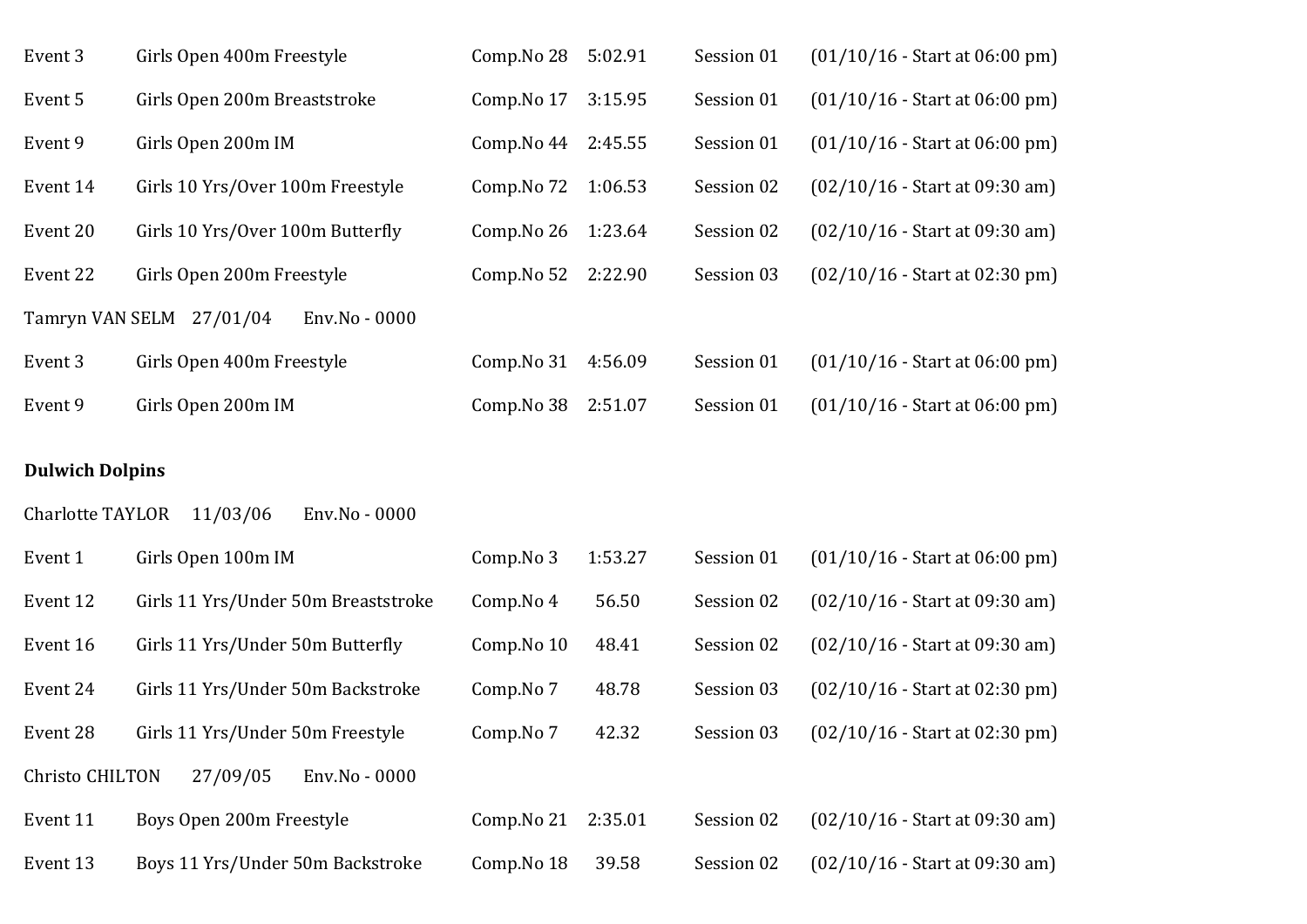Event 3 Girls Open 400m Freestyle Comp.No 28 5:02.91 Session 01 (01/10/16 - Start at 06:00 pm)

Event 5 Girls Open 200m Breaststroke Comp.No 17 3:15.95 Session 01 (01/10/16 - Start at 06:00 pm)

Event 9 Girls Open 200m IM Comp.No 44 2:45.55 Session 01 (01/10/16 - Start at 06:00 pm)

Event 14 Girls 10 Yrs/Over 100m Freestyle Comp.No 72 1:06.53 Session 02 (02/10/16 - Start at 09:30 am)

Event 20 Girls 10 Yrs/Over 100m Butterfly Comp.No 26 1:23.64 Session 02 (02/10/16 - Start at 09:30 am)

Event 22 Girls Open 200m Freestyle Comp.No 52 2:22.90 Session 03 (02/10/16 - Start at 02:30 pm)

Tamryn VAN SELM 27/01/04 Env.No - 0000

Event 3 Girls Open 400m Freestyle Comp.No 31 4:56.09 Session 01 (01/10/16 - Start at 06:00 pm)

Event 9 Girls Open 200m IM Comp.No 38 2:51.07 Session 01 (01/10/16 - Start at 06:00 pm)

**Dulwich Dolpins**

Charlotte TAYLOR 11/03/06 Env.No - 0000

Event 1 Girls Open 100m IM Comp.No 3 1:53.27 Session 01 (01/10/16 - Start at 06:00 pm)

Event 12 Girls 11 Yrs/Under 50m Breaststroke Comp.No 4 56.50 Session 02 (02/10/16 - Start at 09:30 am)

Event 16 Girls 11 Yrs/Under 50m Butterfly Comp.No 10 48.41 Session 02 (02/10/16 - Start at 09:30 am)

Event 24 Girls 11 Yrs/Under 50m Backstroke Comp.No 7 48.78 Session 03 (02/10/16 - Start at 02:30 pm)

Event 28 Girls 11 Yrs/Under 50m Freestyle Comp.No 7 42.32 Session 03 (02/10/16 - Start at 02:30 pm)

Christo CHILTON 27/09/05 Env.No - 0000

Event 11 Boys Open 200m Freestyle Comp.No 21 2:35.01 Session 02 (02/10/16 - Start at 09:30 am)

Event 13 Boys 11 Yrs/Under 50m Backstroke Comp.No 18 39.58 Session 02 (02/10/16 - Start at 09:30 am)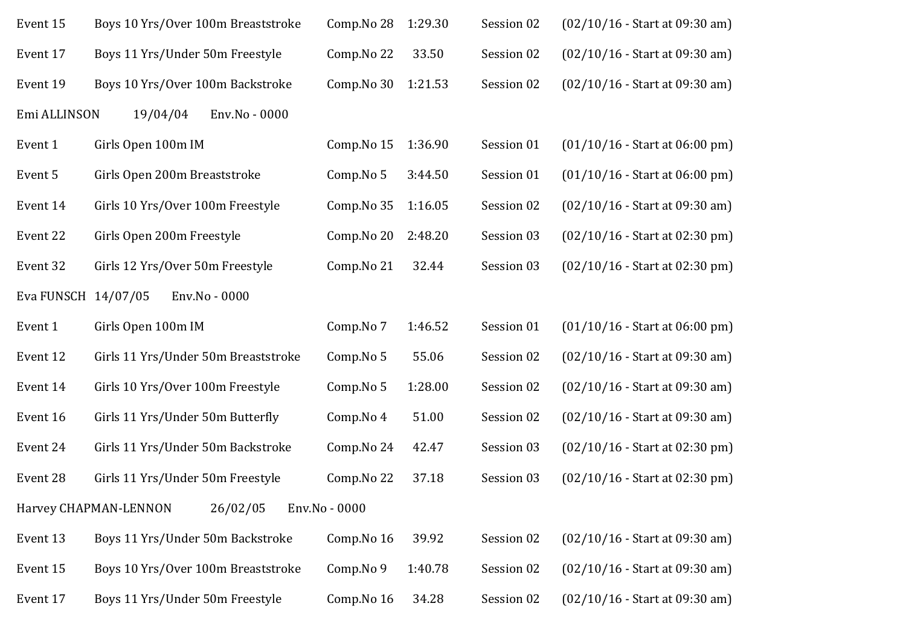Event 15 Boys 10 Yrs/Over 100m Breaststroke Comp.No 28 1:29.30 Session 02 (02/10/16 - Start at 09:30 am)

Event 17 Boys 11 Yrs/Under 50m Freestyle Comp.No 22 33.50 Session 02 (02/10/16 - Start at 09:30 am)

Event 19 Boys 10 Yrs/Over 100m Backstroke Comp.No 30 1:21.53 Session 02 (02/10/16 - Start at 09:30 am)

Emi ALLINSON 19/04/04 Env.No - 0000

Event 1 Girls Open 100m IM Comp.No 15 1:36.90 Session 01 (01/10/16 - Start at 06:00 pm)

Event 5 Girls Open 200m Breaststroke Comp.No 5 3:44.50 Session 01 (01/10/16 - Start at 06:00 pm)

Event 14 Girls 10 Yrs/Over 100m Freestyle Comp.No 35 1:16.05 Session 02 (02/10/16 - Start at 09:30 am)

Event 22 Girls Open 200m Freestyle Comp.No 20 2:48.20 Session 03 (02/10/16 - Start at 02:30 pm)

Event 32 Girls 12 Yrs/Over 50m Freestyle Comp.No 21 32.44 Session 03 (02/10/16 - Start at 02:30 pm)

Eva FUNSCH 14/07/05 Env.No - 0000

Event 1 Girls Open 100m IM Comp.No 7 1:46.52 Session 01 (01/10/16 - Start at 06:00 pm)

Event 12 Girls 11 Yrs/Under 50m Breaststroke Comp.No 5 55.06 Session 02 (02/10/16 - Start at 09:30 am)

Event 14 Girls 10 Yrs/Over 100m Freestyle Comp.No 5 1:28.00 Session 02 (02/10/16 - Start at 09:30 am)

Event 16 Girls 11 Yrs/Under 50m Butterfly Comp.No 4 51.00 Session 02 (02/10/16 - Start at 09:30 am)

Event 24 Girls 11 Yrs/Under 50m Backstroke Comp.No 24 42.47 Session 03 (02/10/16 - Start at 02:30 pm)

Event 28 Girls 11 Yrs/Under 50m Freestyle Comp.No 22 37.18 Session 03 (02/10/16 - Start at 02:30 pm)

Harvey CHAPMAN-LENNON 26/02/05 Env.No - 0000

Event 13 Boys 11 Yrs/Under 50m Backstroke Comp.No 16 39.92 Session 02 (02/10/16 - Start at 09:30 am)

Event 15 Boys 10 Yrs/Over 100m Breaststroke Comp.No 9 1:40.78 Session 02 (02/10/16 - Start at 09:30 am)

Event 17 Boys 11 Yrs/Under 50m Freestyle Comp.No 16 34.28 Session 02 (02/10/16 - Start at 09:30 am)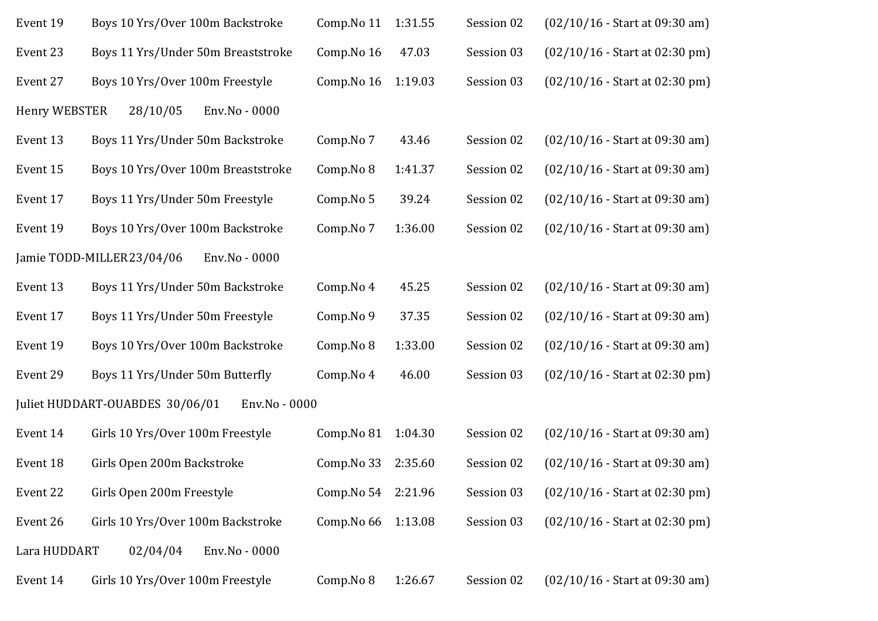Event 19 Boys 10 Yrs/Over 100m Backstroke Comp.No 11 1:31.55 Session 02 (02/10/16 - Start at 09:30 am)

Event 23 Boys 11 Yrs/Under 50m Breaststroke Comp.No 16 47.03 Session 03 (02/10/16 - Start at 02:30 pm)

Event 27 Boys 10 Yrs/Over 100m Freestyle Comp.No 16 1:19.03 Session 03 (02/10/16 - Start at 02:30 pm)

Henry WEBSTER 28/10/05 Env.No - 0000

Event 13 Boys 11 Yrs/Under 50m Backstroke Comp.No 7 43.46 Session 02 (02/10/16 - Start at 09:30 am)

Event 15 Boys 10 Yrs/Over 100m Breaststroke Comp.No 8 1:41.37 Session 02 (02/10/16 - Start at 09:30 am)

Event 17 Boys 11 Yrs/Under 50m Freestyle Comp.No 5 39.24 Session 02 (02/10/16 - Start at 09:30 am)

Event 19 Boys 10 Yrs/Over 100m Backstroke Comp.No 7 1:36.00 Session 02 (02/10/16 - Start at 09:30 am)

Jamie TODD-MILLER 23/04/06 Env.No - 0000

Event 13 Boys 11 Yrs/Under 50m Backstroke Comp.No 4 45.25 Session 02 (02/10/16 - Start at 09:30 am)

Event 17 Boys 11 Yrs/Under 50m Freestyle Comp.No 9 37.35 Session 02 (02/10/16 - Start at 09:30 am)

Event 19 Boys 10 Yrs/Over 100m Backstroke Comp.No 8 1:33.00 Session 02 (02/10/16 - Start at 09:30 am)

Event 29 Boys 11 Yrs/Under 50m Butterfly Comp.No 4 46.00 Session 03 (02/10/16 - Start at 02:30 pm)

Juliet HUDDART-OUABDES 30/06/01 Env.No - 0000

Event 14 Girls 10 Yrs/Over 100m Freestyle Comp.No 81 1:04.30 Session 02 (02/10/16 - Start at 09:30 am)

Event 18 Girls Open 200m Backstroke Comp.No 33 2:35.60 Session 02 (02/10/16 - Start at 09:30 am)

Event 22 Girls Open 200m Freestyle Comp.No 54 2:21.96 Session 03 (02/10/16 - Start at 02:30 pm)

Event 26 Girls 10 Yrs/Over 100m Backstroke Comp.No 66 1:13.08 Session 03 (02/10/16 - Start at 02:30 pm)

Lara HUDDART 02/04/04 Env.No - 0000

Event 14 Girls 10 Yrs/Over 100m Freestyle Comp.No 8 1:26.67 Session 02 (02/10/16 - Start at 09:30 am)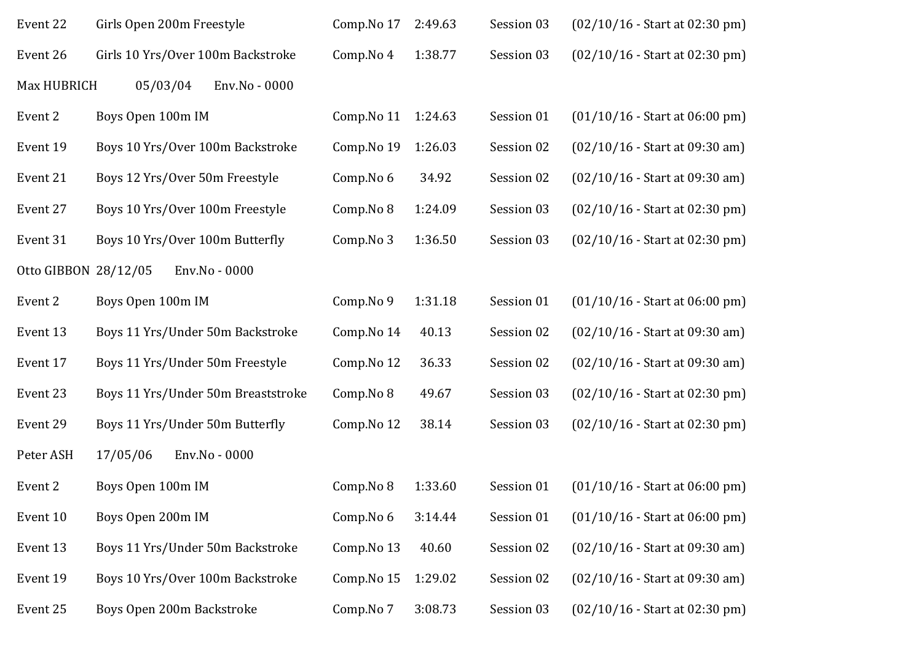| | | | | | |
|---|---|---|---|---|---|
| Event 22 | Girls Open 200m Freestyle | Comp.No 17 | 2:49.63 | Session 03 | (02/10/16 - Start at 02:30 pm) |
| Event 26 | Girls 10 Yrs/Over 100m Backstroke | Comp.No 4 | 1:38.77 | Session 03 | (02/10/16 - Start at 02:30 pm) |

Max HUBRICH 05/03/04 Env.No - 0000

| | | | | | |
|---|---|---|---|---|---|
| Event 2 | Boys Open 100m IM | Comp.No 11 | 1:24.63 | Session 01 | (01/10/16 - Start at 06:00 pm) |
| Event 19 | Boys 10 Yrs/Over 100m Backstroke | Comp.No 19 | 1:26.03 | Session 02 | (02/10/16 - Start at 09:30 am) |
| Event 21 | Boys 12 Yrs/Over 50m Freestyle | Comp.No 6 | 34.92 | Session 02 | (02/10/16 - Start at 09:30 am) |
| Event 27 | Boys 10 Yrs/Over 100m Freestyle | Comp.No 8 | 1:24.09 | Session 03 | (02/10/16 - Start at 02:30 pm) |
| Event 31 | Boys 10 Yrs/Over 100m Butterfly | Comp.No 3 | 1:36.50 | Session 03 | (02/10/16 - Start at 02:30 pm) |

Otto GIBBON 28/12/05 Env.No - 0000

| | | | | | |
|---|---|---|---|---|---|
| Event 2 | Boys Open 100m IM | Comp.No 9 | 1:31.18 | Session 01 | (01/10/16 - Start at 06:00 pm) |
| Event 13 | Boys 11 Yrs/Under 50m Backstroke | Comp.No 14 | 40.13 | Session 02 | (02/10/16 - Start at 09:30 am) |
| Event 17 | Boys 11 Yrs/Under 50m Freestyle | Comp.No 12 | 36.33 | Session 02 | (02/10/16 - Start at 09:30 am) |
| Event 23 | Boys 11 Yrs/Under 50m Breaststroke | Comp.No 8 | 49.67 | Session 03 | (02/10/16 - Start at 02:30 pm) |
| Event 29 | Boys 11 Yrs/Under 50m Butterfly | Comp.No 12 | 38.14 | Session 03 | (02/10/16 - Start at 02:30 pm) |

Peter ASH 17/05/06 Env.No - 0000

| | | | | | |
|---|---|---|---|---|---|
| Event 2 | Boys Open 100m IM | Comp.No 8 | 1:33.60 | Session 01 | (01/10/16 - Start at 06:00 pm) |
| Event 10 | Boys Open 200m IM | Comp.No 6 | 3:14.44 | Session 01 | (01/10/16 - Start at 06:00 pm) |
| Event 13 | Boys 11 Yrs/Under 50m Backstroke | Comp.No 13 | 40.60 | Session 02 | (02/10/16 - Start at 09:30 am) |
| Event 19 | Boys 10 Yrs/Over 100m Backstroke | Comp.No 15 | 1:29.02 | Session 02 | (02/10/16 - Start at 09:30 am) |
| Event 25 | Boys Open 200m Backstroke | Comp.No 7 | 3:08.73 | Session 03 | (02/10/16 - Start at 02:30 pm) |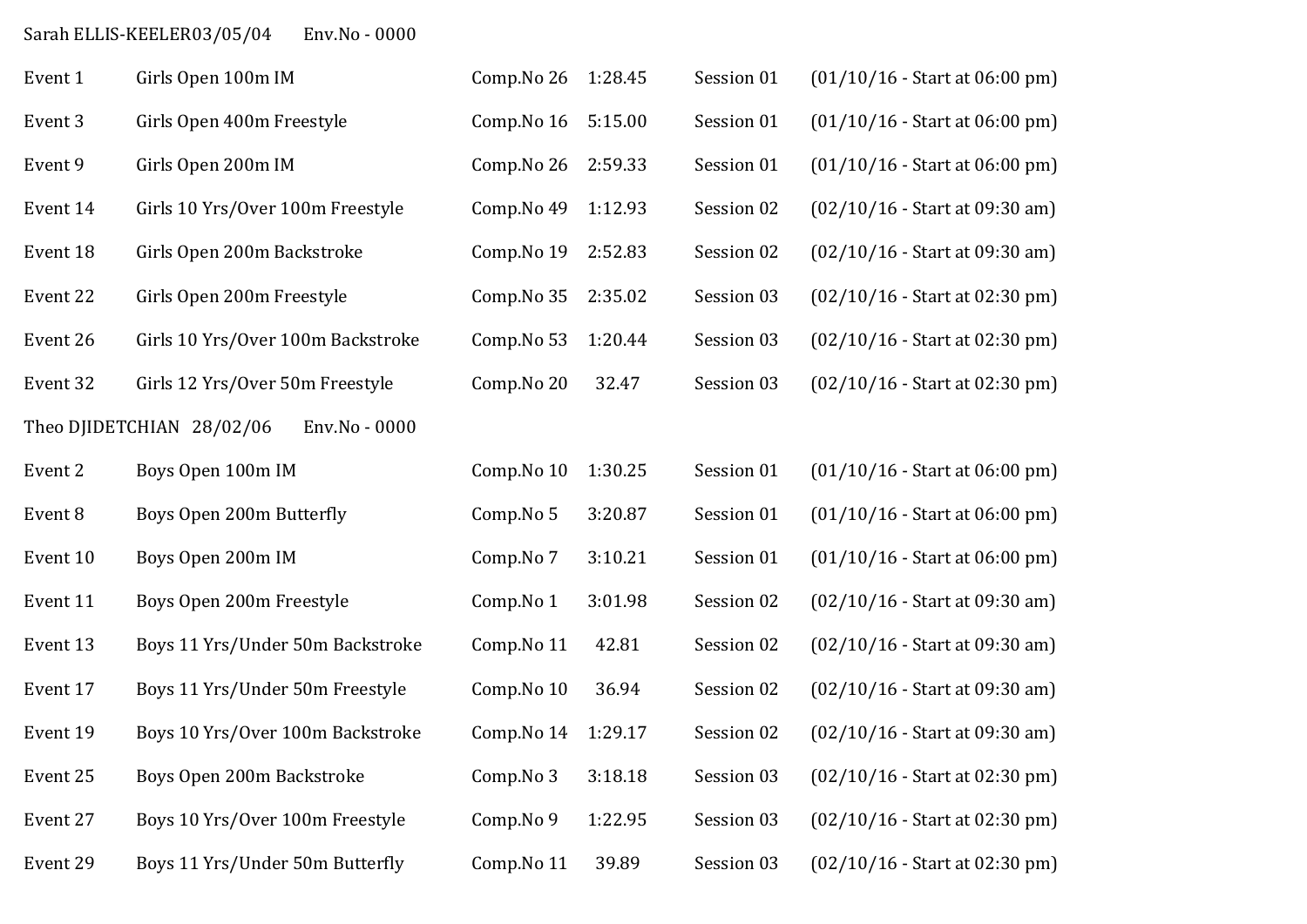Sarah ELLIS-KEELER03/05/04 Env.No - 0000

| Event 1 | Girls Open 100m IM | Comp.No 26 | 1:28.45 | Session 01 | (01/10/16 - Start at 06:00 pm) |
|---|---|---|---|---|---|
| Event 3 | Girls Open 400m Freestyle | Comp.No 16 | 5:15.00 | Session 01 | (01/10/16 - Start at 06:00 pm) |
| Event 9 | Girls Open 200m IM | Comp.No 26 | 2:59.33 | Session 01 | (01/10/16 - Start at 06:00 pm) |
| Event 14 | Girls 10 Yrs/Over 100m Freestyle | Comp.No 49 | 1:12.93 | Session 02 | (02/10/16 - Start at 09:30 am) |
| Event 18 | Girls Open 200m Backstroke | Comp.No 19 | 2:52.83 | Session 02 | (02/10/16 - Start at 09:30 am) |
| Event 22 | Girls Open 200m Freestyle | Comp.No 35 | 2:35.02 | Session 03 | (02/10/16 - Start at 02:30 pm) |
| Event 26 | Girls 10 Yrs/Over 100m Backstroke | Comp.No 53 | 1:20.44 | Session 03 | (02/10/16 - Start at 02:30 pm) |
| Event 32 | Girls 12 Yrs/Over 50m Freestyle | Comp.No 20 | 32.47 | Session 03 | (02/10/16 - Start at 02:30 pm) |

Theo DJIDETCHIAN 28/02/06 Env.No - 0000

| Event 2 | Boys Open 100m IM | Comp.No 10 | 1:30.25 | Session 01 | (01/10/16 - Start at 06:00 pm) |
|---|---|---|---|---|---|
| Event 8 | Boys Open 200m Butterfly | Comp.No 5 | 3:20.87 | Session 01 | (01/10/16 - Start at 06:00 pm) |
| Event 10 | Boys Open 200m IM | Comp.No 7 | 3:10.21 | Session 01 | (01/10/16 - Start at 06:00 pm) |
| Event 11 | Boys Open 200m Freestyle | Comp.No 1 | 3:01.98 | Session 02 | (02/10/16 - Start at 09:30 am) |
| Event 13 | Boys 11 Yrs/Under 50m Backstroke | Comp.No 11 | 42.81 | Session 02 | (02/10/16 - Start at 09:30 am) |
| Event 17 | Boys 11 Yrs/Under 50m Freestyle | Comp.No 10 | 36.94 | Session 02 | (02/10/16 - Start at 09:30 am) |
| Event 19 | Boys 10 Yrs/Over 100m Backstroke | Comp.No 14 | 1:29.17 | Session 02 | (02/10/16 - Start at 09:30 am) |
| Event 25 | Boys Open 200m Backstroke | Comp.No 3 | 3:18.18 | Session 03 | (02/10/16 - Start at 02:30 pm) |
| Event 27 | Boys 10 Yrs/Over 100m Freestyle | Comp.No 9 | 1:22.95 | Session 03 | (02/10/16 - Start at 02:30 pm) |
| Event 29 | Boys 11 Yrs/Under 50m Butterfly | Comp.No 11 | 39.89 | Session 03 | (02/10/16 - Start at 02:30 pm) |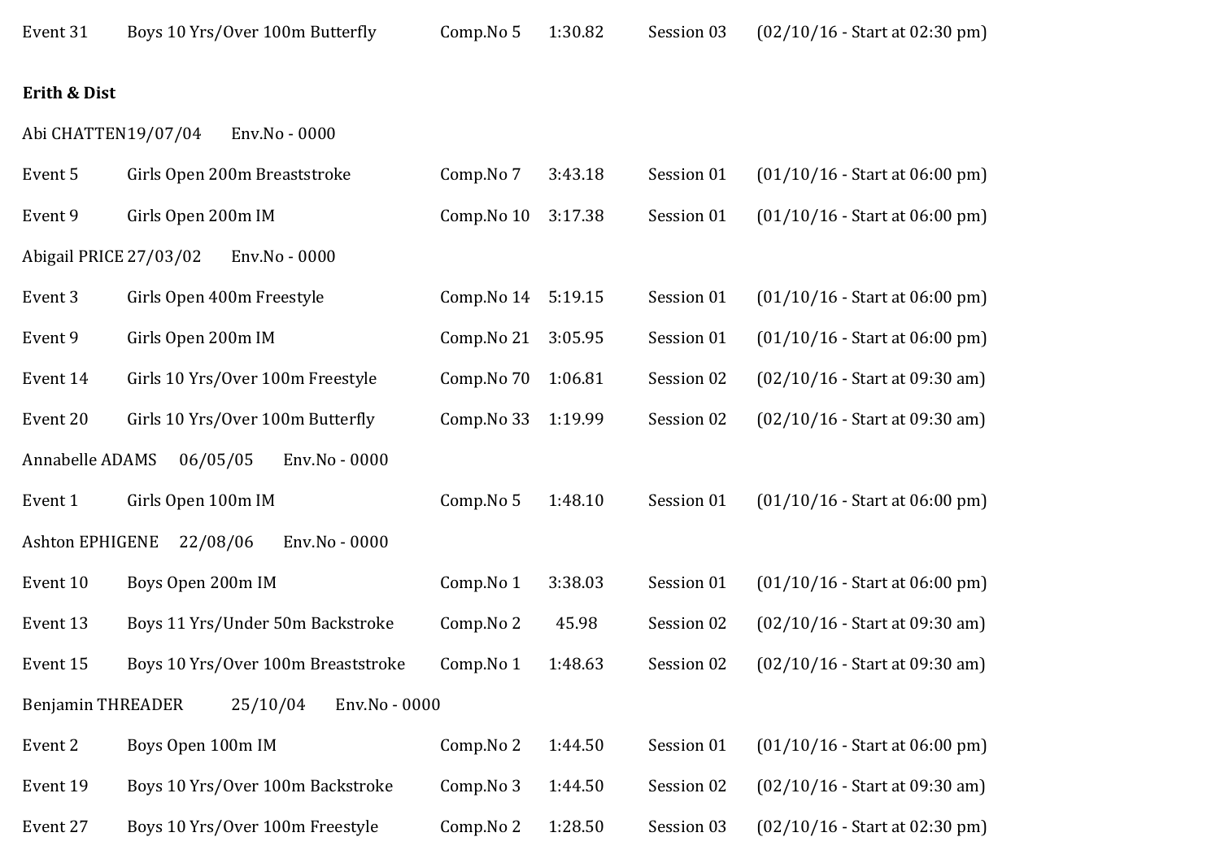Event 31 Boys 10 Yrs/Over 100m Butterfly Comp.No 5 1:30.82 Session 03 (02/10/16 - Start at 02:30 pm)

**Erith & Dist**

Abi CHATTEN19/07/04 Env.No - 0000

Event 5 Girls Open 200m Breaststroke Comp.No 7 3:43.18 Session 01 (01/10/16 - Start at 06:00 pm)

Event 9 Girls Open 200m IM Comp.No 10 3:17.38 Session 01 (01/10/16 - Start at 06:00 pm)

Abigail PRICE 27/03/02 Env.No - 0000

Event 3 Girls Open 400m Freestyle Comp.No 14 5:19.15 Session 01 (01/10/16 - Start at 06:00 pm)

Event 9 Girls Open 200m IM Comp.No 21 3:05.95 Session 01 (01/10/16 - Start at 06:00 pm)

Event 14 Girls 10 Yrs/Over 100m Freestyle Comp.No 70 1:06.81 Session 02 (02/10/16 - Start at 09:30 am)

Event 20 Girls 10 Yrs/Over 100m Butterfly Comp.No 33 1:19.99 Session 02 (02/10/16 - Start at 09:30 am)

Annabelle ADAMS 06/05/05 Env.No - 0000

Event 1 Girls Open 100m IM Comp.No 5 1:48.10 Session 01 (01/10/16 - Start at 06:00 pm)

Ashton EPHIGENE 22/08/06 Env.No - 0000

Event 10 Boys Open 200m IM Comp.No 1 3:38.03 Session 01 (01/10/16 - Start at 06:00 pm)

Event 13 Boys 11 Yrs/Under 50m Backstroke Comp.No 2 45.98 Session 02 (02/10/16 - Start at 09:30 am)

Event 15 Boys 10 Yrs/Over 100m Breaststroke Comp.No 1 1:48.63 Session 02 (02/10/16 - Start at 09:30 am)

Benjamin THREADER 25/10/04 Env.No - 0000

Event 2 Boys Open 100m IM Comp.No 2 1:44.50 Session 01 (01/10/16 - Start at 06:00 pm)

Event 19 Boys 10 Yrs/Over 100m Backstroke Comp.No 3 1:44.50 Session 02 (02/10/16 - Start at 09:30 am)

Event 27 Boys 10 Yrs/Over 100m Freestyle Comp.No 2 1:28.50 Session 03 (02/10/16 - Start at 02:30 pm)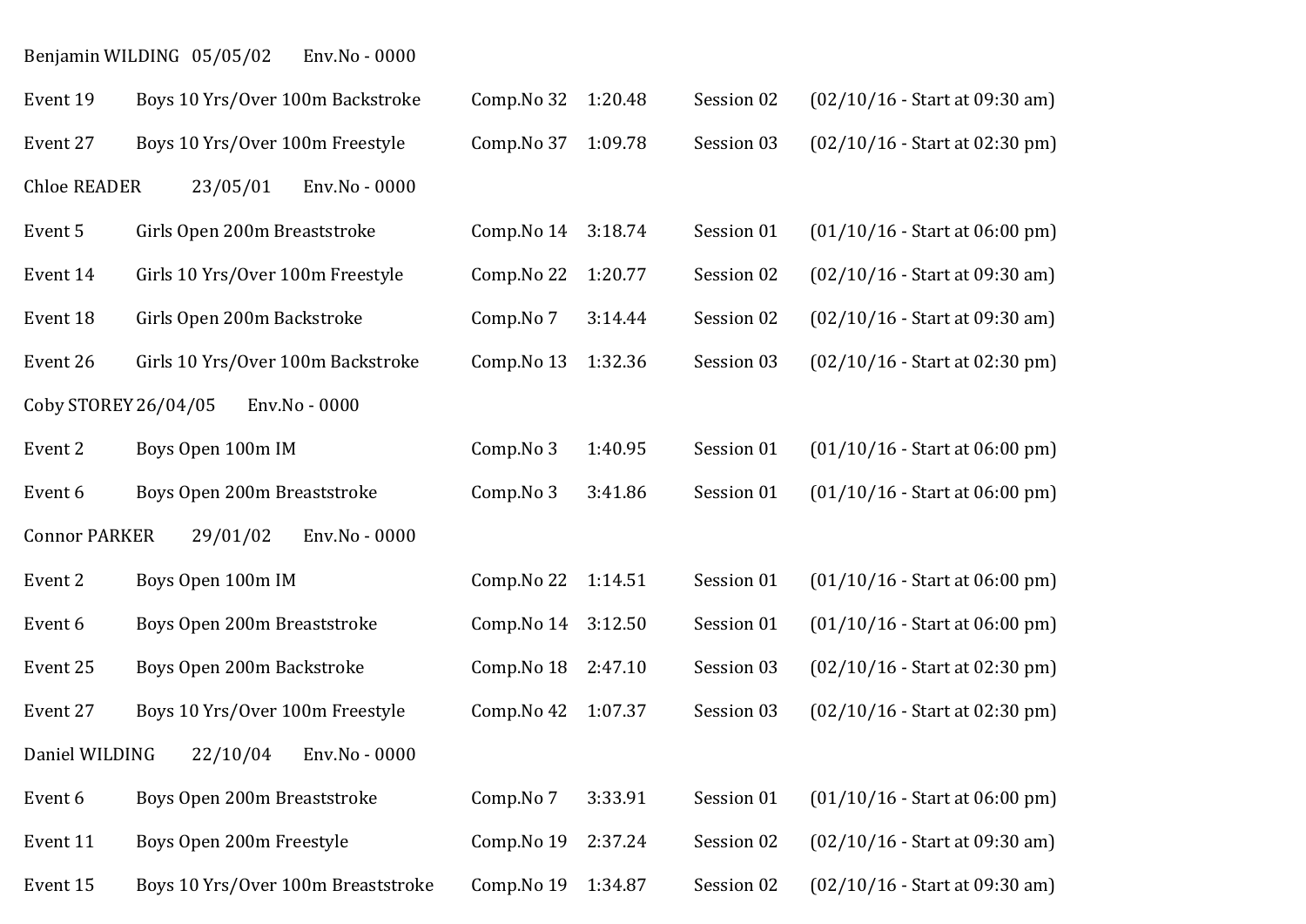Benjamin WILDING 05/05/02 Env.No - 0000

| | | | | | |
|---|---|---|---|---|---|
| Event 19 | Boys 10 Yrs/Over 100m Backstroke | Comp.No 32 | 1:20.48 | Session 02 | (02/10/16 - Start at 09:30 am) |
| Event 27 | Boys 10 Yrs/Over 100m Freestyle | Comp.No 37 | 1:09.78 | Session 03 | (02/10/16 - Start at 02:30 pm) |

Chloe READER 23/05/01 Env.No - 0000

| | | | | | |
|---|---|---|---|---|---|
| Event 5 | Girls Open 200m Breaststroke | Comp.No 14 | 3:18.74 | Session 01 | (01/10/16 - Start at 06:00 pm) |
| Event 14 | Girls 10 Yrs/Over 100m Freestyle | Comp.No 22 | 1:20.77 | Session 02 | (02/10/16 - Start at 09:30 am) |
| Event 18 | Girls Open 200m Backstroke | Comp.No 7 | 3:14.44 | Session 02 | (02/10/16 - Start at 09:30 am) |
| Event 26 | Girls 10 Yrs/Over 100m Backstroke | Comp.No 13 | 1:32.36 | Session 03 | (02/10/16 - Start at 02:30 pm) |

Coby STOREY 26/04/05 Env.No - 0000

| | | | | | |
|---|---|---|---|---|---|
| Event 2 | Boys Open 100m IM | Comp.No 3 | 1:40.95 | Session 01 | (01/10/16 - Start at 06:00 pm) |
| Event 6 | Boys Open 200m Breaststroke | Comp.No 3 | 3:41.86 | Session 01 | (01/10/16 - Start at 06:00 pm) |

Connor PARKER 29/01/02 Env.No - 0000

| | | | | | |
|---|---|---|---|---|---|
| Event 2 | Boys Open 100m IM | Comp.No 22 | 1:14.51 | Session 01 | (01/10/16 - Start at 06:00 pm) |
| Event 6 | Boys Open 200m Breaststroke | Comp.No 14 | 3:12.50 | Session 01 | (01/10/16 - Start at 06:00 pm) |
| Event 25 | Boys Open 200m Backstroke | Comp.No 18 | 2:47.10 | Session 03 | (02/10/16 - Start at 02:30 pm) |
| Event 27 | Boys 10 Yrs/Over 100m Freestyle | Comp.No 42 | 1:07.37 | Session 03 | (02/10/16 - Start at 02:30 pm) |

Daniel WILDING 22/10/04 Env.No - 0000

| | | | | | |
|---|---|---|---|---|---|
| Event 6 | Boys Open 200m Breaststroke | Comp.No 7 | 3:33.91 | Session 01 | (01/10/16 - Start at 06:00 pm) |
| Event 11 | Boys Open 200m Freestyle | Comp.No 19 | 2:37.24 | Session 02 | (02/10/16 - Start at 09:30 am) |
| Event 15 | Boys 10 Yrs/Over 100m Breaststroke | Comp.No 19 | 1:34.87 | Session 02 | (02/10/16 - Start at 09:30 am) |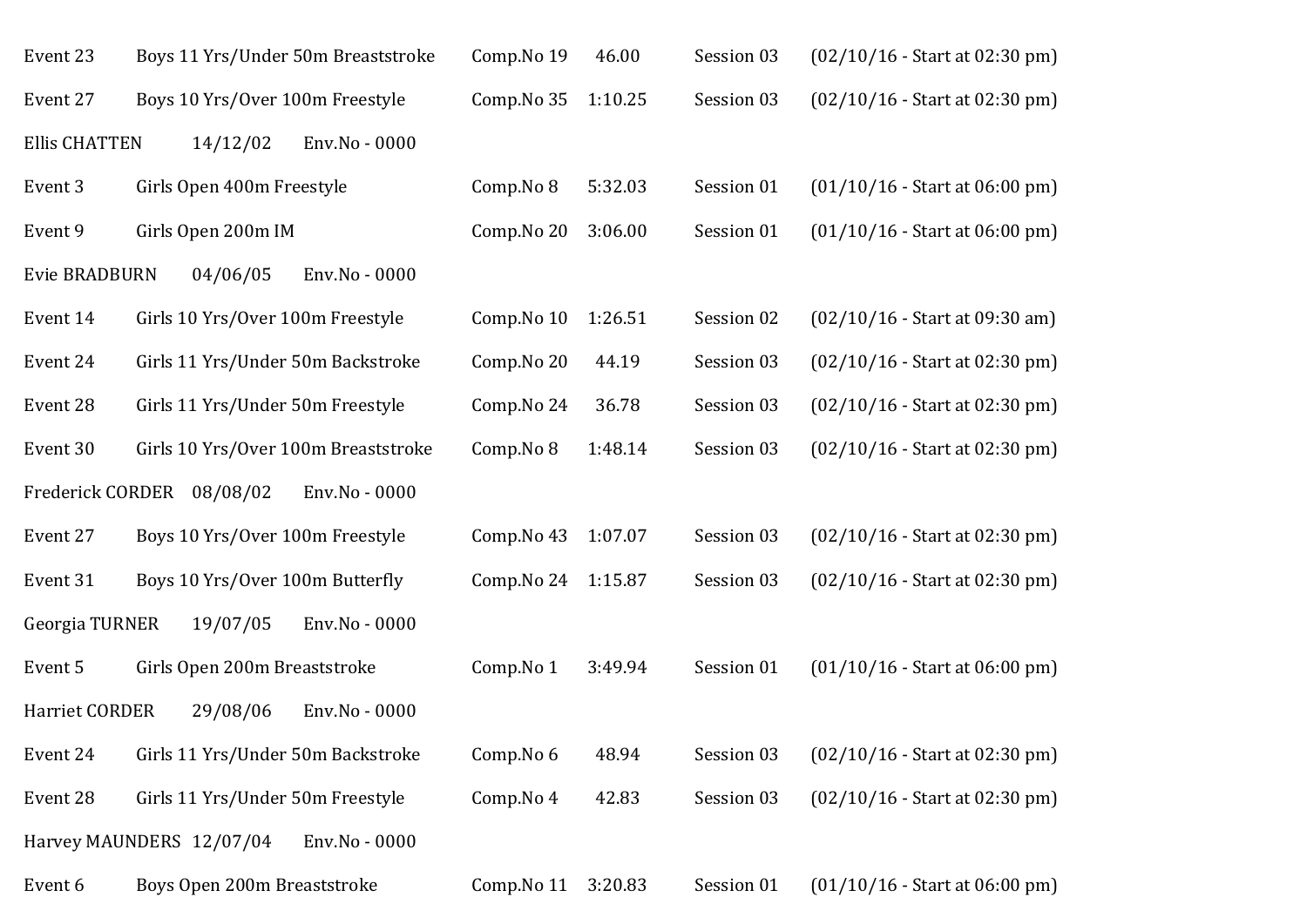Event 23 Boys 11 Yrs/Under 50m Breaststroke Comp.No 19 46.00 Session 03 (02/10/16 - Start at 02:30 pm)

Event 27 Boys 10 Yrs/Over 100m Freestyle Comp.No 35 1:10.25 Session 03 (02/10/16 - Start at 02:30 pm)

Ellis CHATTEN 14/12/02 Env.No - 0000

Event 3 Girls Open 400m Freestyle Comp.No 8 5:32.03 Session 01 (01/10/16 - Start at 06:00 pm)

Event 9 Girls Open 200m IM Comp.No 20 3:06.00 Session 01 (01/10/16 - Start at 06:00 pm)

Evie BRADBURN 04/06/05 Env.No - 0000

Event 14 Girls 10 Yrs/Over 100m Freestyle Comp.No 10 1:26.51 Session 02 (02/10/16 - Start at 09:30 am)

Event 24 Girls 11 Yrs/Under 50m Backstroke Comp.No 20 44.19 Session 03 (02/10/16 - Start at 02:30 pm)

Event 28 Girls 11 Yrs/Under 50m Freestyle Comp.No 24 36.78 Session 03 (02/10/16 - Start at 02:30 pm)

Event 30 Girls 10 Yrs/Over 100m Breaststroke Comp.No 8 1:48.14 Session 03 (02/10/16 - Start at 02:30 pm)

Frederick CORDER 08/08/02 Env.No - 0000

Event 27 Boys 10 Yrs/Over 100m Freestyle Comp.No 43 1:07.07 Session 03 (02/10/16 - Start at 02:30 pm)

Event 31 Boys 10 Yrs/Over 100m Butterfly Comp.No 24 1:15.87 Session 03 (02/10/16 - Start at 02:30 pm)

Georgia TURNER 19/07/05 Env.No - 0000

Event 5 Girls Open 200m Breaststroke Comp.No 1 3:49.94 Session 01 (01/10/16 - Start at 06:00 pm)

Harriet CORDER 29/08/06 Env.No - 0000

Event 24 Girls 11 Yrs/Under 50m Backstroke Comp.No 6 48.94 Session 03 (02/10/16 - Start at 02:30 pm)

Event 28 Girls 11 Yrs/Under 50m Freestyle Comp.No 4 42.83 Session 03 (02/10/16 - Start at 02:30 pm)

Harvey MAUNDERS 12/07/04 Env.No - 0000

Event 6 Boys Open 200m Breaststroke Comp.No 11 3:20.83 Session 01 (01/10/16 - Start at 06:00 pm)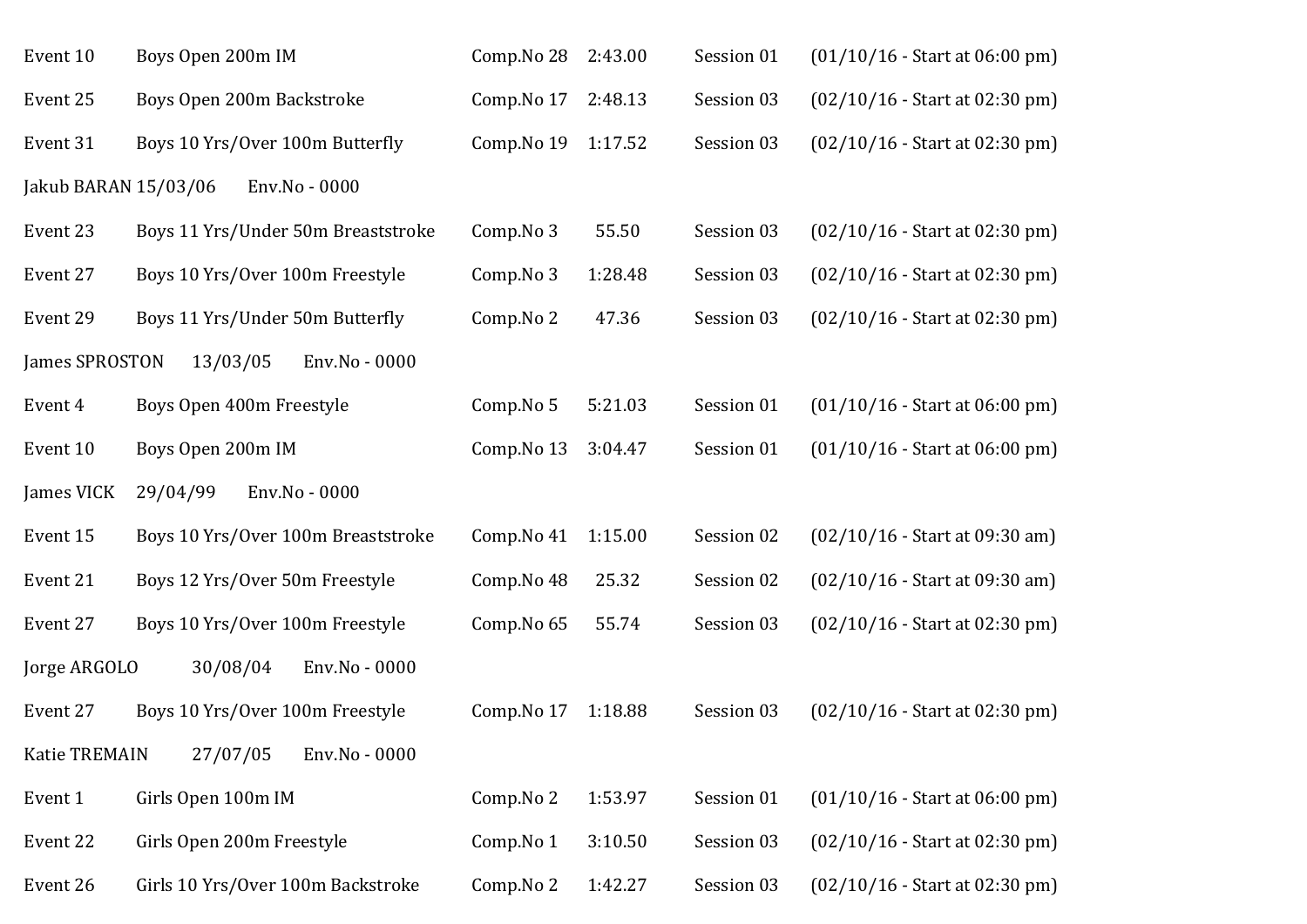| | | | | | |
|---|---|---|---|---|---|
| Event 10 | Boys Open 200m IM | Comp.No 28 | 2:43.00 | Session 01 | (01/10/16 - Start at 06:00 pm) |
| Event 25 | Boys Open 200m Backstroke | Comp.No 17 | 2:48.13 | Session 03 | (02/10/16 - Start at 02:30 pm) |
| Event 31 | Boys 10 Yrs/Over 100m Butterfly | Comp.No 19 | 1:17.52 | Session 03 | (02/10/16 - Start at 02:30 pm) |

Jakub BARAN 15/03/06 Env.No - 0000

| | | | | | |
|---|---|---|---|---|---|
| Event 23 | Boys 11 Yrs/Under 50m Breaststroke | Comp.No 3 | 55.50 | Session 03 | (02/10/16 - Start at 02:30 pm) |
| Event 27 | Boys 10 Yrs/Over 100m Freestyle | Comp.No 3 | 1:28.48 | Session 03 | (02/10/16 - Start at 02:30 pm) |
| Event 29 | Boys 11 Yrs/Under 50m Butterfly | Comp.No 2 | 47.36 | Session 03 | (02/10/16 - Start at 02:30 pm) |

James SPROSTON 13/03/05 Env.No - 0000

| | | | | | |
|---|---|---|---|---|---|
| Event 4 | Boys Open 400m Freestyle | Comp.No 5 | 5:21.03 | Session 01 | (01/10/16 - Start at 06:00 pm) |
| Event 10 | Boys Open 200m IM | Comp.No 13 | 3:04.47 | Session 01 | (01/10/16 - Start at 06:00 pm) |

James VICK 29/04/99 Env.No - 0000

| | | | | | |
|---|---|---|---|---|---|
| Event 15 | Boys 10 Yrs/Over 100m Breaststroke | Comp.No 41 | 1:15.00 | Session 02 | (02/10/16 - Start at 09:30 am) |
| Event 21 | Boys 12 Yrs/Over 50m Freestyle | Comp.No 48 | 25.32 | Session 02 | (02/10/16 - Start at 09:30 am) |
| Event 27 | Boys 10 Yrs/Over 100m Freestyle | Comp.No 65 | 55.74 | Session 03 | (02/10/16 - Start at 02:30 pm) |

Jorge ARGOLO 30/08/04 Env.No - 0000

| | | | | | |
|---|---|---|---|---|---|
| Event 27 | Boys 10 Yrs/Over 100m Freestyle | Comp.No 17 | 1:18.88 | Session 03 | (02/10/16 - Start at 02:30 pm) |

Katie TREMAIN 27/07/05 Env.No - 0000

| | | | | | |
|---|---|---|---|---|---|
| Event 1 | Girls Open 100m IM | Comp.No 2 | 1:53.97 | Session 01 | (01/10/16 - Start at 06:00 pm) |
| Event 22 | Girls Open 200m Freestyle | Comp.No 1 | 3:10.50 | Session 03 | (02/10/16 - Start at 02:30 pm) |
| Event 26 | Girls 10 Yrs/Over 100m Backstroke | Comp.No 2 | 1:42.27 | Session 03 | (02/10/16 - Start at 02:30 pm) |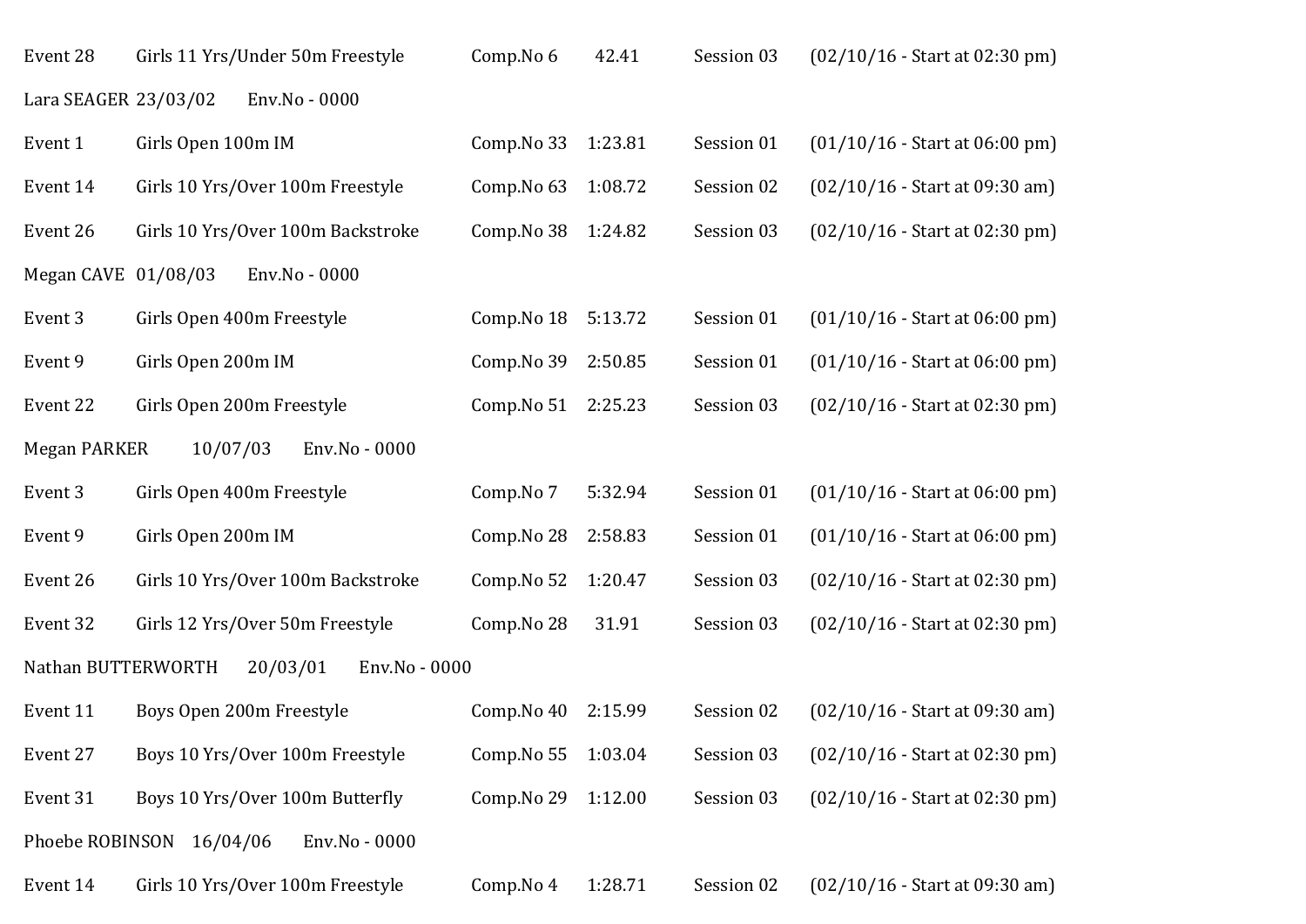Event 28 Girls 11 Yrs/Under 50m Freestyle Comp.No 6 42.41 Session 03 (02/10/16 - Start at 02:30 pm)

Lara SEAGER 23/03/02 Env.No - 0000

Event 1 Girls Open 100m IM Comp.No 33 1:23.81 Session 01 (01/10/16 - Start at 06:00 pm)

Event 14 Girls 10 Yrs/Over 100m Freestyle Comp.No 63 1:08.72 Session 02 (02/10/16 - Start at 09:30 am)

Event 26 Girls 10 Yrs/Over 100m Backstroke Comp.No 38 1:24.82 Session 03 (02/10/16 - Start at 02:30 pm)

Megan CAVE 01/08/03 Env.No - 0000

Event 3 Girls Open 400m Freestyle Comp.No 18 5:13.72 Session 01 (01/10/16 - Start at 06:00 pm)

Event 9 Girls Open 200m IM Comp.No 39 2:50.85 Session 01 (01/10/16 - Start at 06:00 pm)

Event 22 Girls Open 200m Freestyle Comp.No 51 2:25.23 Session 03 (02/10/16 - Start at 02:30 pm)

Megan PARKER 10/07/03 Env.No - 0000

Event 3 Girls Open 400m Freestyle Comp.No 7 5:32.94 Session 01 (01/10/16 - Start at 06:00 pm)

Event 9 Girls Open 200m IM Comp.No 28 2:58.83 Session 01 (01/10/16 - Start at 06:00 pm)

Event 26 Girls 10 Yrs/Over 100m Backstroke Comp.No 52 1:20.47 Session 03 (02/10/16 - Start at 02:30 pm)

Event 32 Girls 12 Yrs/Over 50m Freestyle Comp.No 28 31.91 Session 03 (02/10/16 - Start at 02:30 pm)

Nathan BUTTERWORTH 20/03/01 Env.No - 0000

Event 11 Boys Open 200m Freestyle Comp.No 40 2:15.99 Session 02 (02/10/16 - Start at 09:30 am)

Event 27 Boys 10 Yrs/Over 100m Freestyle Comp.No 55 1:03.04 Session 03 (02/10/16 - Start at 02:30 pm)

Event 31 Boys 10 Yrs/Over 100m Butterfly Comp.No 29 1:12.00 Session 03 (02/10/16 - Start at 02:30 pm)

Phoebe ROBINSON 16/04/06 Env.No - 0000

Event 14 Girls 10 Yrs/Over 100m Freestyle Comp.No 4 1:28.71 Session 02 (02/10/16 - Start at 09:30 am)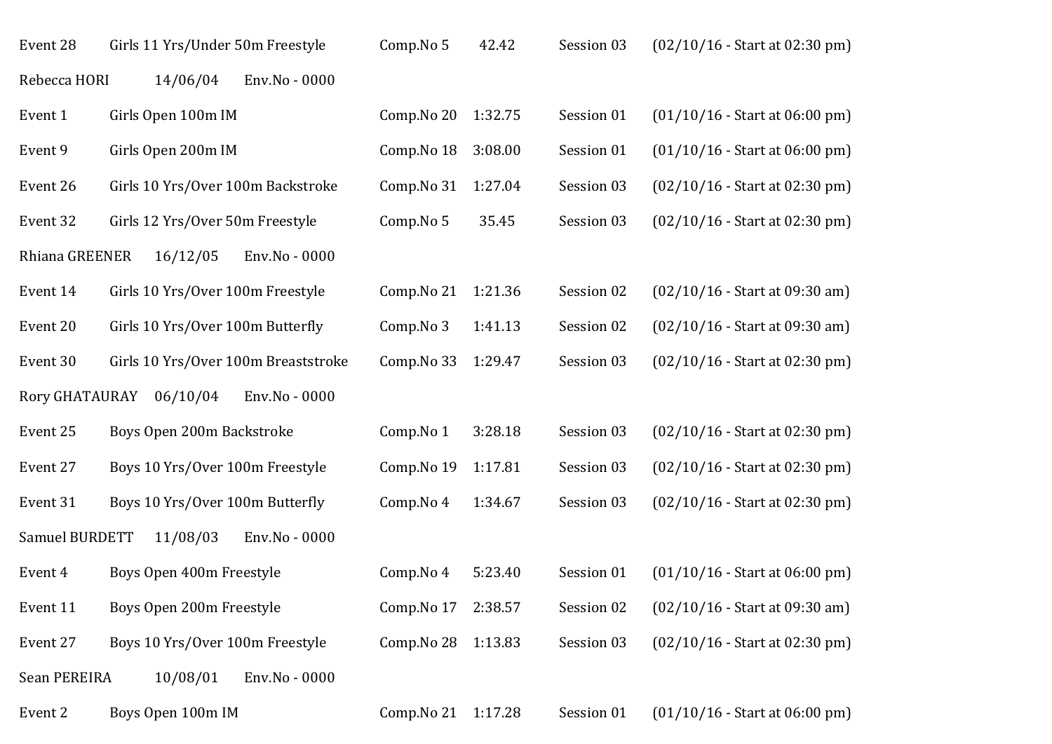Event 28 Girls 11 Yrs/Under 50m Freestyle Comp.No 5 42.42 Session 03 (02/10/16 - Start at 02:30 pm)

Rebecca HORI 14/06/04 Env.No - 0000

Event 1 Girls Open 100m IM Comp.No 20 1:32.75 Session 01 (01/10/16 - Start at 06:00 pm)

Event 9 Girls Open 200m IM Comp.No 18 3:08.00 Session 01 (01/10/16 - Start at 06:00 pm)

Event 26 Girls 10 Yrs/Over 100m Backstroke Comp.No 31 1:27.04 Session 03 (02/10/16 - Start at 02:30 pm)

Event 32 Girls 12 Yrs/Over 50m Freestyle Comp.No 5 35.45 Session 03 (02/10/16 - Start at 02:30 pm)

Rhiana GREENER 16/12/05 Env.No - 0000

Event 14 Girls 10 Yrs/Over 100m Freestyle Comp.No 21 1:21.36 Session 02 (02/10/16 - Start at 09:30 am)

Event 20 Girls 10 Yrs/Over 100m Butterfly Comp.No 3 1:41.13 Session 02 (02/10/16 - Start at 09:30 am)

Event 30 Girls 10 Yrs/Over 100m Breaststroke Comp.No 33 1:29.47 Session 03 (02/10/16 - Start at 02:30 pm)

Rory GHATAURAY 06/10/04 Env.No - 0000

Event 25 Boys Open 200m Backstroke Comp.No 1 3:28.18 Session 03 (02/10/16 - Start at 02:30 pm)

Event 27 Boys 10 Yrs/Over 100m Freestyle Comp.No 19 1:17.81 Session 03 (02/10/16 - Start at 02:30 pm)

Event 31 Boys 10 Yrs/Over 100m Butterfly Comp.No 4 1:34.67 Session 03 (02/10/16 - Start at 02:30 pm)

Samuel BURDETT 11/08/03 Env.No - 0000

Event 4 Boys Open 400m Freestyle Comp.No 4 5:23.40 Session 01 (01/10/16 - Start at 06:00 pm)

Event 11 Boys Open 200m Freestyle Comp.No 17 2:38.57 Session 02 (02/10/16 - Start at 09:30 am)

Event 27 Boys 10 Yrs/Over 100m Freestyle Comp.No 28 1:13.83 Session 03 (02/10/16 - Start at 02:30 pm)

Sean PEREIRA 10/08/01 Env.No - 0000

Event 2 Boys Open 100m IM Comp.No 21 1:17.28 Session 01 (01/10/16 - Start at 06:00 pm)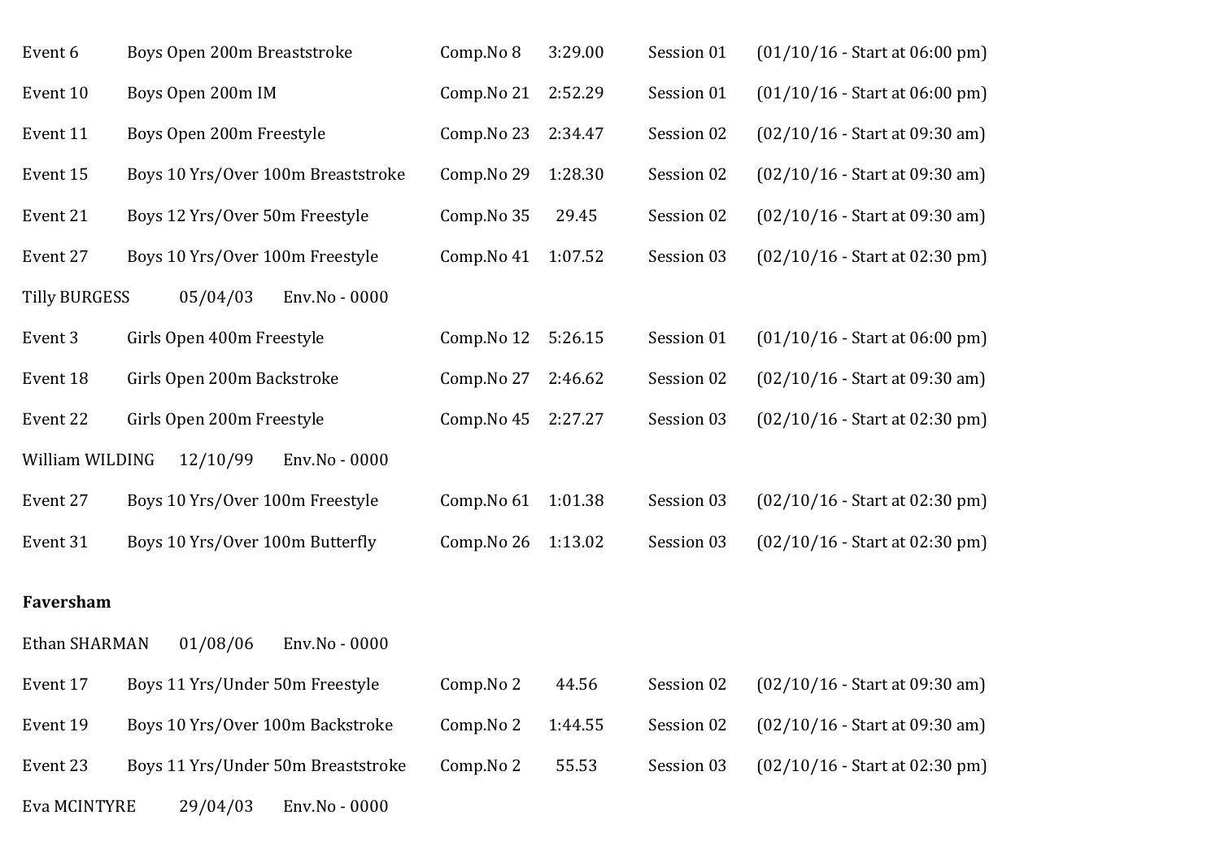Event 6 Boys Open 200m Breaststroke Comp.No 8 3:29.00 Session 01 (01/10/16 - Start at 06:00 pm)

Event 10 Boys Open 200m IM Comp.No 21 2:52.29 Session 01 (01/10/16 - Start at 06:00 pm)

Event 11 Boys Open 200m Freestyle Comp.No 23 2:34.47 Session 02 (02/10/16 - Start at 09:30 am)

Event 15 Boys 10 Yrs/Over 100m Breaststroke Comp.No 29 1:28.30 Session 02 (02/10/16 - Start at 09:30 am)

Event 21 Boys 12 Yrs/Over 50m Freestyle Comp.No 35 29.45 Session 02 (02/10/16 - Start at 09:30 am)

Event 27 Boys 10 Yrs/Over 100m Freestyle Comp.No 41 1:07.52 Session 03 (02/10/16 - Start at 02:30 pm)

Tilly BURGESS 05/04/03 Env.No - 0000

Event 3 Girls Open 400m Freestyle Comp.No 12 5:26.15 Session 01 (01/10/16 - Start at 06:00 pm)

Event 18 Girls Open 200m Backstroke Comp.No 27 2:46.62 Session 02 (02/10/16 - Start at 09:30 am)

Event 22 Girls Open 200m Freestyle Comp.No 45 2:27.27 Session 03 (02/10/16 - Start at 02:30 pm)

William WILDING 12/10/99 Env.No - 0000

Event 27 Boys 10 Yrs/Over 100m Freestyle Comp.No 61 1:01.38 Session 03 (02/10/16 - Start at 02:30 pm)

Event 31 Boys 10 Yrs/Over 100m Butterfly Comp.No 26 1:13.02 Session 03 (02/10/16 - Start at 02:30 pm)

**Faversham**

Ethan SHARMAN 01/08/06 Env.No - 0000

Event 17 Boys 11 Yrs/Under 50m Freestyle Comp.No 2 44.56 Session 02 (02/10/16 - Start at 09:30 am)

Event 19 Boys 10 Yrs/Over 100m Backstroke Comp.No 2 1:44.55 Session 02 (02/10/16 - Start at 09:30 am)

Event 23 Boys 11 Yrs/Under 50m Breaststroke Comp.No 2 55.53 Session 03 (02/10/16 - Start at 02:30 pm)

Eva MCINTYRE 29/04/03 Env.No - 0000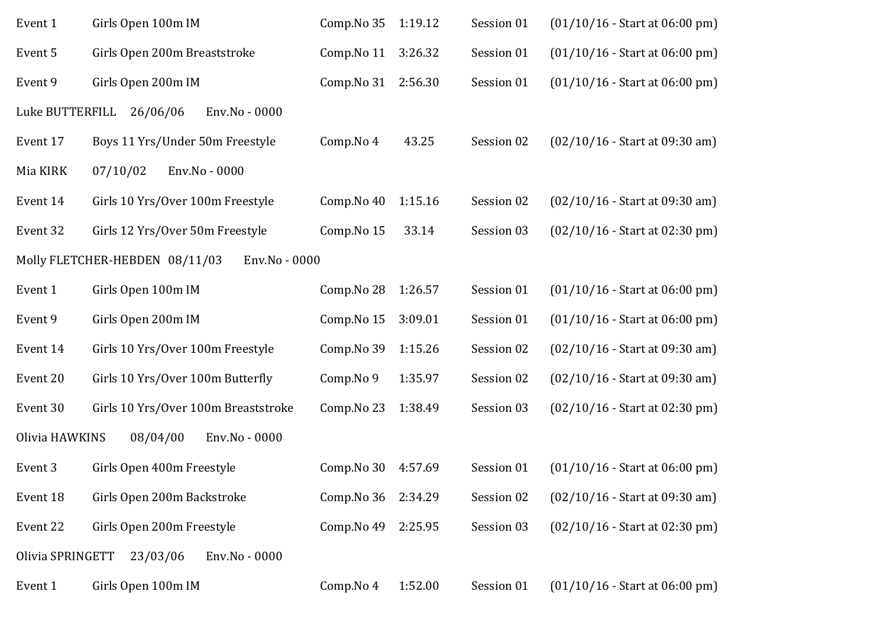Event 1 Girls Open 100m IM Comp.No 35 1:19.12 Session 01 (01/10/16 - Start at 06:00 pm)

Event 5 Girls Open 200m Breaststroke Comp.No 11 3:26.32 Session 01 (01/10/16 - Start at 06:00 pm)

Event 9 Girls Open 200m IM Comp.No 31 2:56.30 Session 01 (01/10/16 - Start at 06:00 pm)

Luke BUTTERFILL 26/06/06 Env.No - 0000

Event 17 Boys 11 Yrs/Under 50m Freestyle Comp.No 4 43.25 Session 02 (02/10/16 - Start at 09:30 am)

Mia KIRK 07/10/02 Env.No - 0000

Event 14 Girls 10 Yrs/Over 100m Freestyle Comp.No 40 1:15.16 Session 02 (02/10/16 - Start at 09:30 am)

Event 32 Girls 12 Yrs/Over 50m Freestyle Comp.No 15 33.14 Session 03 (02/10/16 - Start at 02:30 pm)

Molly FLETCHER-HEBDEN 08/11/03 Env.No - 0000

Event 1 Girls Open 100m IM Comp.No 28 1:26.57 Session 01 (01/10/16 - Start at 06:00 pm)

Event 9 Girls Open 200m IM Comp.No 15 3:09.01 Session 01 (01/10/16 - Start at 06:00 pm)

Event 14 Girls 10 Yrs/Over 100m Freestyle Comp.No 39 1:15.26 Session 02 (02/10/16 - Start at 09:30 am)

Event 20 Girls 10 Yrs/Over 100m Butterfly Comp.No 9 1:35.97 Session 02 (02/10/16 - Start at 09:30 am)

Event 30 Girls 10 Yrs/Over 100m Breaststroke Comp.No 23 1:38.49 Session 03 (02/10/16 - Start at 02:30 pm)

Olivia HAWKINS 08/04/00 Env.No - 0000

Event 3 Girls Open 400m Freestyle Comp.No 30 4:57.69 Session 01 (01/10/16 - Start at 06:00 pm)

Event 18 Girls Open 200m Backstroke Comp.No 36 2:34.29 Session 02 (02/10/16 - Start at 09:30 am)

Event 22 Girls Open 200m Freestyle Comp.No 49 2:25.95 Session 03 (02/10/16 - Start at 02:30 pm)

Olivia SPRINGETT 23/03/06 Env.No - 0000

Event 1 Girls Open 100m IM Comp.No 4 1:52.00 Session 01 (01/10/16 - Start at 06:00 pm)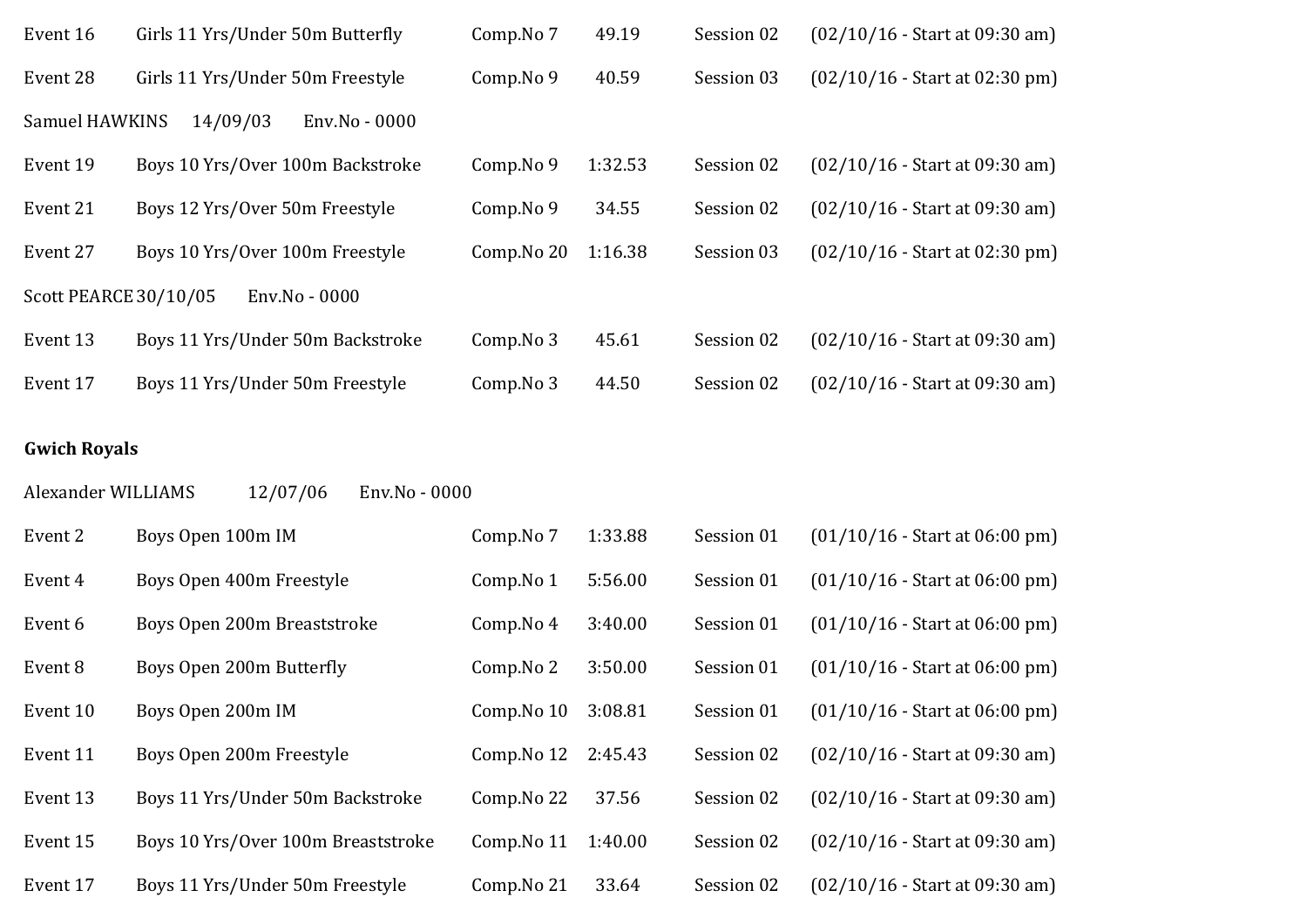Event 16 Girls 11 Yrs/Under 50m Butterfly Comp.No 7 49.19 Session 02 (02/10/16 - Start at 09:30 am)

Event 28 Girls 11 Yrs/Under 50m Freestyle Comp.No 9 40.59 Session 03 (02/10/16 - Start at 02:30 pm)

Samuel HAWKINS 14/09/03 Env.No - 0000

Event 19 Boys 10 Yrs/Over 100m Backstroke Comp.No 9 1:32.53 Session 02 (02/10/16 - Start at 09:30 am)

Event 21 Boys 12 Yrs/Over 50m Freestyle Comp.No 9 34.55 Session 02 (02/10/16 - Start at 09:30 am)

Event 27 Boys 10 Yrs/Over 100m Freestyle Comp.No 20 1:16.38 Session 03 (02/10/16 - Start at 02:30 pm)

Scott PEARCE 30/10/05 Env.No - 0000

Event 13 Boys 11 Yrs/Under 50m Backstroke Comp.No 3 45.61 Session 02 (02/10/16 - Start at 09:30 am)

Event 17 Boys 11 Yrs/Under 50m Freestyle Comp.No 3 44.50 Session 02 (02/10/16 - Start at 09:30 am)

**Gwich Royals**

Alexander WILLIAMS 12/07/06 Env.No - 0000

Event 2 Boys Open 100m IM Comp.No 7 1:33.88 Session 01 (01/10/16 - Start at 06:00 pm)

Event 4 Boys Open 400m Freestyle Comp.No 1 5:56.00 Session 01 (01/10/16 - Start at 06:00 pm)

Event 6 Boys Open 200m Breaststroke Comp.No 4 3:40.00 Session 01 (01/10/16 - Start at 06:00 pm)

Event 8 Boys Open 200m Butterfly Comp.No 2 3:50.00 Session 01 (01/10/16 - Start at 06:00 pm)

Event 10 Boys Open 200m IM Comp.No 10 3:08.81 Session 01 (01/10/16 - Start at 06:00 pm)

Event 11 Boys Open 200m Freestyle Comp.No 12 2:45.43 Session 02 (02/10/16 - Start at 09:30 am)

Event 13 Boys 11 Yrs/Under 50m Backstroke Comp.No 22 37.56 Session 02 (02/10/16 - Start at 09:30 am)

Event 15 Boys 10 Yrs/Over 100m Breaststroke Comp.No 11 1:40.00 Session 02 (02/10/16 - Start at 09:30 am)

Event 17 Boys 11 Yrs/Under 50m Freestyle Comp.No 21 33.64 Session 02 (02/10/16 - Start at 09:30 am)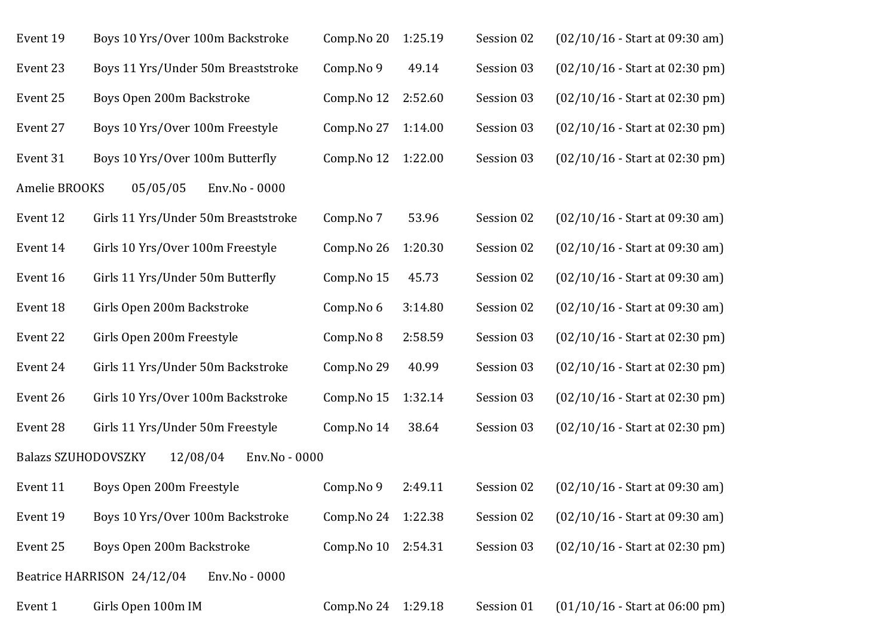Event 19	Boys 10 Yrs/Over 100m Backstroke	Comp.No 20	1:25.19	Session 02	(02/10/16 - Start at 09:30 am)

Event 23	Boys 11 Yrs/Under 50m Breaststroke	Comp.No 9	49.14	Session 03	(02/10/16 - Start at 02:30 pm)

Event 25	Boys Open 200m Backstroke	Comp.No 12	2:52.60	Session 03	(02/10/16 - Start at 02:30 pm)

Event 27	Boys 10 Yrs/Over 100m Freestyle	Comp.No 27	1:14.00	Session 03	(02/10/16 - Start at 02:30 pm)

Event 31	Boys 10 Yrs/Over 100m Butterfly	Comp.No 12	1:22.00	Session 03	(02/10/16 - Start at 02:30 pm)

Amelie BROOKS	05/05/05	Env.No - 0000

Event 12	Girls 11 Yrs/Under 50m Breaststroke	Comp.No 7	53.96	Session 02	(02/10/16 - Start at 09:30 am)

Event 14	Girls 10 Yrs/Over 100m Freestyle	Comp.No 26	1:20.30	Session 02	(02/10/16 - Start at 09:30 am)

Event 16	Girls 11 Yrs/Under 50m Butterfly	Comp.No 15	45.73	Session 02	(02/10/16 - Start at 09:30 am)

Event 18	Girls Open 200m Backstroke	Comp.No 6	3:14.80	Session 02	(02/10/16 - Start at 09:30 am)

Event 22	Girls Open 200m Freestyle	Comp.No 8	2:58.59	Session 03	(02/10/16 - Start at 02:30 pm)

Event 24	Girls 11 Yrs/Under 50m Backstroke	Comp.No 29	40.99	Session 03	(02/10/16 - Start at 02:30 pm)

Event 26	Girls 10 Yrs/Over 100m Backstroke	Comp.No 15	1:32.14	Session 03	(02/10/16 - Start at 02:30 pm)

Event 28	Girls 11 Yrs/Under 50m Freestyle	Comp.No 14	38.64	Session 03	(02/10/16 - Start at 02:30 pm)

Balazs SZUHODOVSZKY	12/08/04	Env.No - 0000

Event 11	Boys Open 200m Freestyle	Comp.No 9	2:49.11	Session 02	(02/10/16 - Start at 09:30 am)

Event 19	Boys 10 Yrs/Over 100m Backstroke	Comp.No 24	1:22.38	Session 02	(02/10/16 - Start at 09:30 am)

Event 25	Boys Open 200m Backstroke	Comp.No 10	2:54.31	Session 03	(02/10/16 - Start at 02:30 pm)

Beatrice HARRISON	24/12/04	Env.No - 0000

Event 1	Girls Open 100m IM	Comp.No 24	1:29.18	Session 01	(01/10/16 - Start at 06:00 pm)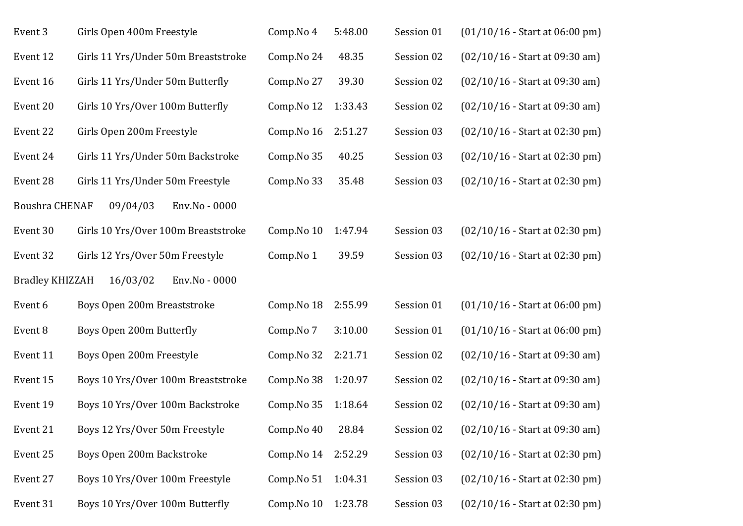Event 3 Girls Open 400m Freestyle Comp.No 4 5:48.00 Session 01 (01/10/16 - Start at 06:00 pm)

Event 12 Girls 11 Yrs/Under 50m Breaststroke Comp.No 24 48.35 Session 02 (02/10/16 - Start at 09:30 am)

Event 16 Girls 11 Yrs/Under 50m Butterfly Comp.No 27 39.30 Session 02 (02/10/16 - Start at 09:30 am)

Event 20 Girls 10 Yrs/Over 100m Butterfly Comp.No 12 1:33.43 Session 02 (02/10/16 - Start at 09:30 am)

Event 22 Girls Open 200m Freestyle Comp.No 16 2:51.27 Session 03 (02/10/16 - Start at 02:30 pm)

Event 24 Girls 11 Yrs/Under 50m Backstroke Comp.No 35 40.25 Session 03 (02/10/16 - Start at 02:30 pm)

Event 28 Girls 11 Yrs/Under 50m Freestyle Comp.No 33 35.48 Session 03 (02/10/16 - Start at 02:30 pm)

Boushra CHENAF 09/04/03 Env.No - 0000

Event 30 Girls 10 Yrs/Over 100m Breaststroke Comp.No 10 1:47.94 Session 03 (02/10/16 - Start at 02:30 pm)

Event 32 Girls 12 Yrs/Over 50m Freestyle Comp.No 1 39.59 Session 03 (02/10/16 - Start at 02:30 pm)

Bradley KHIZZAH 16/03/02 Env.No - 0000

Event 6 Boys Open 200m Breaststroke Comp.No 18 2:55.99 Session 01 (01/10/16 - Start at 06:00 pm)

Event 8 Boys Open 200m Butterfly Comp.No 7 3:10.00 Session 01 (01/10/16 - Start at 06:00 pm)

Event 11 Boys Open 200m Freestyle Comp.No 32 2:21.71 Session 02 (02/10/16 - Start at 09:30 am)

Event 15 Boys 10 Yrs/Over 100m Breaststroke Comp.No 38 1:20.97 Session 02 (02/10/16 - Start at 09:30 am)

Event 19 Boys 10 Yrs/Over 100m Backstroke Comp.No 35 1:18.64 Session 02 (02/10/16 - Start at 09:30 am)

Event 21 Boys 12 Yrs/Over 50m Freestyle Comp.No 40 28.84 Session 02 (02/10/16 - Start at 09:30 am)

Event 25 Boys Open 200m Backstroke Comp.No 14 2:52.29 Session 03 (02/10/16 - Start at 02:30 pm)

Event 27 Boys 10 Yrs/Over 100m Freestyle Comp.No 51 1:04.31 Session 03 (02/10/16 - Start at 02:30 pm)

Event 31 Boys 10 Yrs/Over 100m Butterfly Comp.No 10 1:23.78 Session 03 (02/10/16 - Start at 02:30 pm)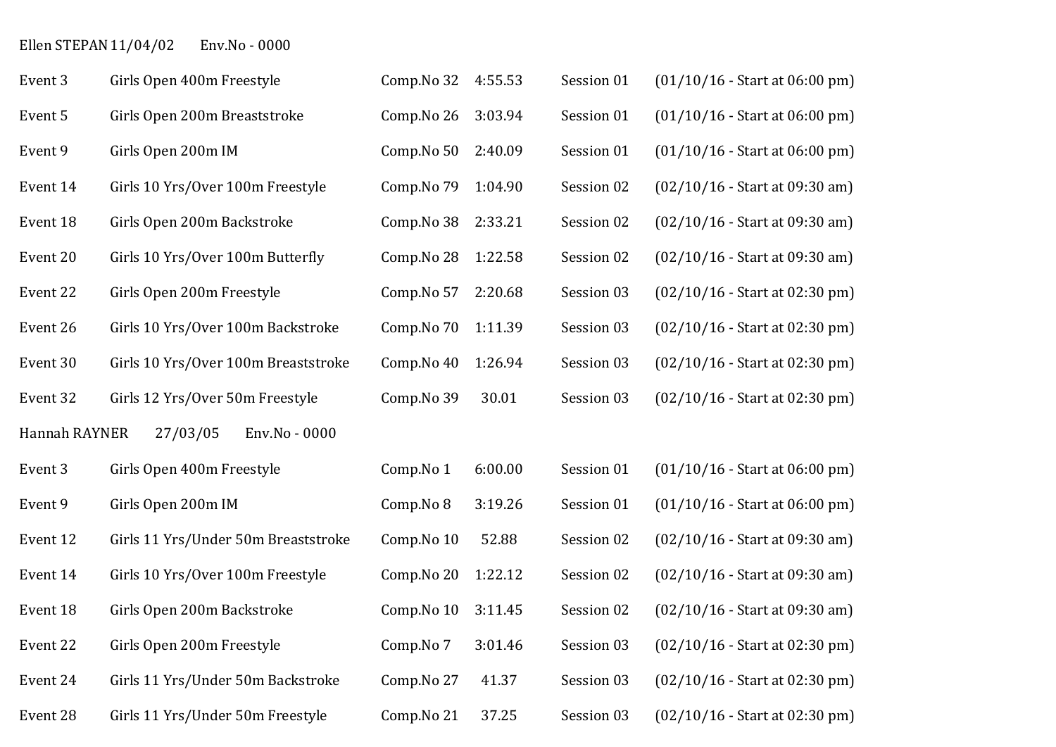Ellen STEPAN 11/04/02 Env.No - 0000

| | | | | | |
|---|---|---|---|---|---|
| Event 3 | Girls Open 400m Freestyle | Comp.No 32 | 4:55.53 | Session 01 | (01/10/16 - Start at 06:00 pm) |
| Event 5 | Girls Open 200m Breaststroke | Comp.No 26 | 3:03.94 | Session 01 | (01/10/16 - Start at 06:00 pm) |
| Event 9 | Girls Open 200m IM | Comp.No 50 | 2:40.09 | Session 01 | (01/10/16 - Start at 06:00 pm) |
| Event 14 | Girls 10 Yrs/Over 100m Freestyle | Comp.No 79 | 1:04.90 | Session 02 | (02/10/16 - Start at 09:30 am) |
| Event 18 | Girls Open 200m Backstroke | Comp.No 38 | 2:33.21 | Session 02 | (02/10/16 - Start at 09:30 am) |
| Event 20 | Girls 10 Yrs/Over 100m Butterfly | Comp.No 28 | 1:22.58 | Session 02 | (02/10/16 - Start at 09:30 am) |
| Event 22 | Girls Open 200m Freestyle | Comp.No 57 | 2:20.68 | Session 03 | (02/10/16 - Start at 02:30 pm) |
| Event 26 | Girls 10 Yrs/Over 100m Backstroke | Comp.No 70 | 1:11.39 | Session 03 | (02/10/16 - Start at 02:30 pm) |
| Event 30 | Girls 10 Yrs/Over 100m Breaststroke | Comp.No 40 | 1:26.94 | Session 03 | (02/10/16 - Start at 02:30 pm) |
| Event 32 | Girls 12 Yrs/Over 50m Freestyle | Comp.No 39 | 30.01 | Session 03 | (02/10/16 - Start at 02:30 pm) |

Hannah RAYNER 27/03/05 Env.No - 0000

| | | | | | |
|---|---|---|---|---|---|
| Event 3 | Girls Open 400m Freestyle | Comp.No 1 | 6:00.00 | Session 01 | (01/10/16 - Start at 06:00 pm) |
| Event 9 | Girls Open 200m IM | Comp.No 8 | 3:19.26 | Session 01 | (01/10/16 - Start at 06:00 pm) |
| Event 12 | Girls 11 Yrs/Under 50m Breaststroke | Comp.No 10 | 52.88 | Session 02 | (02/10/16 - Start at 09:30 am) |
| Event 14 | Girls 10 Yrs/Over 100m Freestyle | Comp.No 20 | 1:22.12 | Session 02 | (02/10/16 - Start at 09:30 am) |
| Event 18 | Girls Open 200m Backstroke | Comp.No 10 | 3:11.45 | Session 02 | (02/10/16 - Start at 09:30 am) |
| Event 22 | Girls Open 200m Freestyle | Comp.No 7 | 3:01.46 | Session 03 | (02/10/16 - Start at 02:30 pm) |
| Event 24 | Girls 11 Yrs/Under 50m Backstroke | Comp.No 27 | 41.37 | Session 03 | (02/10/16 - Start at 02:30 pm) |
| Event 28 | Girls 11 Yrs/Under 50m Freestyle | Comp.No 21 | 37.25 | Session 03 | (02/10/16 - Start at 02:30 pm) |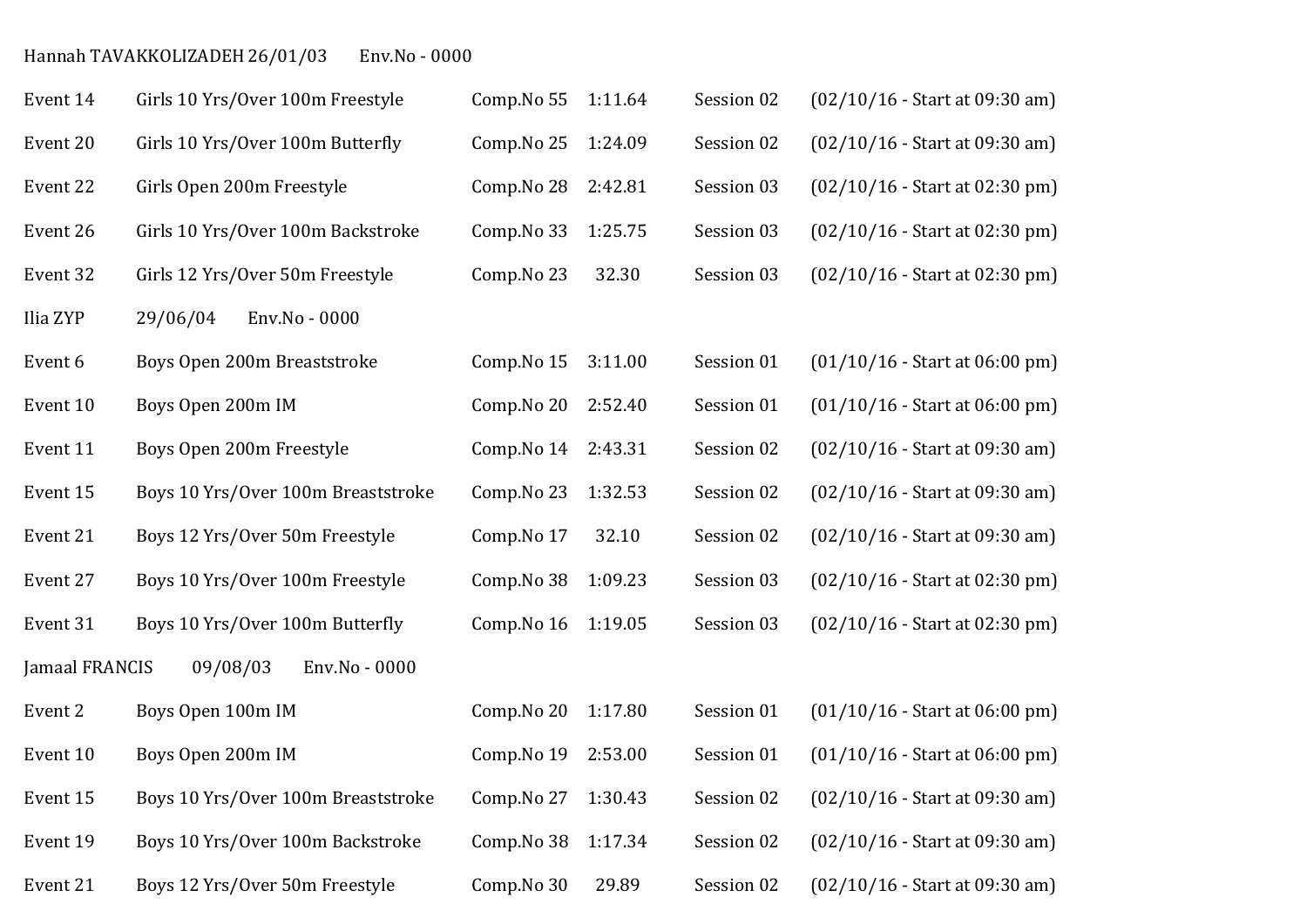Hannah TAVAKKOLIZADEH 26/01/03 Env.No - 0000

| | | | | | |
|---|---|---|---|---|---|
| Event 14 | Girls 10 Yrs/Over 100m Freestyle | Comp.No 55 | 1:11.64 | Session 02 | (02/10/16 - Start at 09:30 am) |
| Event 20 | Girls 10 Yrs/Over 100m Butterfly | Comp.No 25 | 1:24.09 | Session 02 | (02/10/16 - Start at 09:30 am) |
| Event 22 | Girls Open 200m Freestyle | Comp.No 28 | 2:42.81 | Session 03 | (02/10/16 - Start at 02:30 pm) |
| Event 26 | Girls 10 Yrs/Over 100m Backstroke | Comp.No 33 | 1:25.75 | Session 03 | (02/10/16 - Start at 02:30 pm) |
| Event 32 | Girls 12 Yrs/Over 50m Freestyle | Comp.No 23 | 32.30 | Session 03 | (02/10/16 - Start at 02:30 pm) |

Ilia ZYP 29/06/04 Env.No - 0000

| | | | | | |
|---|---|---|---|---|---|
| Event 6 | Boys Open 200m Breaststroke | Comp.No 15 | 3:11.00 | Session 01 | (01/10/16 - Start at 06:00 pm) |
| Event 10 | Boys Open 200m IM | Comp.No 20 | 2:52.40 | Session 01 | (01/10/16 - Start at 06:00 pm) |
| Event 11 | Boys Open 200m Freestyle | Comp.No 14 | 2:43.31 | Session 02 | (02/10/16 - Start at 09:30 am) |
| Event 15 | Boys 10 Yrs/Over 100m Breaststroke | Comp.No 23 | 1:32.53 | Session 02 | (02/10/16 - Start at 09:30 am) |
| Event 21 | Boys 12 Yrs/Over 50m Freestyle | Comp.No 17 | 32.10 | Session 02 | (02/10/16 - Start at 09:30 am) |
| Event 27 | Boys 10 Yrs/Over 100m Freestyle | Comp.No 38 | 1:09.23 | Session 03 | (02/10/16 - Start at 02:30 pm) |
| Event 31 | Boys 10 Yrs/Over 100m Butterfly | Comp.No 16 | 1:19.05 | Session 03 | (02/10/16 - Start at 02:30 pm) |

Jamaal FRANCIS 09/08/03 Env.No - 0000

| | | | | | |
|---|---|---|---|---|---|
| Event 2 | Boys Open 100m IM | Comp.No 20 | 1:17.80 | Session 01 | (01/10/16 - Start at 06:00 pm) |
| Event 10 | Boys Open 200m IM | Comp.No 19 | 2:53.00 | Session 01 | (01/10/16 - Start at 06:00 pm) |
| Event 15 | Boys 10 Yrs/Over 100m Breaststroke | Comp.No 27 | 1:30.43 | Session 02 | (02/10/16 - Start at 09:30 am) |
| Event 19 | Boys 10 Yrs/Over 100m Backstroke | Comp.No 38 | 1:17.34 | Session 02 | (02/10/16 - Start at 09:30 am) |
| Event 21 | Boys 12 Yrs/Over 50m Freestyle | Comp.No 30 | 29.89 | Session 02 | (02/10/16 - Start at 09:30 am) |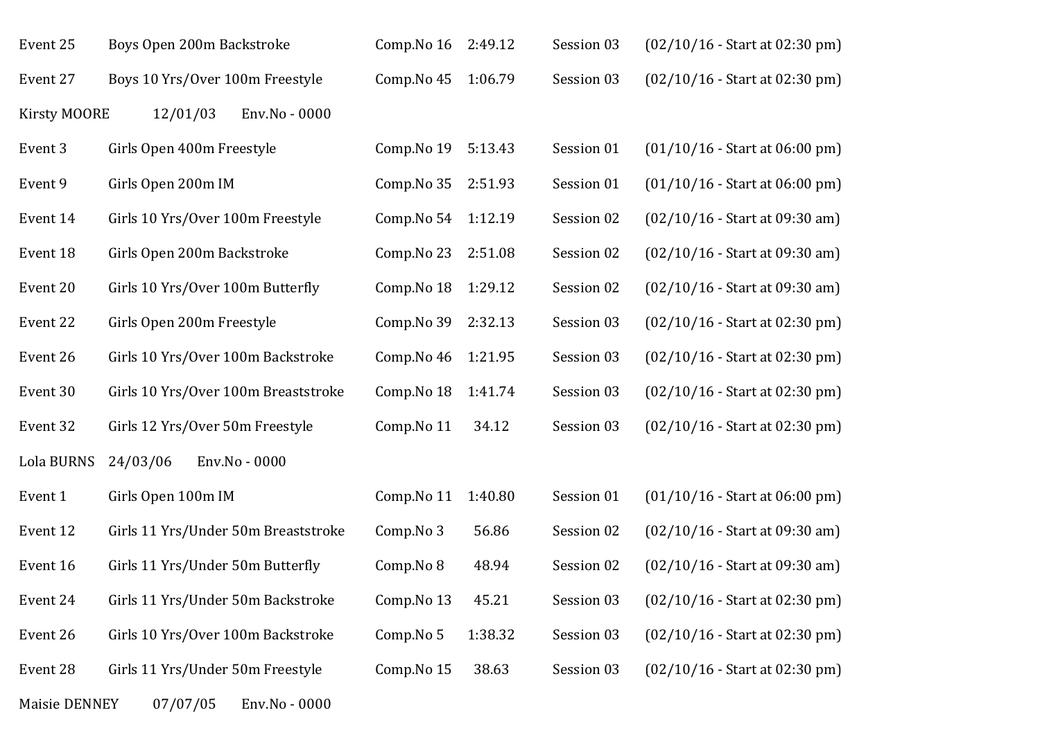| | | | | | |
|---|---|---|---|---|---|
| Event 25 | Boys Open 200m Backstroke | Comp.No 16 | 2:49.12 | Session 03 | (02/10/16 - Start at 02:30 pm) |
| Event 27 | Boys 10 Yrs/Over 100m Freestyle | Comp.No 45 | 1:06.79 | Session 03 | (02/10/16 - Start at 02:30 pm) |

Kirsty MOORE 12/01/03 Env.No - 0000

| | | | | | |
|---|---|---|---|---|---|
| Event 3 | Girls Open 400m Freestyle | Comp.No 19 | 5:13.43 | Session 01 | (01/10/16 - Start at 06:00 pm) |
| Event 9 | Girls Open 200m IM | Comp.No 35 | 2:51.93 | Session 01 | (01/10/16 - Start at 06:00 pm) |
| Event 14 | Girls 10 Yrs/Over 100m Freestyle | Comp.No 54 | 1:12.19 | Session 02 | (02/10/16 - Start at 09:30 am) |
| Event 18 | Girls Open 200m Backstroke | Comp.No 23 | 2:51.08 | Session 02 | (02/10/16 - Start at 09:30 am) |
| Event 20 | Girls 10 Yrs/Over 100m Butterfly | Comp.No 18 | 1:29.12 | Session 02 | (02/10/16 - Start at 09:30 am) |
| Event 22 | Girls Open 200m Freestyle | Comp.No 39 | 2:32.13 | Session 03 | (02/10/16 - Start at 02:30 pm) |
| Event 26 | Girls 10 Yrs/Over 100m Backstroke | Comp.No 46 | 1:21.95 | Session 03 | (02/10/16 - Start at 02:30 pm) |
| Event 30 | Girls 10 Yrs/Over 100m Breaststroke | Comp.No 18 | 1:41.74 | Session 03 | (02/10/16 - Start at 02:30 pm) |
| Event 32 | Girls 12 Yrs/Over 50m Freestyle | Comp.No 11 | 34.12 | Session 03 | (02/10/16 - Start at 02:30 pm) |

Lola BURNS 24/03/06 Env.No - 0000

| | | | | | |
|---|---|---|---|---|---|
| Event 1 | Girls Open 100m IM | Comp.No 11 | 1:40.80 | Session 01 | (01/10/16 - Start at 06:00 pm) |
| Event 12 | Girls 11 Yrs/Under 50m Breaststroke | Comp.No 3 | 56.86 | Session 02 | (02/10/16 - Start at 09:30 am) |
| Event 16 | Girls 11 Yrs/Under 50m Butterfly | Comp.No 8 | 48.94 | Session 02 | (02/10/16 - Start at 09:30 am) |
| Event 24 | Girls 11 Yrs/Under 50m Backstroke | Comp.No 13 | 45.21 | Session 03 | (02/10/16 - Start at 02:30 pm) |
| Event 26 | Girls 10 Yrs/Over 100m Backstroke | Comp.No 5 | 1:38.32 | Session 03 | (02/10/16 - Start at 02:30 pm) |
| Event 28 | Girls 11 Yrs/Under 50m Freestyle | Comp.No 15 | 38.63 | Session 03 | (02/10/16 - Start at 02:30 pm) |

Maisie DENNEY 07/07/05 Env.No - 0000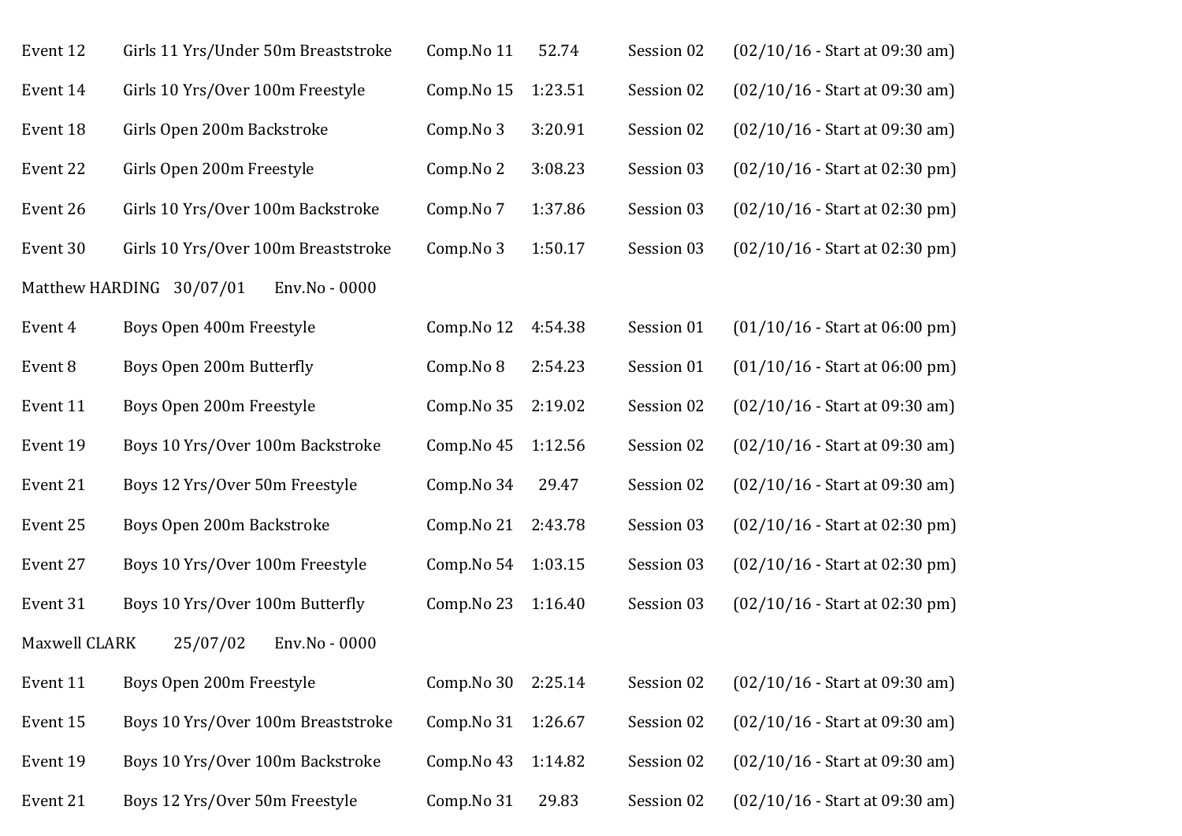Event 12 Girls 11 Yrs/Under 50m Breaststroke Comp.No 11 52.74 Session 02 (02/10/16 - Start at 09:30 am)

Event 14 Girls 10 Yrs/Over 100m Freestyle Comp.No 15 1:23.51 Session 02 (02/10/16 - Start at 09:30 am)

Event 18 Girls Open 200m Backstroke Comp.No 3 3:20.91 Session 02 (02/10/16 - Start at 09:30 am)

Event 22 Girls Open 200m Freestyle Comp.No 2 3:08.23 Session 03 (02/10/16 - Start at 02:30 pm)

Event 26 Girls 10 Yrs/Over 100m Backstroke Comp.No 7 1:37.86 Session 03 (02/10/16 - Start at 02:30 pm)

Event 30 Girls 10 Yrs/Over 100m Breaststroke Comp.No 3 1:50.17 Session 03 (02/10/16 - Start at 02:30 pm)

Matthew HARDING 30/07/01 Env.No - 0000

Event 4 Boys Open 400m Freestyle Comp.No 12 4:54.38 Session 01 (01/10/16 - Start at 06:00 pm)

Event 8 Boys Open 200m Butterfly Comp.No 8 2:54.23 Session 01 (01/10/16 - Start at 06:00 pm)

Event 11 Boys Open 200m Freestyle Comp.No 35 2:19.02 Session 02 (02/10/16 - Start at 09:30 am)

Event 19 Boys 10 Yrs/Over 100m Backstroke Comp.No 45 1:12.56 Session 02 (02/10/16 - Start at 09:30 am)

Event 21 Boys 12 Yrs/Over 50m Freestyle Comp.No 34 29.47 Session 02 (02/10/16 - Start at 09:30 am)

Event 25 Boys Open 200m Backstroke Comp.No 21 2:43.78 Session 03 (02/10/16 - Start at 02:30 pm)

Event 27 Boys 10 Yrs/Over 100m Freestyle Comp.No 54 1:03.15 Session 03 (02/10/16 - Start at 02:30 pm)

Event 31 Boys 10 Yrs/Over 100m Butterfly Comp.No 23 1:16.40 Session 03 (02/10/16 - Start at 02:30 pm)

Maxwell CLARK 25/07/02 Env.No - 0000

Event 11 Boys Open 200m Freestyle Comp.No 30 2:25.14 Session 02 (02/10/16 - Start at 09:30 am)

Event 15 Boys 10 Yrs/Over 100m Breaststroke Comp.No 31 1:26.67 Session 02 (02/10/16 - Start at 09:30 am)

Event 19 Boys 10 Yrs/Over 100m Backstroke Comp.No 43 1:14.82 Session 02 (02/10/16 - Start at 09:30 am)

Event 21 Boys 12 Yrs/Over 50m Freestyle Comp.No 31 29.83 Session 02 (02/10/16 - Start at 09:30 am)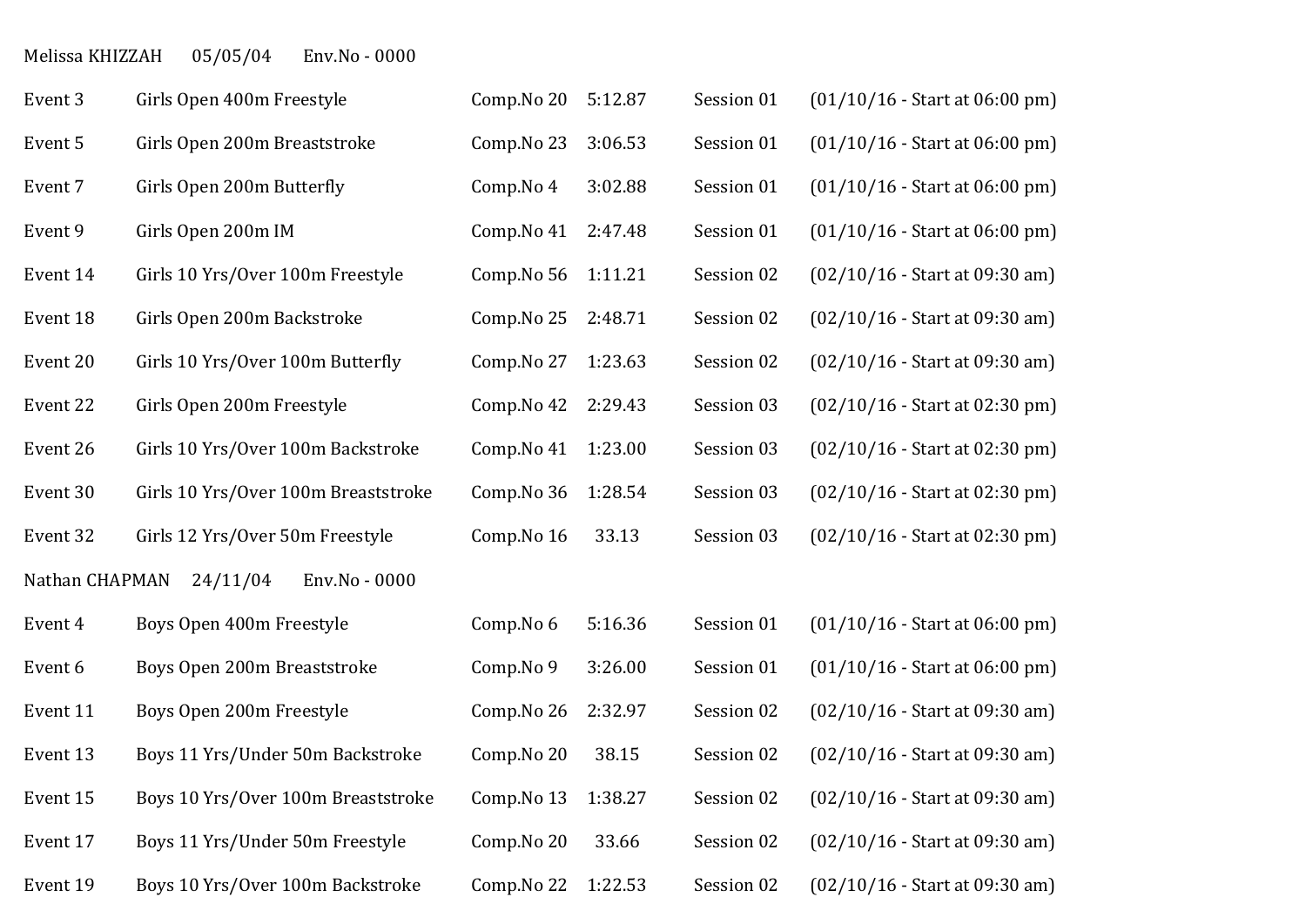Melissa KHIZZAH 05/05/04 Env.No - 0000

| | | | | | |
|---|---|---|---|---|---|
| Event 3 | Girls Open 400m Freestyle | Comp.No 20 | 5:12.87 | Session 01 | (01/10/16 - Start at 06:00 pm) |
| Event 5 | Girls Open 200m Breaststroke | Comp.No 23 | 3:06.53 | Session 01 | (01/10/16 - Start at 06:00 pm) |
| Event 7 | Girls Open 200m Butterfly | Comp.No 4 | 3:02.88 | Session 01 | (01/10/16 - Start at 06:00 pm) |
| Event 9 | Girls Open 200m IM | Comp.No 41 | 2:47.48 | Session 01 | (01/10/16 - Start at 06:00 pm) |
| Event 14 | Girls 10 Yrs/Over 100m Freestyle | Comp.No 56 | 1:11.21 | Session 02 | (02/10/16 - Start at 09:30 am) |
| Event 18 | Girls Open 200m Backstroke | Comp.No 25 | 2:48.71 | Session 02 | (02/10/16 - Start at 09:30 am) |
| Event 20 | Girls 10 Yrs/Over 100m Butterfly | Comp.No 27 | 1:23.63 | Session 02 | (02/10/16 - Start at 09:30 am) |
| Event 22 | Girls Open 200m Freestyle | Comp.No 42 | 2:29.43 | Session 03 | (02/10/16 - Start at 02:30 pm) |
| Event 26 | Girls 10 Yrs/Over 100m Backstroke | Comp.No 41 | 1:23.00 | Session 03 | (02/10/16 - Start at 02:30 pm) |
| Event 30 | Girls 10 Yrs/Over 100m Breaststroke | Comp.No 36 | 1:28.54 | Session 03 | (02/10/16 - Start at 02:30 pm) |
| Event 32 | Girls 12 Yrs/Over 50m Freestyle | Comp.No 16 | 33.13 | Session 03 | (02/10/16 - Start at 02:30 pm) |

Nathan CHAPMAN 24/11/04 Env.No - 0000

| | | | | | |
|---|---|---|---|---|---|
| Event 4 | Boys Open 400m Freestyle | Comp.No 6 | 5:16.36 | Session 01 | (01/10/16 - Start at 06:00 pm) |
| Event 6 | Boys Open 200m Breaststroke | Comp.No 9 | 3:26.00 | Session 01 | (01/10/16 - Start at 06:00 pm) |
| Event 11 | Boys Open 200m Freestyle | Comp.No 26 | 2:32.97 | Session 02 | (02/10/16 - Start at 09:30 am) |
| Event 13 | Boys 11 Yrs/Under 50m Backstroke | Comp.No 20 | 38.15 | Session 02 | (02/10/16 - Start at 09:30 am) |
| Event 15 | Boys 10 Yrs/Over 100m Breaststroke | Comp.No 13 | 1:38.27 | Session 02 | (02/10/16 - Start at 09:30 am) |
| Event 17 | Boys 11 Yrs/Under 50m Freestyle | Comp.No 20 | 33.66 | Session 02 | (02/10/16 - Start at 09:30 am) |
| Event 19 | Boys 10 Yrs/Over 100m Backstroke | Comp.No 22 | 1:22.53 | Session 02 | (02/10/16 - Start at 09:30 am) |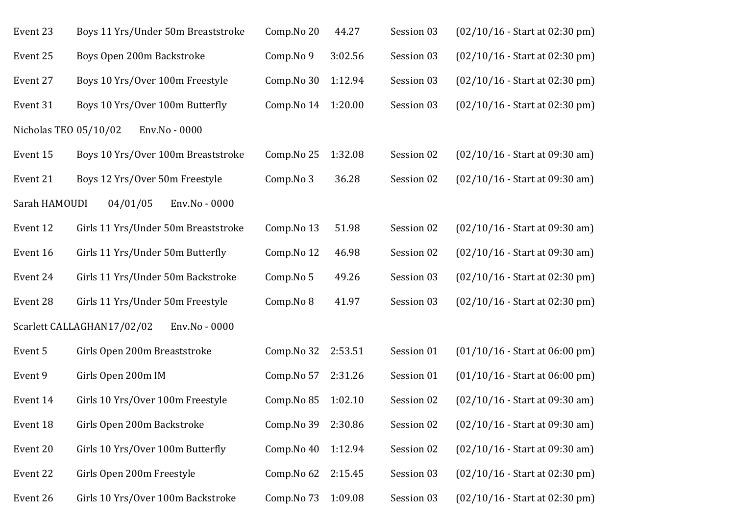Event 23 Boys 11 Yrs/Under 50m Breaststroke Comp.No 20 44.27 Session 03 (02/10/16 - Start at 02:30 pm)

Event 25 Boys Open 200m Backstroke Comp.No 9 3:02.56 Session 03 (02/10/16 - Start at 02:30 pm)

Event 27 Boys 10 Yrs/Over 100m Freestyle Comp.No 30 1:12.94 Session 03 (02/10/16 - Start at 02:30 pm)

Event 31 Boys 10 Yrs/Over 100m Butterfly Comp.No 14 1:20.00 Session 03 (02/10/16 - Start at 02:30 pm)

Nicholas TEO 05/10/02 Env.No - 0000

Event 15 Boys 10 Yrs/Over 100m Breaststroke Comp.No 25 1:32.08 Session 02 (02/10/16 - Start at 09:30 am)

Event 21 Boys 12 Yrs/Over 50m Freestyle Comp.No 3 36.28 Session 02 (02/10/16 - Start at 09:30 am)

Sarah HAMOUDI 04/01/05 Env.No - 0000

Event 12 Girls 11 Yrs/Under 50m Breaststroke Comp.No 13 51.98 Session 02 (02/10/16 - Start at 09:30 am)

Event 16 Girls 11 Yrs/Under 50m Butterfly Comp.No 12 46.98 Session 02 (02/10/16 - Start at 09:30 am)

Event 24 Girls 11 Yrs/Under 50m Backstroke Comp.No 5 49.26 Session 03 (02/10/16 - Start at 02:30 pm)

Event 28 Girls 11 Yrs/Under 50m Freestyle Comp.No 8 41.97 Session 03 (02/10/16 - Start at 02:30 pm)

Scarlett CALLAGHAN17/02/02 Env.No - 0000

Event 5 Girls Open 200m Breaststroke Comp.No 32 2:53.51 Session 01 (01/10/16 - Start at 06:00 pm)

Event 9 Girls Open 200m IM Comp.No 57 2:31.26 Session 01 (01/10/16 - Start at 06:00 pm)

Event 14 Girls 10 Yrs/Over 100m Freestyle Comp.No 85 1:02.10 Session 02 (02/10/16 - Start at 09:30 am)

Event 18 Girls Open 200m Backstroke Comp.No 39 2:30.86 Session 02 (02/10/16 - Start at 09:30 am)

Event 20 Girls 10 Yrs/Over 100m Butterfly Comp.No 40 1:12.94 Session 02 (02/10/16 - Start at 09:30 am)

Event 22 Girls Open 200m Freestyle Comp.No 62 2:15.45 Session 03 (02/10/16 - Start at 02:30 pm)

Event 26 Girls 10 Yrs/Over 100m Backstroke Comp.No 73 1:09.08 Session 03 (02/10/16 - Start at 02:30 pm)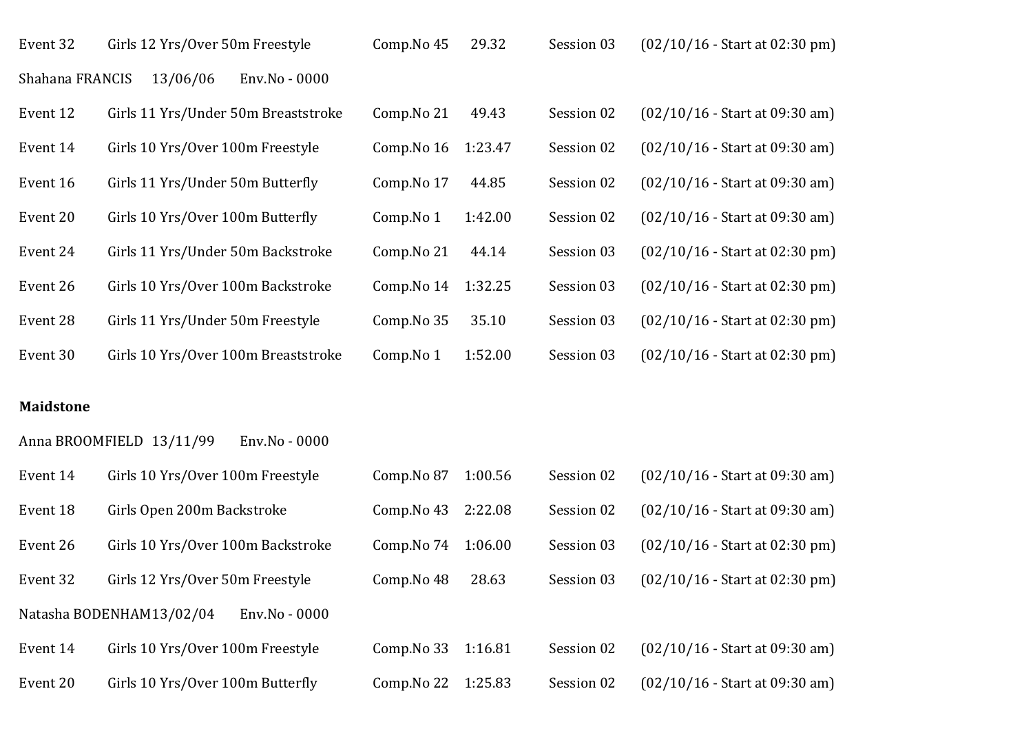Event 32 Girls 12 Yrs/Over 50m Freestyle Comp.No 45 29.32 Session 03 (02/10/16 - Start at 02:30 pm)

Shahana FRANCIS 13/06/06 Env.No - 0000

Event 12 Girls 11 Yrs/Under 50m Breaststroke Comp.No 21 49.43 Session 02 (02/10/16 - Start at 09:30 am)

Event 14 Girls 10 Yrs/Over 100m Freestyle Comp.No 16 1:23.47 Session 02 (02/10/16 - Start at 09:30 am)

Event 16 Girls 11 Yrs/Under 50m Butterfly Comp.No 17 44.85 Session 02 (02/10/16 - Start at 09:30 am)

Event 20 Girls 10 Yrs/Over 100m Butterfly Comp.No 1 1:42.00 Session 02 (02/10/16 - Start at 09:30 am)

Event 24 Girls 11 Yrs/Under 50m Backstroke Comp.No 21 44.14 Session 03 (02/10/16 - Start at 02:30 pm)

Event 26 Girls 10 Yrs/Over 100m Backstroke Comp.No 14 1:32.25 Session 03 (02/10/16 - Start at 02:30 pm)

Event 28 Girls 11 Yrs/Under 50m Freestyle Comp.No 35 35.10 Session 03 (02/10/16 - Start at 02:30 pm)

Event 30 Girls 10 Yrs/Over 100m Breaststroke Comp.No 1 1:52.00 Session 03 (02/10/16 - Start at 02:30 pm)

**Maidstone**

Anna BROOMFIELD 13/11/99 Env.No - 0000

Event 14 Girls 10 Yrs/Over 100m Freestyle Comp.No 87 1:00.56 Session 02 (02/10/16 - Start at 09:30 am)

Event 18 Girls Open 200m Backstroke Comp.No 43 2:22.08 Session 02 (02/10/16 - Start at 09:30 am)

Event 26 Girls 10 Yrs/Over 100m Backstroke Comp.No 74 1:06.00 Session 03 (02/10/16 - Start at 02:30 pm)

Event 32 Girls 12 Yrs/Over 50m Freestyle Comp.No 48 28.63 Session 03 (02/10/16 - Start at 02:30 pm)

Natasha BODENHAM13/02/04 Env.No - 0000

Event 14 Girls 10 Yrs/Over 100m Freestyle Comp.No 33 1:16.81 Session 02 (02/10/16 - Start at 09:30 am)

Event 20 Girls 10 Yrs/Over 100m Butterfly Comp.No 22 1:25.83 Session 02 (02/10/16 - Start at 09:30 am)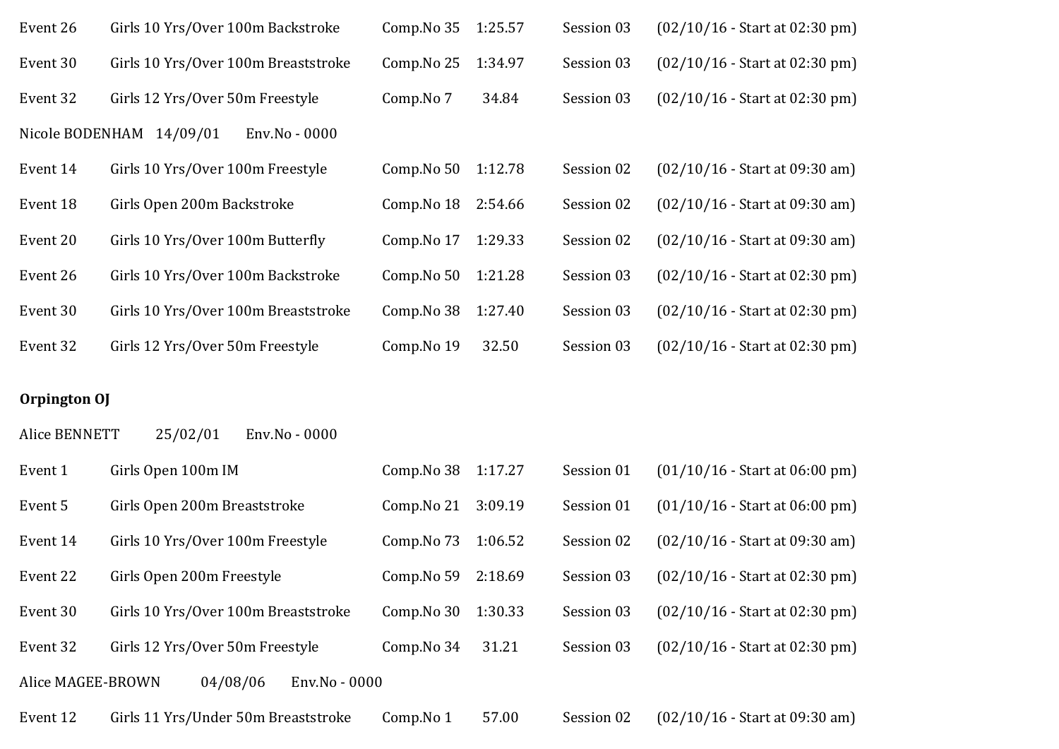Event 26 Girls 10 Yrs/Over 100m Backstroke Comp.No 35 1:25.57 Session 03 (02/10/16 - Start at 02:30 pm)

Event 30 Girls 10 Yrs/Over 100m Breaststroke Comp.No 25 1:34.97 Session 03 (02/10/16 - Start at 02:30 pm)

Event 32 Girls 12 Yrs/Over 50m Freestyle Comp.No 7 34.84 Session 03 (02/10/16 - Start at 02:30 pm)

Nicole BODENHAM 14/09/01 Env.No - 0000

Event 14 Girls 10 Yrs/Over 100m Freestyle Comp.No 50 1:12.78 Session 02 (02/10/16 - Start at 09:30 am)

Event 18 Girls Open 200m Backstroke Comp.No 18 2:54.66 Session 02 (02/10/16 - Start at 09:30 am)

Event 20 Girls 10 Yrs/Over 100m Butterfly Comp.No 17 1:29.33 Session 02 (02/10/16 - Start at 09:30 am)

Event 26 Girls 10 Yrs/Over 100m Backstroke Comp.No 50 1:21.28 Session 03 (02/10/16 - Start at 02:30 pm)

Event 30 Girls 10 Yrs/Over 100m Breaststroke Comp.No 38 1:27.40 Session 03 (02/10/16 - Start at 02:30 pm)

Event 32 Girls 12 Yrs/Over 50m Freestyle Comp.No 19 32.50 Session 03 (02/10/16 - Start at 02:30 pm)

**Orpington OJ**

Alice BENNETT 25/02/01 Env.No - 0000

Event 1 Girls Open 100m IM Comp.No 38 1:17.27 Session 01 (01/10/16 - Start at 06:00 pm)

Event 5 Girls Open 200m Breaststroke Comp.No 21 3:09.19 Session 01 (01/10/16 - Start at 06:00 pm)

Event 14 Girls 10 Yrs/Over 100m Freestyle Comp.No 73 1:06.52 Session 02 (02/10/16 - Start at 09:30 am)

Event 22 Girls Open 200m Freestyle Comp.No 59 2:18.69 Session 03 (02/10/16 - Start at 02:30 pm)

Event 30 Girls 10 Yrs/Over 100m Breaststroke Comp.No 30 1:30.33 Session 03 (02/10/16 - Start at 02:30 pm)

Event 32 Girls 12 Yrs/Over 50m Freestyle Comp.No 34 31.21 Session 03 (02/10/16 - Start at 02:30 pm)

Alice MAGEE-BROWN 04/08/06 Env.No - 0000

Event 12 Girls 11 Yrs/Under 50m Breaststroke Comp.No 1 57.00 Session 02 (02/10/16 - Start at 09:30 am)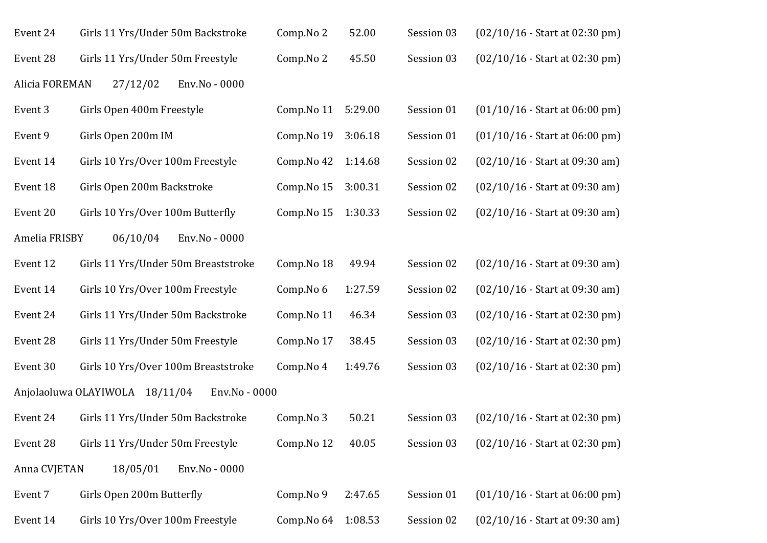Event 24 Girls 11 Yrs/Under 50m Backstroke Comp.No 2 52.00 Session 03 (02/10/16 - Start at 02:30 pm)

Event 28 Girls 11 Yrs/Under 50m Freestyle Comp.No 2 45.50 Session 03 (02/10/16 - Start at 02:30 pm)

Alicia FOREMAN 27/12/02 Env.No - 0000

Event 3 Girls Open 400m Freestyle Comp.No 11 5:29.00 Session 01 (01/10/16 - Start at 06:00 pm)

Event 9 Girls Open 200m IM Comp.No 19 3:06.18 Session 01 (01/10/16 - Start at 06:00 pm)

Event 14 Girls 10 Yrs/Over 100m Freestyle Comp.No 42 1:14.68 Session 02 (02/10/16 - Start at 09:30 am)

Event 18 Girls Open 200m Backstroke Comp.No 15 3:00.31 Session 02 (02/10/16 - Start at 09:30 am)

Event 20 Girls 10 Yrs/Over 100m Butterfly Comp.No 15 1:30.33 Session 02 (02/10/16 - Start at 09:30 am)

Amelia FRISBY 06/10/04 Env.No - 0000

Event 12 Girls 11 Yrs/Under 50m Breaststroke Comp.No 18 49.94 Session 02 (02/10/16 - Start at 09:30 am)

Event 14 Girls 10 Yrs/Over 100m Freestyle Comp.No 6 1:27.59 Session 02 (02/10/16 - Start at 09:30 am)

Event 24 Girls 11 Yrs/Under 50m Backstroke Comp.No 11 46.34 Session 03 (02/10/16 - Start at 02:30 pm)

Event 28 Girls 11 Yrs/Under 50m Freestyle Comp.No 17 38.45 Session 03 (02/10/16 - Start at 02:30 pm)

Event 30 Girls 10 Yrs/Over 100m Breaststroke Comp.No 4 1:49.76 Session 03 (02/10/16 - Start at 02:30 pm)

Anjolaoluwa OLAYIWOLA 18/11/04 Env.No - 0000

Event 24 Girls 11 Yrs/Under 50m Backstroke Comp.No 3 50.21 Session 03 (02/10/16 - Start at 02:30 pm)

Event 28 Girls 11 Yrs/Under 50m Freestyle Comp.No 12 40.05 Session 03 (02/10/16 - Start at 02:30 pm)

Anna CVJETAN 18/05/01 Env.No - 0000

Event 7 Girls Open 200m Butterfly Comp.No 9 2:47.65 Session 01 (01/10/16 - Start at 06:00 pm)

Event 14 Girls 10 Yrs/Over 100m Freestyle Comp.No 64 1:08.53 Session 02 (02/10/16 - Start at 09:30 am)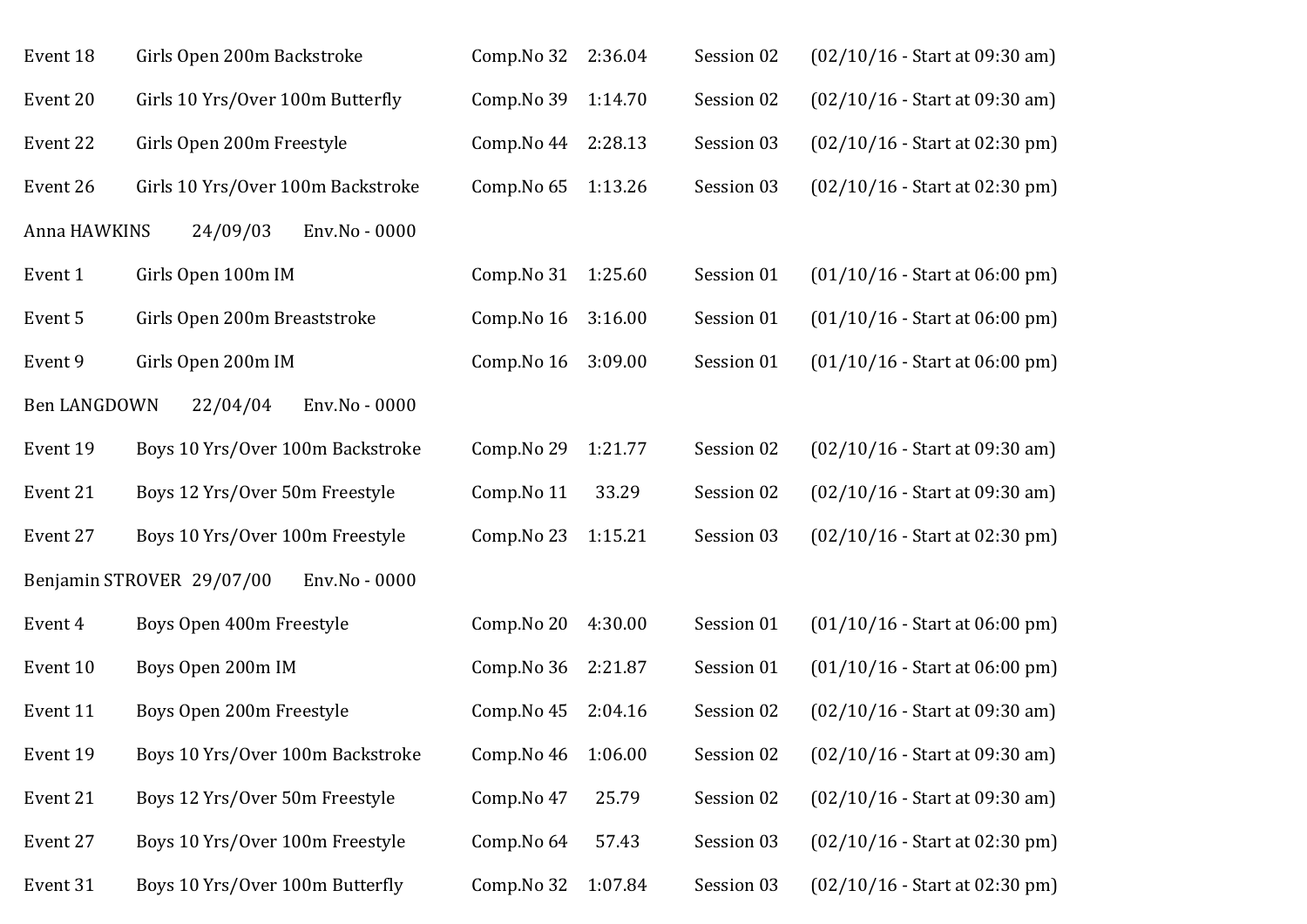Event 18 Girls Open 200m Backstroke Comp.No 32 2:36.04 Session 02 (02/10/16 - Start at 09:30 am)

Event 20 Girls 10 Yrs/Over 100m Butterfly Comp.No 39 1:14.70 Session 02 (02/10/16 - Start at 09:30 am)

Event 22 Girls Open 200m Freestyle Comp.No 44 2:28.13 Session 03 (02/10/16 - Start at 02:30 pm)

Event 26 Girls 10 Yrs/Over 100m Backstroke Comp.No 65 1:13.26 Session 03 (02/10/16 - Start at 02:30 pm)

Anna HAWKINS 24/09/03 Env.No - 0000

Event 1 Girls Open 100m IM Comp.No 31 1:25.60 Session 01 (01/10/16 - Start at 06:00 pm)

Event 5 Girls Open 200m Breaststroke Comp.No 16 3:16.00 Session 01 (01/10/16 - Start at 06:00 pm)

Event 9 Girls Open 200m IM Comp.No 16 3:09.00 Session 01 (01/10/16 - Start at 06:00 pm)

Ben LANGDOWN 22/04/04 Env.No - 0000

Event 19 Boys 10 Yrs/Over 100m Backstroke Comp.No 29 1:21.77 Session 02 (02/10/16 - Start at 09:30 am)

Event 21 Boys 12 Yrs/Over 50m Freestyle Comp.No 11 33.29 Session 02 (02/10/16 - Start at 09:30 am)

Event 27 Boys 10 Yrs/Over 100m Freestyle Comp.No 23 1:15.21 Session 03 (02/10/16 - Start at 02:30 pm)

Benjamin STROVER 29/07/00 Env.No - 0000

Event 4 Boys Open 400m Freestyle Comp.No 20 4:30.00 Session 01 (01/10/16 - Start at 06:00 pm)

Event 10 Boys Open 200m IM Comp.No 36 2:21.87 Session 01 (01/10/16 - Start at 06:00 pm)

Event 11 Boys Open 200m Freestyle Comp.No 45 2:04.16 Session 02 (02/10/16 - Start at 09:30 am)

Event 19 Boys 10 Yrs/Over 100m Backstroke Comp.No 46 1:06.00 Session 02 (02/10/16 - Start at 09:30 am)

Event 21 Boys 12 Yrs/Over 50m Freestyle Comp.No 47 25.79 Session 02 (02/10/16 - Start at 09:30 am)

Event 27 Boys 10 Yrs/Over 100m Freestyle Comp.No 64 57.43 Session 03 (02/10/16 - Start at 02:30 pm)

Event 31 Boys 10 Yrs/Over 100m Butterfly Comp.No 32 1:07.84 Session 03 (02/10/16 - Start at 02:30 pm)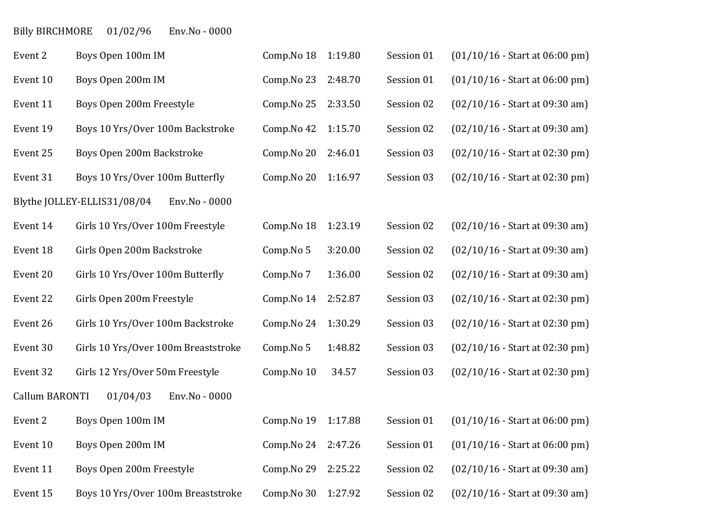Billy BIRCHMORE 01/02/96 Env.No - 0000

| | | | | | |
|---|---|---|---|---|---|
| Event 2 | Boys Open 100m IM | Comp.No 18 | 1:19.80 | Session 01 | (01/10/16 - Start at 06:00 pm) |
| Event 10 | Boys Open 200m IM | Comp.No 23 | 2:48.70 | Session 01 | (01/10/16 - Start at 06:00 pm) |
| Event 11 | Boys Open 200m Freestyle | Comp.No 25 | 2:33.50 | Session 02 | (02/10/16 - Start at 09:30 am) |
| Event 19 | Boys 10 Yrs/Over 100m Backstroke | Comp.No 42 | 1:15.70 | Session 02 | (02/10/16 - Start at 09:30 am) |
| Event 25 | Boys Open 200m Backstroke | Comp.No 20 | 2:46.01 | Session 03 | (02/10/16 - Start at 02:30 pm) |
| Event 31 | Boys 10 Yrs/Over 100m Butterfly | Comp.No 20 | 1:16.97 | Session 03 | (02/10/16 - Start at 02:30 pm) |

Blythe JOLLEY-ELLIS31/08/04 Env.No - 0000

| | | | | | |
|---|---|---|---|---|---|
| Event 14 | Girls 10 Yrs/Over 100m Freestyle | Comp.No 18 | 1:23.19 | Session 02 | (02/10/16 - Start at 09:30 am) |
| Event 18 | Girls Open 200m Backstroke | Comp.No 5 | 3:20.00 | Session 02 | (02/10/16 - Start at 09:30 am) |
| Event 20 | Girls 10 Yrs/Over 100m Butterfly | Comp.No 7 | 1:36.00 | Session 02 | (02/10/16 - Start at 09:30 am) |
| Event 22 | Girls Open 200m Freestyle | Comp.No 14 | 2:52.87 | Session 03 | (02/10/16 - Start at 02:30 pm) |
| Event 26 | Girls 10 Yrs/Over 100m Backstroke | Comp.No 24 | 1:30.29 | Session 03 | (02/10/16 - Start at 02:30 pm) |
| Event 30 | Girls 10 Yrs/Over 100m Breaststroke | Comp.No 5 | 1:48.82 | Session 03 | (02/10/16 - Start at 02:30 pm) |
| Event 32 | Girls 12 Yrs/Over 50m Freestyle | Comp.No 10 | 34.57 | Session 03 | (02/10/16 - Start at 02:30 pm) |

Callum BARONTI 01/04/03 Env.No - 0000

| | | | | | |
|---|---|---|---|---|---|
| Event 2 | Boys Open 100m IM | Comp.No 19 | 1:17.88 | Session 01 | (01/10/16 - Start at 06:00 pm) |
| Event 10 | Boys Open 200m IM | Comp.No 24 | 2:47.26 | Session 01 | (01/10/16 - Start at 06:00 pm) |
| Event 11 | Boys Open 200m Freestyle | Comp.No 29 | 2:25.22 | Session 02 | (02/10/16 - Start at 09:30 am) |
| Event 15 | Boys 10 Yrs/Over 100m Breaststroke | Comp.No 30 | 1:27.92 | Session 02 | (02/10/16 - Start at 09:30 am) |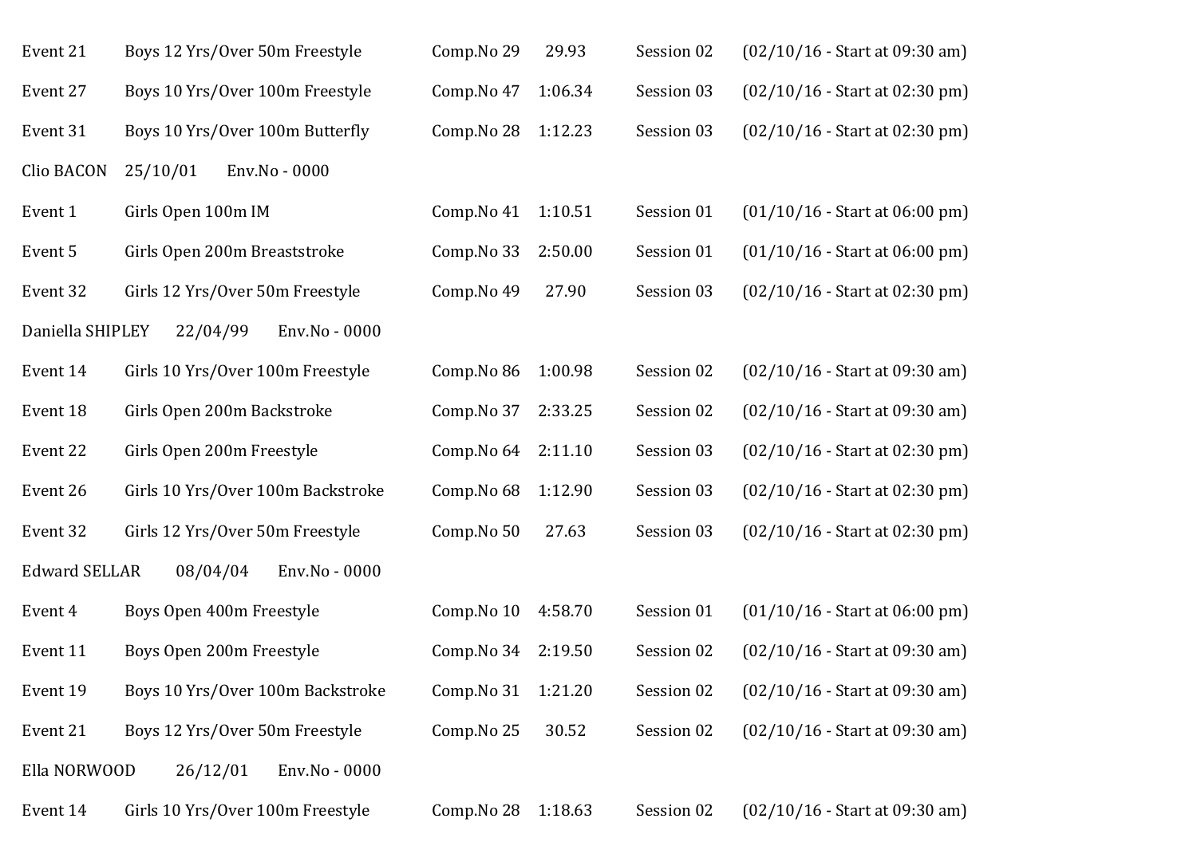Event 21 Boys 12 Yrs/Over 50m Freestyle Comp.No 29 29.93 Session 02 (02/10/16 - Start at 09:30 am)

Event 27 Boys 10 Yrs/Over 100m Freestyle Comp.No 47 1:06.34 Session 03 (02/10/16 - Start at 02:30 pm)

Event 31 Boys 10 Yrs/Over 100m Butterfly Comp.No 28 1:12.23 Session 03 (02/10/16 - Start at 02:30 pm)

Clio BACON 25/10/01 Env.No - 0000

Event 1 Girls Open 100m IM Comp.No 41 1:10.51 Session 01 (01/10/16 - Start at 06:00 pm)

Event 5 Girls Open 200m Breaststroke Comp.No 33 2:50.00 Session 01 (01/10/16 - Start at 06:00 pm)

Event 32 Girls 12 Yrs/Over 50m Freestyle Comp.No 49 27.90 Session 03 (02/10/16 - Start at 02:30 pm)

Daniella SHIPLEY 22/04/99 Env.No - 0000

Event 14 Girls 10 Yrs/Over 100m Freestyle Comp.No 86 1:00.98 Session 02 (02/10/16 - Start at 09:30 am)

Event 18 Girls Open 200m Backstroke Comp.No 37 2:33.25 Session 02 (02/10/16 - Start at 09:30 am)

Event 22 Girls Open 200m Freestyle Comp.No 64 2:11.10 Session 03 (02/10/16 - Start at 02:30 pm)

Event 26 Girls 10 Yrs/Over 100m Backstroke Comp.No 68 1:12.90 Session 03 (02/10/16 - Start at 02:30 pm)

Event 32 Girls 12 Yrs/Over 50m Freestyle Comp.No 50 27.63 Session 03 (02/10/16 - Start at 02:30 pm)

Edward SELLAR 08/04/04 Env.No - 0000

Event 4 Boys Open 400m Freestyle Comp.No 10 4:58.70 Session 01 (01/10/16 - Start at 06:00 pm)

Event 11 Boys Open 200m Freestyle Comp.No 34 2:19.50 Session 02 (02/10/16 - Start at 09:30 am)

Event 19 Boys 10 Yrs/Over 100m Backstroke Comp.No 31 1:21.20 Session 02 (02/10/16 - Start at 09:30 am)

Event 21 Boys 12 Yrs/Over 50m Freestyle Comp.No 25 30.52 Session 02 (02/10/16 - Start at 09:30 am)

Ella NORWOOD 26/12/01 Env.No - 0000

Event 14 Girls 10 Yrs/Over 100m Freestyle Comp.No 28 1:18.63 Session 02 (02/10/16 - Start at 09:30 am)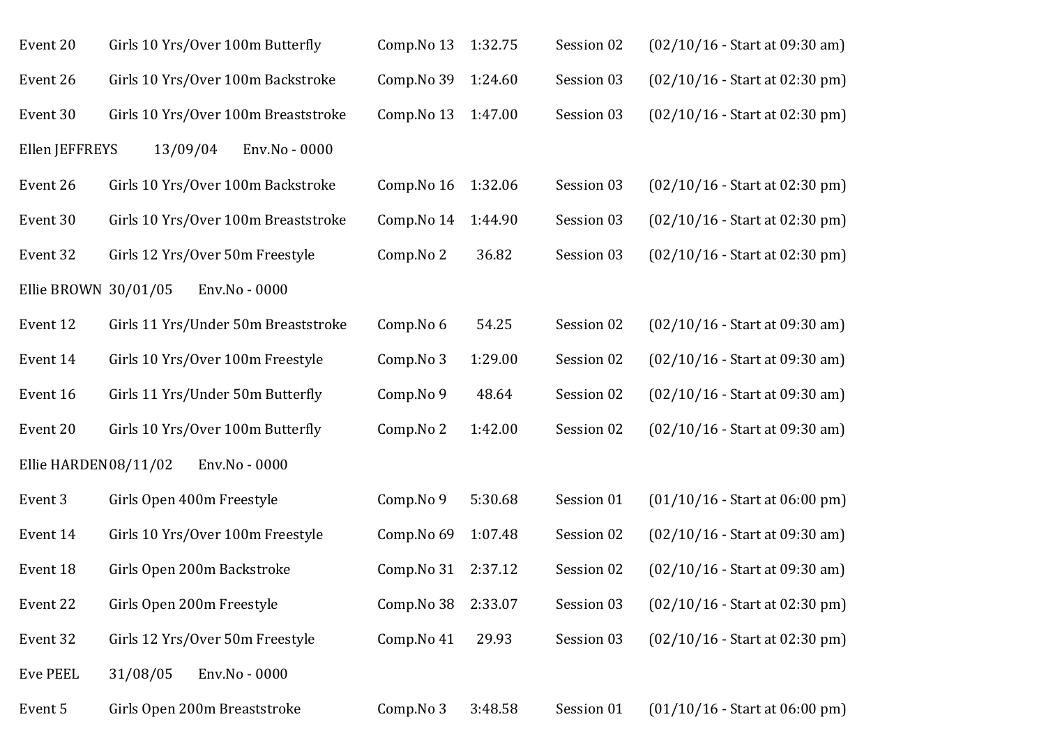Event 20 Girls 10 Yrs/Over 100m Butterfly Comp.No 13 1:32.75 Session 02 (02/10/16 - Start at 09:30 am)

Event 26 Girls 10 Yrs/Over 100m Backstroke Comp.No 39 1:24.60 Session 03 (02/10/16 - Start at 02:30 pm)

Event 30 Girls 10 Yrs/Over 100m Breaststroke Comp.No 13 1:47.00 Session 03 (02/10/16 - Start at 02:30 pm)

Ellen JEFFREYS 13/09/04 Env.No - 0000

Event 26 Girls 10 Yrs/Over 100m Backstroke Comp.No 16 1:32.06 Session 03 (02/10/16 - Start at 02:30 pm)

Event 30 Girls 10 Yrs/Over 100m Breaststroke Comp.No 14 1:44.90 Session 03 (02/10/16 - Start at 02:30 pm)

Event 32 Girls 12 Yrs/Over 50m Freestyle Comp.No 2 36.82 Session 03 (02/10/16 - Start at 02:30 pm)

Ellie BROWN 30/01/05 Env.No - 0000

Event 12 Girls 11 Yrs/Under 50m Breaststroke Comp.No 6 54.25 Session 02 (02/10/16 - Start at 09:30 am)

Event 14 Girls 10 Yrs/Over 100m Freestyle Comp.No 3 1:29.00 Session 02 (02/10/16 - Start at 09:30 am)

Event 16 Girls 11 Yrs/Under 50m Butterfly Comp.No 9 48.64 Session 02 (02/10/16 - Start at 09:30 am)

Event 20 Girls 10 Yrs/Over 100m Butterfly Comp.No 2 1:42.00 Session 02 (02/10/16 - Start at 09:30 am)

Ellie HARDEN 08/11/02 Env.No - 0000

Event 3 Girls Open 400m Freestyle Comp.No 9 5:30.68 Session 01 (01/10/16 - Start at 06:00 pm)

Event 14 Girls 10 Yrs/Over 100m Freestyle Comp.No 69 1:07.48 Session 02 (02/10/16 - Start at 09:30 am)

Event 18 Girls Open 200m Backstroke Comp.No 31 2:37.12 Session 02 (02/10/16 - Start at 09:30 am)

Event 22 Girls Open 200m Freestyle Comp.No 38 2:33.07 Session 03 (02/10/16 - Start at 02:30 pm)

Event 32 Girls 12 Yrs/Over 50m Freestyle Comp.No 41 29.93 Session 03 (02/10/16 - Start at 02:30 pm)

Eve PEEL 31/08/05 Env.No - 0000

Event 5 Girls Open 200m Breaststroke Comp.No 3 3:48.58 Session 01 (01/10/16 - Start at 06:00 pm)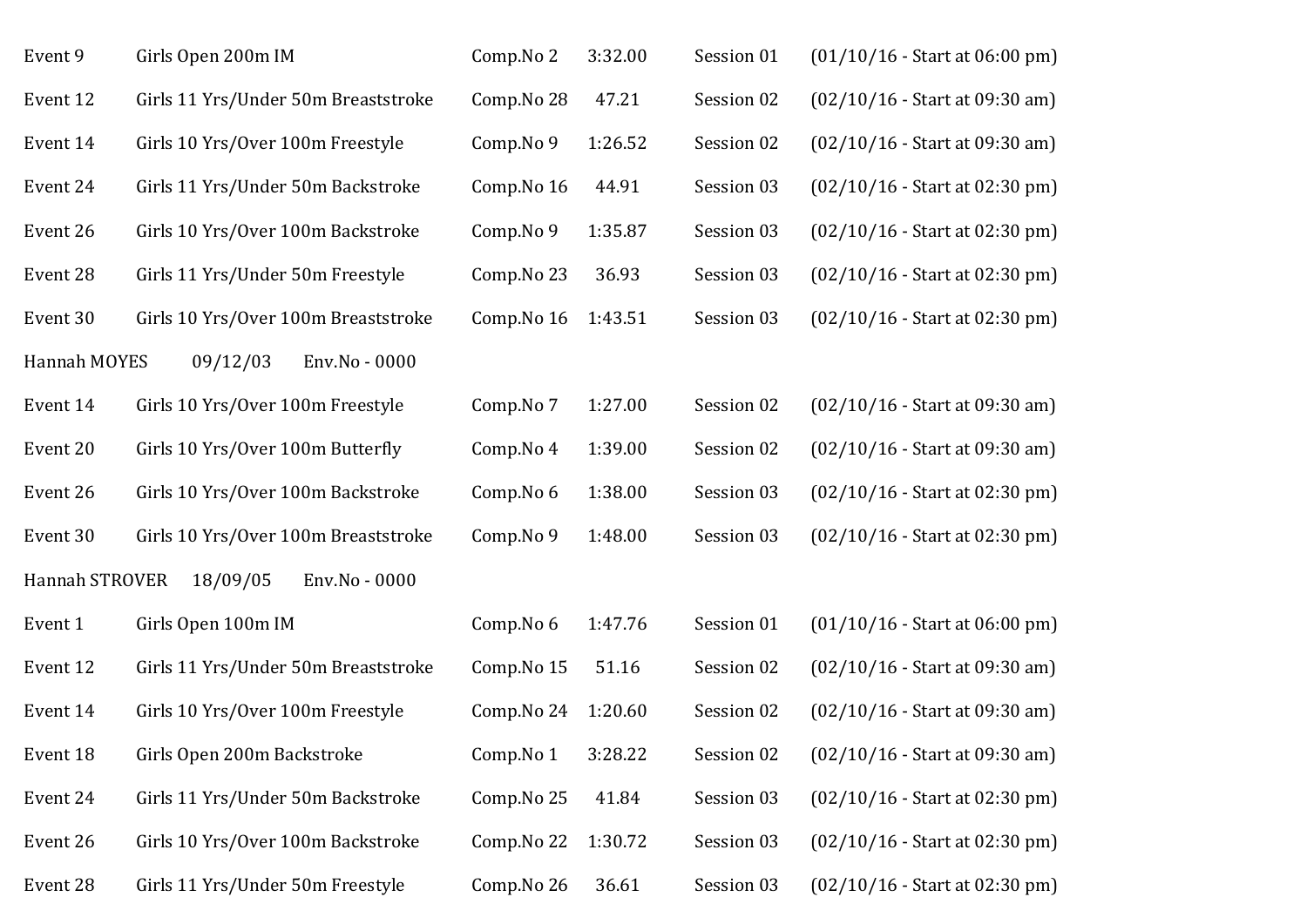Event 9 Girls Open 200m IM Comp.No 2 3:32.00 Session 01 (01/10/16 - Start at 06:00 pm)

Event 12 Girls 11 Yrs/Under 50m Breaststroke Comp.No 28 47.21 Session 02 (02/10/16 - Start at 09:30 am)

Event 14 Girls 10 Yrs/Over 100m Freestyle Comp.No 9 1:26.52 Session 02 (02/10/16 - Start at 09:30 am)

Event 24 Girls 11 Yrs/Under 50m Backstroke Comp.No 16 44.91 Session 03 (02/10/16 - Start at 02:30 pm)

Event 26 Girls 10 Yrs/Over 100m Backstroke Comp.No 9 1:35.87 Session 03 (02/10/16 - Start at 02:30 pm)

Event 28 Girls 11 Yrs/Under 50m Freestyle Comp.No 23 36.93 Session 03 (02/10/16 - Start at 02:30 pm)

Event 30 Girls 10 Yrs/Over 100m Breaststroke Comp.No 16 1:43.51 Session 03 (02/10/16 - Start at 02:30 pm)

Hannah MOYES 09/12/03 Env.No - 0000

Event 14 Girls 10 Yrs/Over 100m Freestyle Comp.No 7 1:27.00 Session 02 (02/10/16 - Start at 09:30 am)

Event 20 Girls 10 Yrs/Over 100m Butterfly Comp.No 4 1:39.00 Session 02 (02/10/16 - Start at 09:30 am)

Event 26 Girls 10 Yrs/Over 100m Backstroke Comp.No 6 1:38.00 Session 03 (02/10/16 - Start at 02:30 pm)

Event 30 Girls 10 Yrs/Over 100m Breaststroke Comp.No 9 1:48.00 Session 03 (02/10/16 - Start at 02:30 pm)

Hannah STROVER 18/09/05 Env.No - 0000

Event 1 Girls Open 100m IM Comp.No 6 1:47.76 Session 01 (01/10/16 - Start at 06:00 pm)

Event 12 Girls 11 Yrs/Under 50m Breaststroke Comp.No 15 51.16 Session 02 (02/10/16 - Start at 09:30 am)

Event 14 Girls 10 Yrs/Over 100m Freestyle Comp.No 24 1:20.60 Session 02 (02/10/16 - Start at 09:30 am)

Event 18 Girls Open 200m Backstroke Comp.No 1 3:28.22 Session 02 (02/10/16 - Start at 09:30 am)

Event 24 Girls 11 Yrs/Under 50m Backstroke Comp.No 25 41.84 Session 03 (02/10/16 - Start at 02:30 pm)

Event 26 Girls 10 Yrs/Over 100m Backstroke Comp.No 22 1:30.72 Session 03 (02/10/16 - Start at 02:30 pm)

Event 28 Girls 11 Yrs/Under 50m Freestyle Comp.No 26 36.61 Session 03 (02/10/16 - Start at 02:30 pm)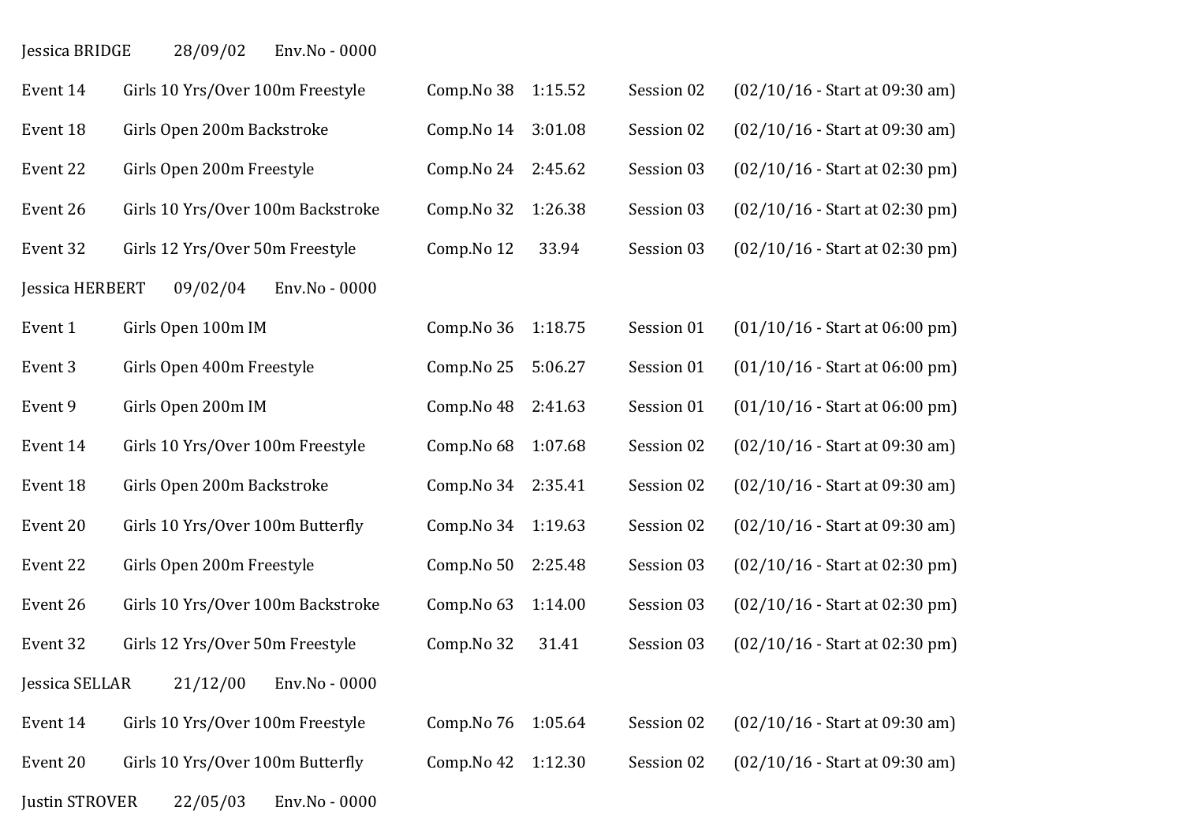Jessica BRIDGE 28/09/02 Env.No - 0000

| | | | | | |
|---|---|---|---|---|---|
| Event 14 | Girls 10 Yrs/Over 100m Freestyle | Comp.No 38 | 1:15.52 | Session 02 | (02/10/16 - Start at 09:30 am) |
| Event 18 | Girls Open 200m Backstroke | Comp.No 14 | 3:01.08 | Session 02 | (02/10/16 - Start at 09:30 am) |
| Event 22 | Girls Open 200m Freestyle | Comp.No 24 | 2:45.62 | Session 03 | (02/10/16 - Start at 02:30 pm) |
| Event 26 | Girls 10 Yrs/Over 100m Backstroke | Comp.No 32 | 1:26.38 | Session 03 | (02/10/16 - Start at 02:30 pm) |
| Event 32 | Girls 12 Yrs/Over 50m Freestyle | Comp.No 12 | 33.94 | Session 03 | (02/10/16 - Start at 02:30 pm) |

Jessica HERBERT 09/02/04 Env.No - 0000

| | | | | | |
|---|---|---|---|---|---|
| Event 1 | Girls Open 100m IM | Comp.No 36 | 1:18.75 | Session 01 | (01/10/16 - Start at 06:00 pm) |
| Event 3 | Girls Open 400m Freestyle | Comp.No 25 | 5:06.27 | Session 01 | (01/10/16 - Start at 06:00 pm) |
| Event 9 | Girls Open 200m IM | Comp.No 48 | 2:41.63 | Session 01 | (01/10/16 - Start at 06:00 pm) |
| Event 14 | Girls 10 Yrs/Over 100m Freestyle | Comp.No 68 | 1:07.68 | Session 02 | (02/10/16 - Start at 09:30 am) |
| Event 18 | Girls Open 200m Backstroke | Comp.No 34 | 2:35.41 | Session 02 | (02/10/16 - Start at 09:30 am) |
| Event 20 | Girls 10 Yrs/Over 100m Butterfly | Comp.No 34 | 1:19.63 | Session 02 | (02/10/16 - Start at 09:30 am) |
| Event 22 | Girls Open 200m Freestyle | Comp.No 50 | 2:25.48 | Session 03 | (02/10/16 - Start at 02:30 pm) |
| Event 26 | Girls 10 Yrs/Over 100m Backstroke | Comp.No 63 | 1:14.00 | Session 03 | (02/10/16 - Start at 02:30 pm) |
| Event 32 | Girls 12 Yrs/Over 50m Freestyle | Comp.No 32 | 31.41 | Session 03 | (02/10/16 - Start at 02:30 pm) |

Jessica SELLAR 21/12/00 Env.No - 0000

| | | | | | |
|---|---|---|---|---|---|
| Event 14 | Girls 10 Yrs/Over 100m Freestyle | Comp.No 76 | 1:05.64 | Session 02 | (02/10/16 - Start at 09:30 am) |
| Event 20 | Girls 10 Yrs/Over 100m Butterfly | Comp.No 42 | 1:12.30 | Session 02 | (02/10/16 - Start at 09:30 am) |

Justin STROVER 22/05/03 Env.No - 0000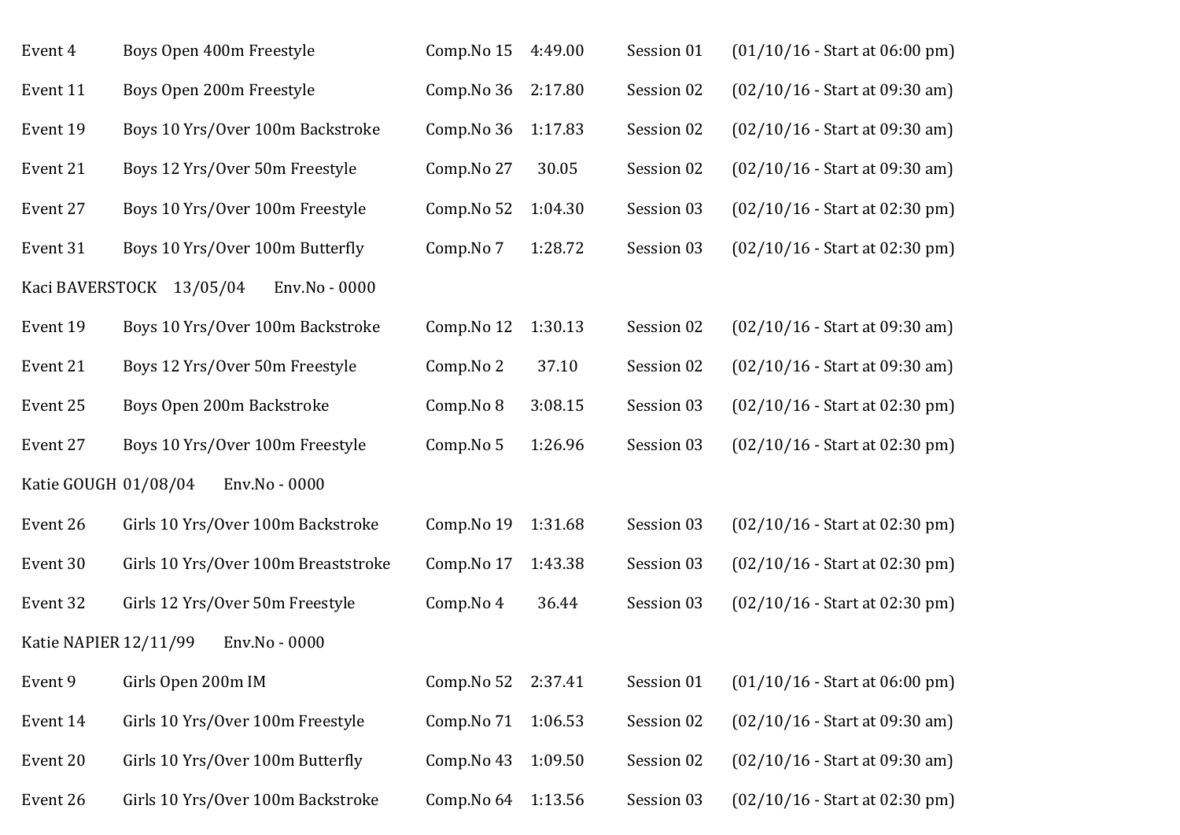Event 4 Boys Open 400m Freestyle Comp.No 15 4:49.00 Session 01 (01/10/16 - Start at 06:00 pm)

Event 11 Boys Open 200m Freestyle Comp.No 36 2:17.80 Session 02 (02/10/16 - Start at 09:30 am)

Event 19 Boys 10 Yrs/Over 100m Backstroke Comp.No 36 1:17.83 Session 02 (02/10/16 - Start at 09:30 am)

Event 21 Boys 12 Yrs/Over 50m Freestyle Comp.No 27 30.05 Session 02 (02/10/16 - Start at 09:30 am)

Event 27 Boys 10 Yrs/Over 100m Freestyle Comp.No 52 1:04.30 Session 03 (02/10/16 - Start at 02:30 pm)

Event 31 Boys 10 Yrs/Over 100m Butterfly Comp.No 7 1:28.72 Session 03 (02/10/16 - Start at 02:30 pm)

Kaci BAVERSTOCK 13/05/04 Env.No - 0000

Event 19 Boys 10 Yrs/Over 100m Backstroke Comp.No 12 1:30.13 Session 02 (02/10/16 - Start at 09:30 am)

Event 21 Boys 12 Yrs/Over 50m Freestyle Comp.No 2 37.10 Session 02 (02/10/16 - Start at 09:30 am)

Event 25 Boys Open 200m Backstroke Comp.No 8 3:08.15 Session 03 (02/10/16 - Start at 02:30 pm)

Event 27 Boys 10 Yrs/Over 100m Freestyle Comp.No 5 1:26.96 Session 03 (02/10/16 - Start at 02:30 pm)

Katie GOUGH 01/08/04 Env.No - 0000

Event 26 Girls 10 Yrs/Over 100m Backstroke Comp.No 19 1:31.68 Session 03 (02/10/16 - Start at 02:30 pm)

Event 30 Girls 10 Yrs/Over 100m Breaststroke Comp.No 17 1:43.38 Session 03 (02/10/16 - Start at 02:30 pm)

Event 32 Girls 12 Yrs/Over 50m Freestyle Comp.No 4 36.44 Session 03 (02/10/16 - Start at 02:30 pm)

Katie NAPIER 12/11/99 Env.No - 0000

Event 9 Girls Open 200m IM Comp.No 52 2:37.41 Session 01 (01/10/16 - Start at 06:00 pm)

Event 14 Girls 10 Yrs/Over 100m Freestyle Comp.No 71 1:06.53 Session 02 (02/10/16 - Start at 09:30 am)

Event 20 Girls 10 Yrs/Over 100m Butterfly Comp.No 43 1:09.50 Session 02 (02/10/16 - Start at 09:30 am)

Event 26 Girls 10 Yrs/Over 100m Backstroke Comp.No 64 1:13.56 Session 03 (02/10/16 - Start at 02:30 pm)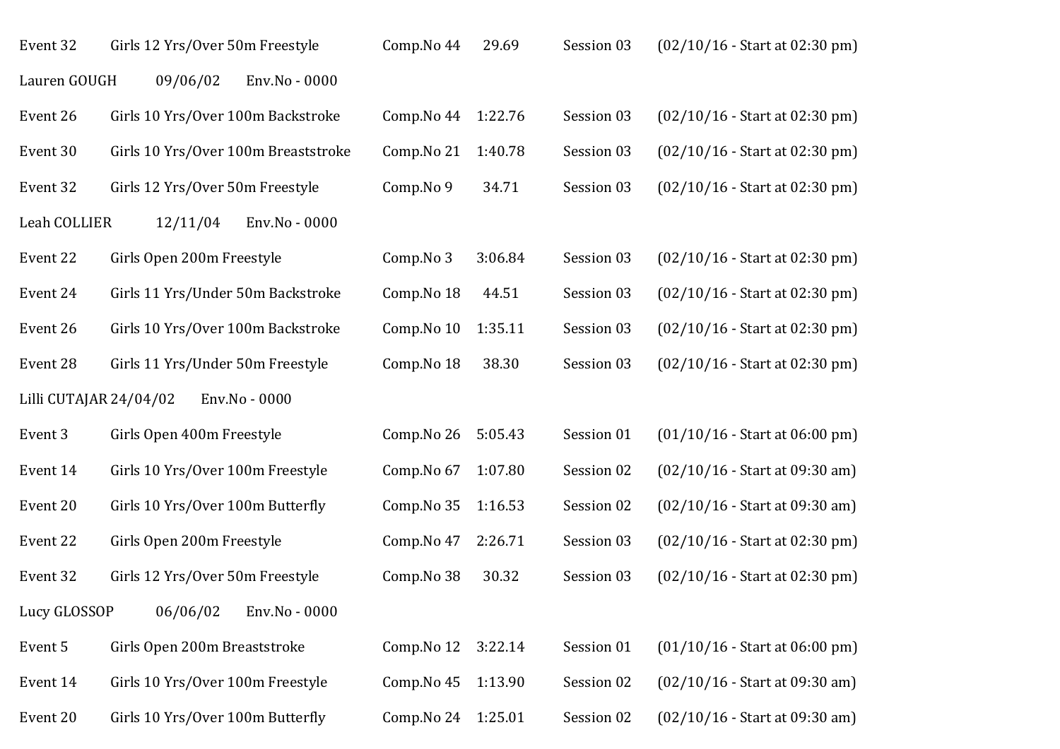Event 32 Girls 12 Yrs/Over 50m Freestyle Comp.No 44 29.69 Session 03 (02/10/16 - Start at 02:30 pm)

Lauren GOUGH 09/06/02 Env.No - 0000

Event 26 Girls 10 Yrs/Over 100m Backstroke Comp.No 44 1:22.76 Session 03 (02/10/16 - Start at 02:30 pm)

Event 30 Girls 10 Yrs/Over 100m Breaststroke Comp.No 21 1:40.78 Session 03 (02/10/16 - Start at 02:30 pm)

Event 32 Girls 12 Yrs/Over 50m Freestyle Comp.No 9 34.71 Session 03 (02/10/16 - Start at 02:30 pm)

Leah COLLIER 12/11/04 Env.No - 0000

Event 22 Girls Open 200m Freestyle Comp.No 3 3:06.84 Session 03 (02/10/16 - Start at 02:30 pm)

Event 24 Girls 11 Yrs/Under 50m Backstroke Comp.No 18 44.51 Session 03 (02/10/16 - Start at 02:30 pm)

Event 26 Girls 10 Yrs/Over 100m Backstroke Comp.No 10 1:35.11 Session 03 (02/10/16 - Start at 02:30 pm)

Event 28 Girls 11 Yrs/Under 50m Freestyle Comp.No 18 38.30 Session 03 (02/10/16 - Start at 02:30 pm)

Lilli CUTAJAR 24/04/02 Env.No - 0000

Event 3 Girls Open 400m Freestyle Comp.No 26 5:05.43 Session 01 (01/10/16 - Start at 06:00 pm)

Event 14 Girls 10 Yrs/Over 100m Freestyle Comp.No 67 1:07.80 Session 02 (02/10/16 - Start at 09:30 am)

Event 20 Girls 10 Yrs/Over 100m Butterfly Comp.No 35 1:16.53 Session 02 (02/10/16 - Start at 09:30 am)

Event 22 Girls Open 200m Freestyle Comp.No 47 2:26.71 Session 03 (02/10/16 - Start at 02:30 pm)

Event 32 Girls 12 Yrs/Over 50m Freestyle Comp.No 38 30.32 Session 03 (02/10/16 - Start at 02:30 pm)

Lucy GLOSSOP 06/06/02 Env.No - 0000

Event 5 Girls Open 200m Breaststroke Comp.No 12 3:22.14 Session 01 (01/10/16 - Start at 06:00 pm)

Event 14 Girls 10 Yrs/Over 100m Freestyle Comp.No 45 1:13.90 Session 02 (02/10/16 - Start at 09:30 am)

Event 20 Girls 10 Yrs/Over 100m Butterfly Comp.No 24 1:25.01 Session 02 (02/10/16 - Start at 09:30 am)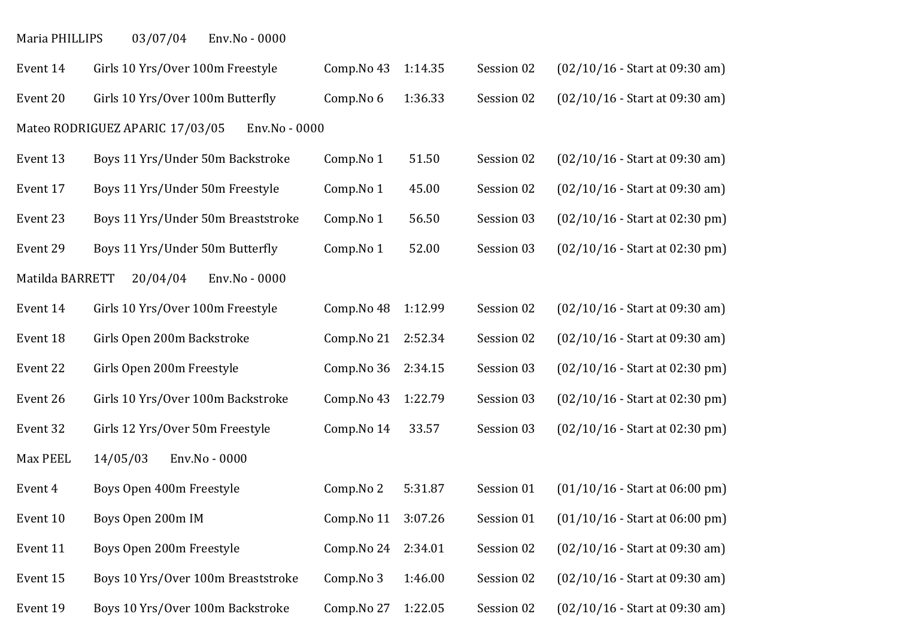Maria PHILLIPS 03/07/04 Env.No - 0000

| | | | | | |
|---|---|---|---|---|---|
| Event 14 | Girls 10 Yrs/Over 100m Freestyle | Comp.No 43 | 1:14.35 | Session 02 | (02/10/16 - Start at 09:30 am) |
| Event 20 | Girls 10 Yrs/Over 100m Butterfly | Comp.No 6 | 1:36.33 | Session 02 | (02/10/16 - Start at 09:30 am) |

Mateo RODRIGUEZ APARIC 17/03/05 Env.No - 0000

| | | | | | |
|---|---|---|---|---|---|
| Event 13 | Boys 11 Yrs/Under 50m Backstroke | Comp.No 1 | 51.50 | Session 02 | (02/10/16 - Start at 09:30 am) |
| Event 17 | Boys 11 Yrs/Under 50m Freestyle | Comp.No 1 | 45.00 | Session 02 | (02/10/16 - Start at 09:30 am) |
| Event 23 | Boys 11 Yrs/Under 50m Breaststroke | Comp.No 1 | 56.50 | Session 03 | (02/10/16 - Start at 02:30 pm) |
| Event 29 | Boys 11 Yrs/Under 50m Butterfly | Comp.No 1 | 52.00 | Session 03 | (02/10/16 - Start at 02:30 pm) |

Matilda BARRETT 20/04/04 Env.No - 0000

| | | | | | |
|---|---|---|---|---|---|
| Event 14 | Girls 10 Yrs/Over 100m Freestyle | Comp.No 48 | 1:12.99 | Session 02 | (02/10/16 - Start at 09:30 am) |
| Event 18 | Girls Open 200m Backstroke | Comp.No 21 | 2:52.34 | Session 02 | (02/10/16 - Start at 09:30 am) |
| Event 22 | Girls Open 200m Freestyle | Comp.No 36 | 2:34.15 | Session 03 | (02/10/16 - Start at 02:30 pm) |
| Event 26 | Girls 10 Yrs/Over 100m Backstroke | Comp.No 43 | 1:22.79 | Session 03 | (02/10/16 - Start at 02:30 pm) |
| Event 32 | Girls 12 Yrs/Over 50m Freestyle | Comp.No 14 | 33.57 | Session 03 | (02/10/16 - Start at 02:30 pm) |

Max PEEL 14/05/03 Env.No - 0000

| | | | | | |
|---|---|---|---|---|---|
| Event 4 | Boys Open 400m Freestyle | Comp.No 2 | 5:31.87 | Session 01 | (01/10/16 - Start at 06:00 pm) |
| Event 10 | Boys Open 200m IM | Comp.No 11 | 3:07.26 | Session 01 | (01/10/16 - Start at 06:00 pm) |
| Event 11 | Boys Open 200m Freestyle | Comp.No 24 | 2:34.01 | Session 02 | (02/10/16 - Start at 09:30 am) |
| Event 15 | Boys 10 Yrs/Over 100m Breaststroke | Comp.No 3 | 1:46.00 | Session 02 | (02/10/16 - Start at 09:30 am) |
| Event 19 | Boys 10 Yrs/Over 100m Backstroke | Comp.No 27 | 1:22.05 | Session 02 | (02/10/16 - Start at 09:30 am) |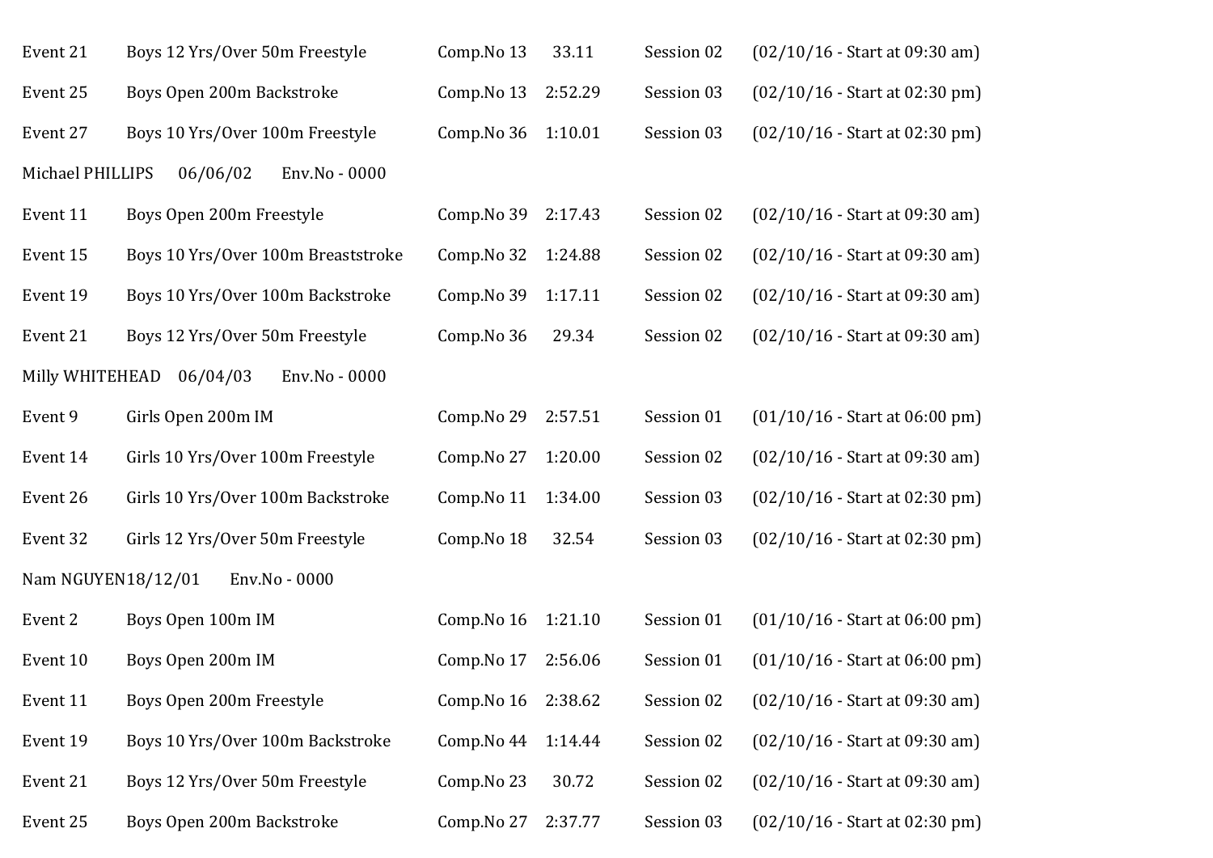Event 21 Boys 12 Yrs/Over 50m Freestyle Comp.No 13 33.11 Session 02 (02/10/16 - Start at 09:30 am)

Event 25 Boys Open 200m Backstroke Comp.No 13 2:52.29 Session 03 (02/10/16 - Start at 02:30 pm)

Event 27 Boys 10 Yrs/Over 100m Freestyle Comp.No 36 1:10.01 Session 03 (02/10/16 - Start at 02:30 pm)

Michael PHILLIPS 06/06/02 Env.No - 0000

Event 11 Boys Open 200m Freestyle Comp.No 39 2:17.43 Session 02 (02/10/16 - Start at 09:30 am)

Event 15 Boys 10 Yrs/Over 100m Breaststroke Comp.No 32 1:24.88 Session 02 (02/10/16 - Start at 09:30 am)

Event 19 Boys 10 Yrs/Over 100m Backstroke Comp.No 39 1:17.11 Session 02 (02/10/16 - Start at 09:30 am)

Event 21 Boys 12 Yrs/Over 50m Freestyle Comp.No 36 29.34 Session 02 (02/10/16 - Start at 09:30 am)

Milly WHITEHEAD 06/04/03 Env.No - 0000

Event 9 Girls Open 200m IM Comp.No 29 2:57.51 Session 01 (01/10/16 - Start at 06:00 pm)

Event 14 Girls 10 Yrs/Over 100m Freestyle Comp.No 27 1:20.00 Session 02 (02/10/16 - Start at 09:30 am)

Event 26 Girls 10 Yrs/Over 100m Backstroke Comp.No 11 1:34.00 Session 03 (02/10/16 - Start at 02:30 pm)

Event 32 Girls 12 Yrs/Over 50m Freestyle Comp.No 18 32.54 Session 03 (02/10/16 - Start at 02:30 pm)

Nam NGUYEN18/12/01 Env.No - 0000

Event 2 Boys Open 100m IM Comp.No 16 1:21.10 Session 01 (01/10/16 - Start at 06:00 pm)

Event 10 Boys Open 200m IM Comp.No 17 2:56.06 Session 01 (01/10/16 - Start at 06:00 pm)

Event 11 Boys Open 200m Freestyle Comp.No 16 2:38.62 Session 02 (02/10/16 - Start at 09:30 am)

Event 19 Boys 10 Yrs/Over 100m Backstroke Comp.No 44 1:14.44 Session 02 (02/10/16 - Start at 09:30 am)

Event 21 Boys 12 Yrs/Over 50m Freestyle Comp.No 23 30.72 Session 02 (02/10/16 - Start at 09:30 am)

Event 25 Boys Open 200m Backstroke Comp.No 27 2:37.77 Session 03 (02/10/16 - Start at 02:30 pm)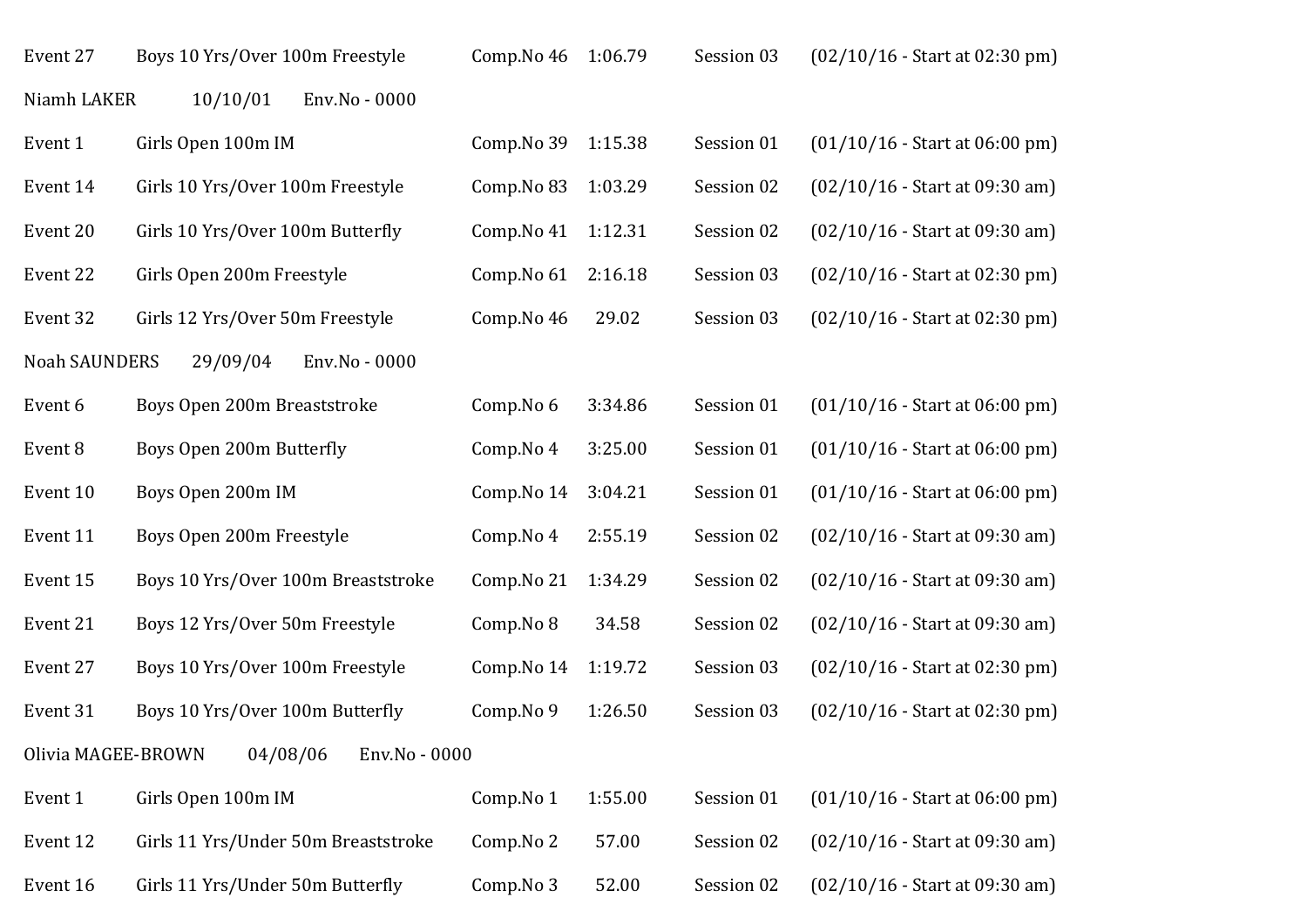Event 27 Boys 10 Yrs/Over 100m Freestyle Comp.No 46 1:06.79 Session 03 (02/10/16 - Start at 02:30 pm)

Niamh LAKER 10/10/01 Env.No - 0000

Event 1 Girls Open 100m IM Comp.No 39 1:15.38 Session 01 (01/10/16 - Start at 06:00 pm)

Event 14 Girls 10 Yrs/Over 100m Freestyle Comp.No 83 1:03.29 Session 02 (02/10/16 - Start at 09:30 am)

Event 20 Girls 10 Yrs/Over 100m Butterfly Comp.No 41 1:12.31 Session 02 (02/10/16 - Start at 09:30 am)

Event 22 Girls Open 200m Freestyle Comp.No 61 2:16.18 Session 03 (02/10/16 - Start at 02:30 pm)

Event 32 Girls 12 Yrs/Over 50m Freestyle Comp.No 46 29.02 Session 03 (02/10/16 - Start at 02:30 pm)

Noah SAUNDERS 29/09/04 Env.No - 0000

Event 6 Boys Open 200m Breaststroke Comp.No 6 3:34.86 Session 01 (01/10/16 - Start at 06:00 pm)

Event 8 Boys Open 200m Butterfly Comp.No 4 3:25.00 Session 01 (01/10/16 - Start at 06:00 pm)

Event 10 Boys Open 200m IM Comp.No 14 3:04.21 Session 01 (01/10/16 - Start at 06:00 pm)

Event 11 Boys Open 200m Freestyle Comp.No 4 2:55.19 Session 02 (02/10/16 - Start at 09:30 am)

Event 15 Boys 10 Yrs/Over 100m Breaststroke Comp.No 21 1:34.29 Session 02 (02/10/16 - Start at 09:30 am)

Event 21 Boys 12 Yrs/Over 50m Freestyle Comp.No 8 34.58 Session 02 (02/10/16 - Start at 09:30 am)

Event 27 Boys 10 Yrs/Over 100m Freestyle Comp.No 14 1:19.72 Session 03 (02/10/16 - Start at 02:30 pm)

Event 31 Boys 10 Yrs/Over 100m Butterfly Comp.No 9 1:26.50 Session 03 (02/10/16 - Start at 02:30 pm)

Olivia MAGEE-BROWN 04/08/06 Env.No - 0000

Event 1 Girls Open 100m IM Comp.No 1 1:55.00 Session 01 (01/10/16 - Start at 06:00 pm)

Event 12 Girls 11 Yrs/Under 50m Breaststroke Comp.No 2 57.00 Session 02 (02/10/16 - Start at 09:30 am)

Event 16 Girls 11 Yrs/Under 50m Butterfly Comp.No 3 52.00 Session 02 (02/10/16 - Start at 09:30 am)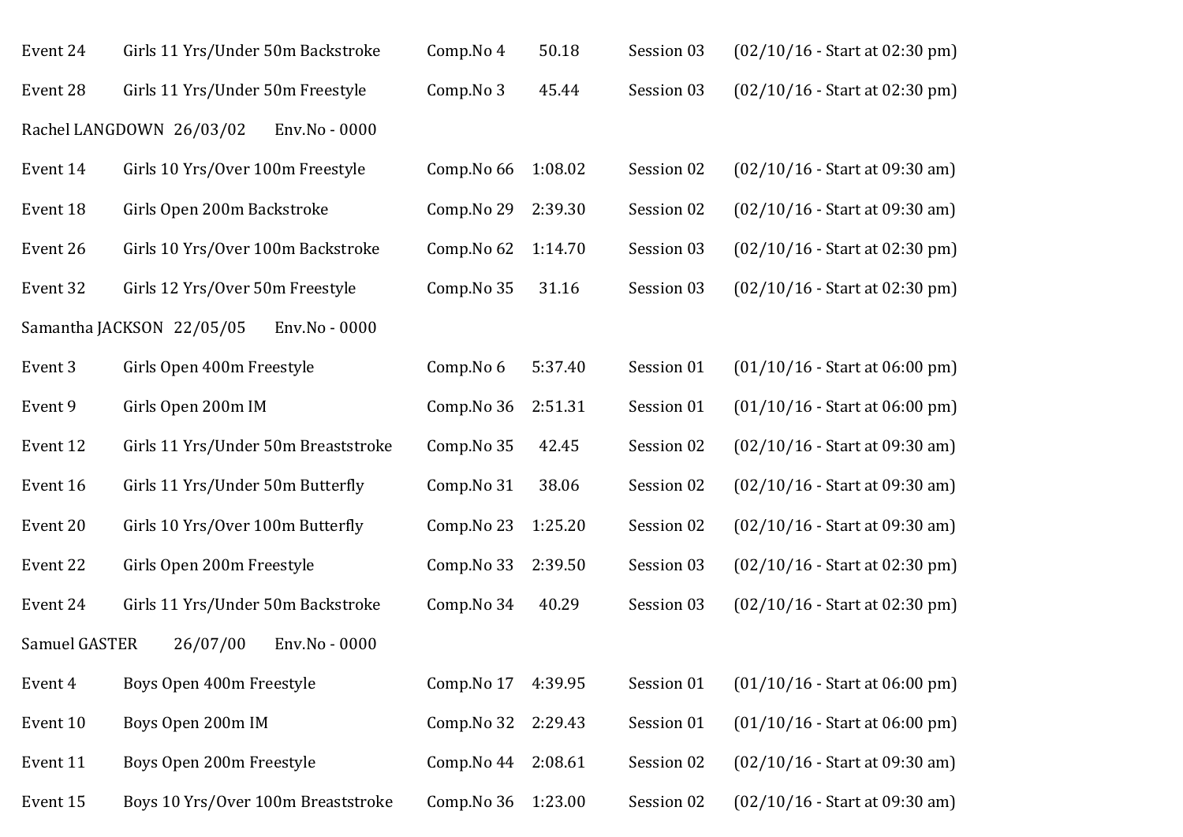Event 24 Girls 11 Yrs/Under 50m Backstroke Comp.No 4 50.18 Session 03 (02/10/16 - Start at 02:30 pm)

Event 28 Girls 11 Yrs/Under 50m Freestyle Comp.No 3 45.44 Session 03 (02/10/16 - Start at 02:30 pm)

Rachel LANGDOWN 26/03/02 Env.No - 0000

Event 14 Girls 10 Yrs/Over 100m Freestyle Comp.No 66 1:08.02 Session 02 (02/10/16 - Start at 09:30 am)

Event 18 Girls Open 200m Backstroke Comp.No 29 2:39.30 Session 02 (02/10/16 - Start at 09:30 am)

Event 26 Girls 10 Yrs/Over 100m Backstroke Comp.No 62 1:14.70 Session 03 (02/10/16 - Start at 02:30 pm)

Event 32 Girls 12 Yrs/Over 50m Freestyle Comp.No 35 31.16 Session 03 (02/10/16 - Start at 02:30 pm)

Samantha JACKSON 22/05/05 Env.No - 0000

Event 3 Girls Open 400m Freestyle Comp.No 6 5:37.40 Session 01 (01/10/16 - Start at 06:00 pm)

Event 9 Girls Open 200m IM Comp.No 36 2:51.31 Session 01 (01/10/16 - Start at 06:00 pm)

Event 12 Girls 11 Yrs/Under 50m Breaststroke Comp.No 35 42.45 Session 02 (02/10/16 - Start at 09:30 am)

Event 16 Girls 11 Yrs/Under 50m Butterfly Comp.No 31 38.06 Session 02 (02/10/16 - Start at 09:30 am)

Event 20 Girls 10 Yrs/Over 100m Butterfly Comp.No 23 1:25.20 Session 02 (02/10/16 - Start at 09:30 am)

Event 22 Girls Open 200m Freestyle Comp.No 33 2:39.50 Session 03 (02/10/16 - Start at 02:30 pm)

Event 24 Girls 11 Yrs/Under 50m Backstroke Comp.No 34 40.29 Session 03 (02/10/16 - Start at 02:30 pm)

Samuel GASTER 26/07/00 Env.No - 0000

Event 4 Boys Open 400m Freestyle Comp.No 17 4:39.95 Session 01 (01/10/16 - Start at 06:00 pm)

Event 10 Boys Open 200m IM Comp.No 32 2:29.43 Session 01 (01/10/16 - Start at 06:00 pm)

Event 11 Boys Open 200m Freestyle Comp.No 44 2:08.61 Session 02 (02/10/16 - Start at 09:30 am)

Event 15 Boys 10 Yrs/Over 100m Breaststroke Comp.No 36 1:23.00 Session 02 (02/10/16 - Start at 09:30 am)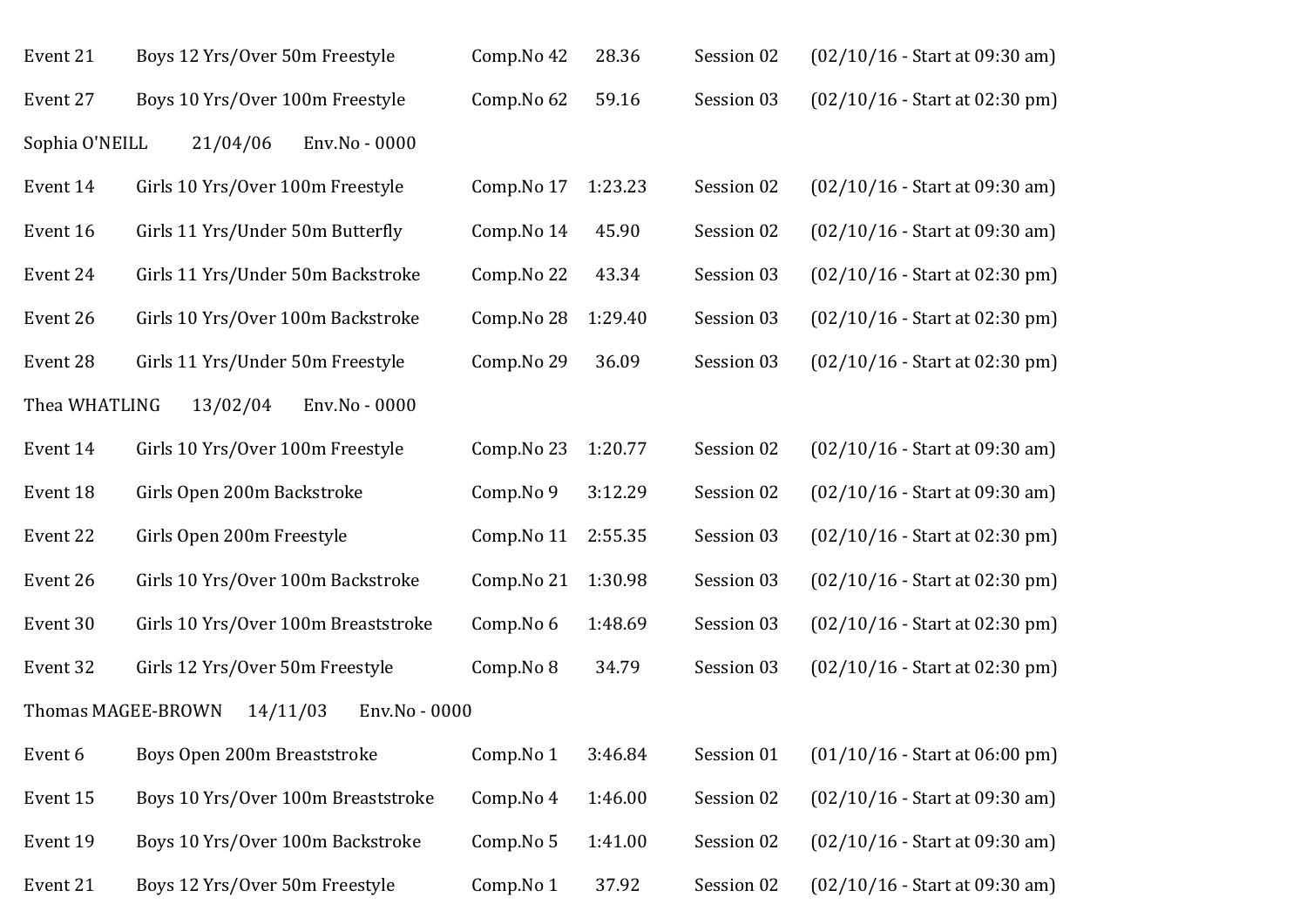Event 21 Boys 12 Yrs/Over 50m Freestyle Comp.No 42 28.36 Session 02 (02/10/16 - Start at 09:30 am)

Event 27 Boys 10 Yrs/Over 100m Freestyle Comp.No 62 59.16 Session 03 (02/10/16 - Start at 02:30 pm)

Sophia O'NEILL 21/04/06 Env.No - 0000

Event 14 Girls 10 Yrs/Over 100m Freestyle Comp.No 17 1:23.23 Session 02 (02/10/16 - Start at 09:30 am)

Event 16 Girls 11 Yrs/Under 50m Butterfly Comp.No 14 45.90 Session 02 (02/10/16 - Start at 09:30 am)

Event 24 Girls 11 Yrs/Under 50m Backstroke Comp.No 22 43.34 Session 03 (02/10/16 - Start at 02:30 pm)

Event 26 Girls 10 Yrs/Over 100m Backstroke Comp.No 28 1:29.40 Session 03 (02/10/16 - Start at 02:30 pm)

Event 28 Girls 11 Yrs/Under 50m Freestyle Comp.No 29 36.09 Session 03 (02/10/16 - Start at 02:30 pm)

Thea WHATLING 13/02/04 Env.No - 0000

Event 14 Girls 10 Yrs/Over 100m Freestyle Comp.No 23 1:20.77 Session 02 (02/10/16 - Start at 09:30 am)

Event 18 Girls Open 200m Backstroke Comp.No 9 3:12.29 Session 02 (02/10/16 - Start at 09:30 am)

Event 22 Girls Open 200m Freestyle Comp.No 11 2:55.35 Session 03 (02/10/16 - Start at 02:30 pm)

Event 26 Girls 10 Yrs/Over 100m Backstroke Comp.No 21 1:30.98 Session 03 (02/10/16 - Start at 02:30 pm)

Event 30 Girls 10 Yrs/Over 100m Breaststroke Comp.No 6 1:48.69 Session 03 (02/10/16 - Start at 02:30 pm)

Event 32 Girls 12 Yrs/Over 50m Freestyle Comp.No 8 34.79 Session 03 (02/10/16 - Start at 02:30 pm)

Thomas MAGEE-BROWN 14/11/03 Env.No - 0000

Event 6 Boys Open 200m Breaststroke Comp.No 1 3:46.84 Session 01 (01/10/16 - Start at 06:00 pm)

Event 15 Boys 10 Yrs/Over 100m Breaststroke Comp.No 4 1:46.00 Session 02 (02/10/16 - Start at 09:30 am)

Event 19 Boys 10 Yrs/Over 100m Backstroke Comp.No 5 1:41.00 Session 02 (02/10/16 - Start at 09:30 am)

Event 21 Boys 12 Yrs/Over 50m Freestyle Comp.No 1 37.92 Session 02 (02/10/16 - Start at 09:30 am)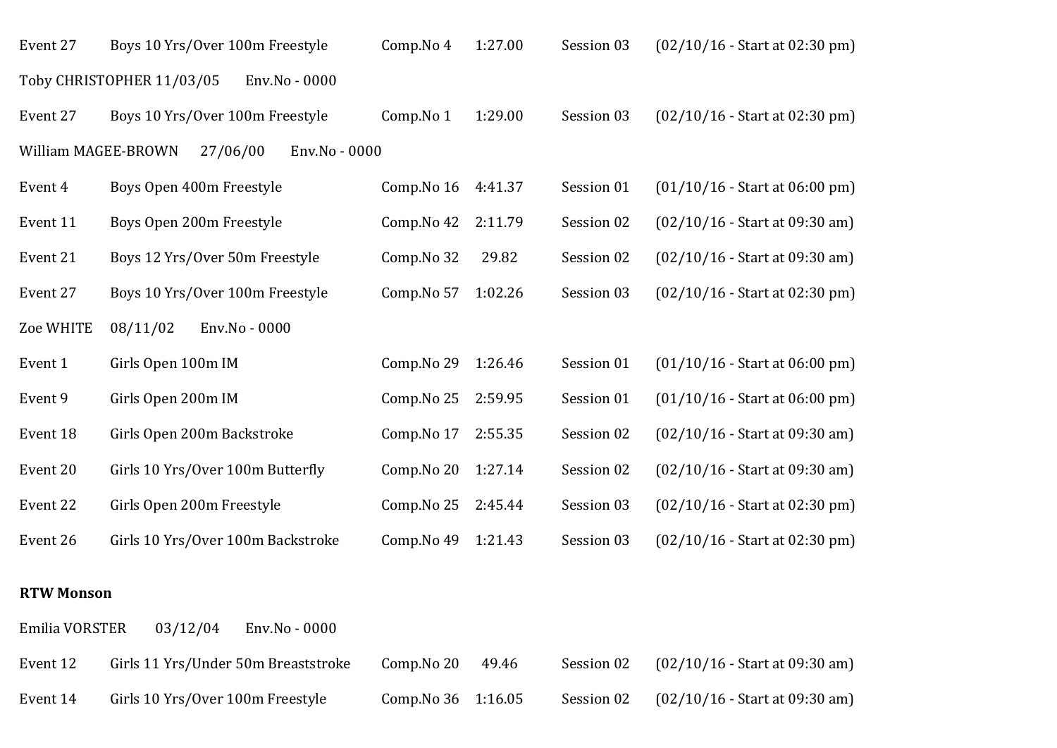Event 27 Boys 10 Yrs/Over 100m Freestyle Comp.No 4 1:27.00 Session 03 (02/10/16 - Start at 02:30 pm)

Toby CHRISTOPHER 11/03/05 Env.No - 0000

Event 27 Boys 10 Yrs/Over 100m Freestyle Comp.No 1 1:29.00 Session 03 (02/10/16 - Start at 02:30 pm)

William MAGEE-BROWN 27/06/00 Env.No - 0000

Event 4 Boys Open 400m Freestyle Comp.No 16 4:41.37 Session 01 (01/10/16 - Start at 06:00 pm)

Event 11 Boys Open 200m Freestyle Comp.No 42 2:11.79 Session 02 (02/10/16 - Start at 09:30 am)

Event 21 Boys 12 Yrs/Over 50m Freestyle Comp.No 32 29.82 Session 02 (02/10/16 - Start at 09:30 am)

Event 27 Boys 10 Yrs/Over 100m Freestyle Comp.No 57 1:02.26 Session 03 (02/10/16 - Start at 02:30 pm)

Zoe WHITE 08/11/02 Env.No - 0000

Event 1 Girls Open 100m IM Comp.No 29 1:26.46 Session 01 (01/10/16 - Start at 06:00 pm)

Event 9 Girls Open 200m IM Comp.No 25 2:59.95 Session 01 (01/10/16 - Start at 06:00 pm)

Event 18 Girls Open 200m Backstroke Comp.No 17 2:55.35 Session 02 (02/10/16 - Start at 09:30 am)

Event 20 Girls 10 Yrs/Over 100m Butterfly Comp.No 20 1:27.14 Session 02 (02/10/16 - Start at 09:30 am)

Event 22 Girls Open 200m Freestyle Comp.No 25 2:45.44 Session 03 (02/10/16 - Start at 02:30 pm)

Event 26 Girls 10 Yrs/Over 100m Backstroke Comp.No 49 1:21.43 Session 03 (02/10/16 - Start at 02:30 pm)

**RTW Monson**

Emilia VORSTER 03/12/04 Env.No - 0000

Event 12 Girls 11 Yrs/Under 50m Breaststroke Comp.No 20 49.46 Session 02 (02/10/16 - Start at 09:30 am)

Event 14 Girls 10 Yrs/Over 100m Freestyle Comp.No 36 1:16.05 Session 02 (02/10/16 - Start at 09:30 am)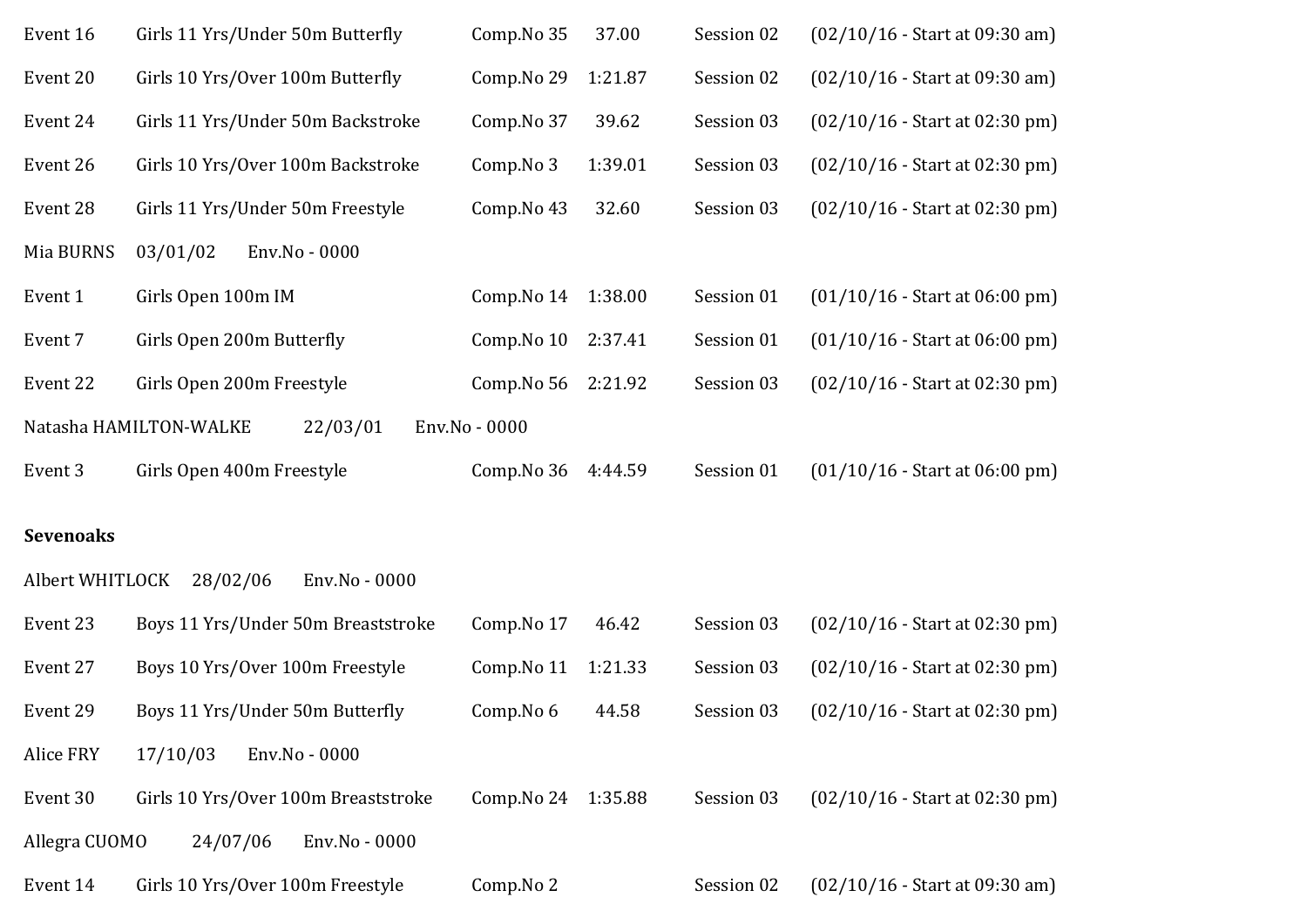Event 16 Girls 11 Yrs/Under 50m Butterfly Comp.No 35 37.00 Session 02 (02/10/16 - Start at 09:30 am)

Event 20 Girls 10 Yrs/Over 100m Butterfly Comp.No 29 1:21.87 Session 02 (02/10/16 - Start at 09:30 am)

Event 24 Girls 11 Yrs/Under 50m Backstroke Comp.No 37 39.62 Session 03 (02/10/16 - Start at 02:30 pm)

Event 26 Girls 10 Yrs/Over 100m Backstroke Comp.No 3 1:39.01 Session 03 (02/10/16 - Start at 02:30 pm)

Event 28 Girls 11 Yrs/Under 50m Freestyle Comp.No 43 32.60 Session 03 (02/10/16 - Start at 02:30 pm)

Mia BURNS 03/01/02 Env.No - 0000

Event 1 Girls Open 100m IM Comp.No 14 1:38.00 Session 01 (01/10/16 - Start at 06:00 pm)

Event 7 Girls Open 200m Butterfly Comp.No 10 2:37.41 Session 01 (01/10/16 - Start at 06:00 pm)

Event 22 Girls Open 200m Freestyle Comp.No 56 2:21.92 Session 03 (02/10/16 - Start at 02:30 pm)

Natasha HAMILTON-WALKE 22/03/01 Env.No - 0000

Event 3 Girls Open 400m Freestyle Comp.No 36 4:44.59 Session 01 (01/10/16 - Start at 06:00 pm)

**Sevenoaks**

Albert WHITLOCK 28/02/06 Env.No - 0000

Event 23 Boys 11 Yrs/Under 50m Breaststroke Comp.No 17 46.42 Session 03 (02/10/16 - Start at 02:30 pm)

Event 27 Boys 10 Yrs/Over 100m Freestyle Comp.No 11 1:21.33 Session 03 (02/10/16 - Start at 02:30 pm)

Event 29 Boys 11 Yrs/Under 50m Butterfly Comp.No 6 44.58 Session 03 (02/10/16 - Start at 02:30 pm)

Alice FRY 17/10/03 Env.No - 0000

Event 30 Girls 10 Yrs/Over 100m Breaststroke Comp.No 24 1:35.88 Session 03 (02/10/16 - Start at 02:30 pm)

Allegra CUOMO 24/07/06 Env.No - 0000

Event 14 Girls 10 Yrs/Over 100m Freestyle Comp.No 2 Session 02 (02/10/16 - Start at 09:30 am)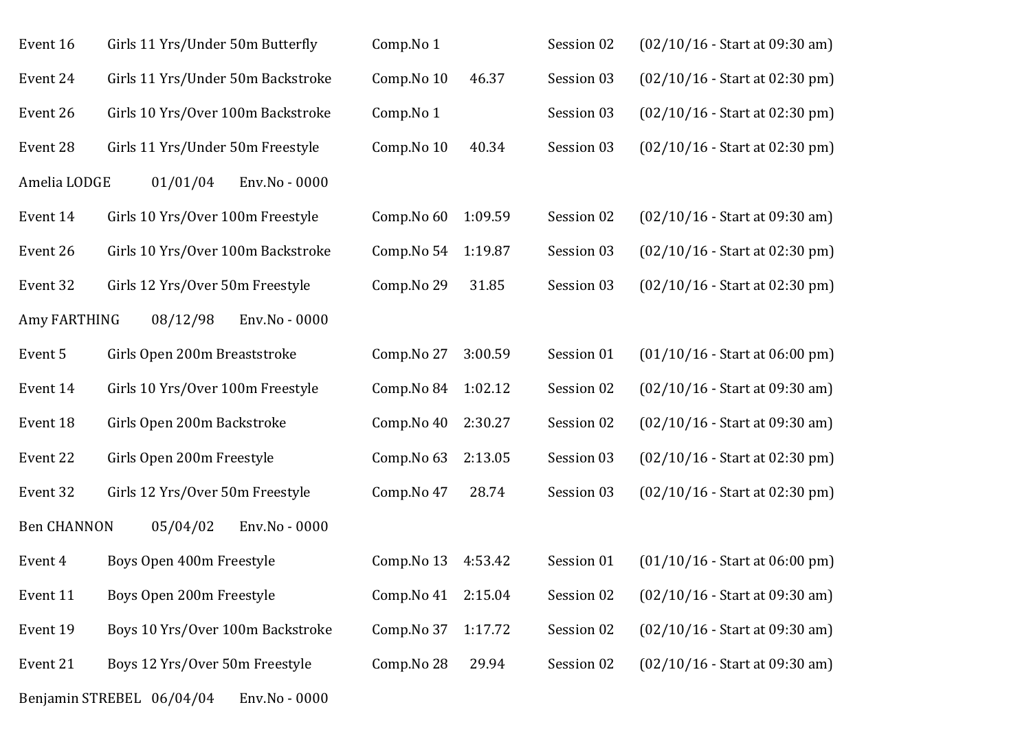Event 16 Girls 11 Yrs/Under 50m Butterfly Comp.No 1 Session 02 (02/10/16 - Start at 09:30 am)

Event 24 Girls 11 Yrs/Under 50m Backstroke Comp.No 10 46.37 Session 03 (02/10/16 - Start at 02:30 pm)

Event 26 Girls 10 Yrs/Over 100m Backstroke Comp.No 1 Session 03 (02/10/16 - Start at 02:30 pm)

Event 28 Girls 11 Yrs/Under 50m Freestyle Comp.No 10 40.34 Session 03 (02/10/16 - Start at 02:30 pm)

Amelia LODGE 01/01/04 Env.No - 0000

Event 14 Girls 10 Yrs/Over 100m Freestyle Comp.No 60 1:09.59 Session 02 (02/10/16 - Start at 09:30 am)

Event 26 Girls 10 Yrs/Over 100m Backstroke Comp.No 54 1:19.87 Session 03 (02/10/16 - Start at 02:30 pm)

Event 32 Girls 12 Yrs/Over 50m Freestyle Comp.No 29 31.85 Session 03 (02/10/16 - Start at 02:30 pm)

Amy FARTHING 08/12/98 Env.No - 0000

Event 5 Girls Open 200m Breaststroke Comp.No 27 3:00.59 Session 01 (01/10/16 - Start at 06:00 pm)

Event 14 Girls 10 Yrs/Over 100m Freestyle Comp.No 84 1:02.12 Session 02 (02/10/16 - Start at 09:30 am)

Event 18 Girls Open 200m Backstroke Comp.No 40 2:30.27 Session 02 (02/10/16 - Start at 09:30 am)

Event 22 Girls Open 200m Freestyle Comp.No 63 2:13.05 Session 03 (02/10/16 - Start at 02:30 pm)

Event 32 Girls 12 Yrs/Over 50m Freestyle Comp.No 47 28.74 Session 03 (02/10/16 - Start at 02:30 pm)

Ben CHANNON 05/04/02 Env.No - 0000

Event 4 Boys Open 400m Freestyle Comp.No 13 4:53.42 Session 01 (01/10/16 - Start at 06:00 pm)

Event 11 Boys Open 200m Freestyle Comp.No 41 2:15.04 Session 02 (02/10/16 - Start at 09:30 am)

Event 19 Boys 10 Yrs/Over 100m Backstroke Comp.No 37 1:17.72 Session 02 (02/10/16 - Start at 09:30 am)

Event 21 Boys 12 Yrs/Over 50m Freestyle Comp.No 28 29.94 Session 02 (02/10/16 - Start at 09:30 am)

Benjamin STREBEL 06/04/04 Env.No - 0000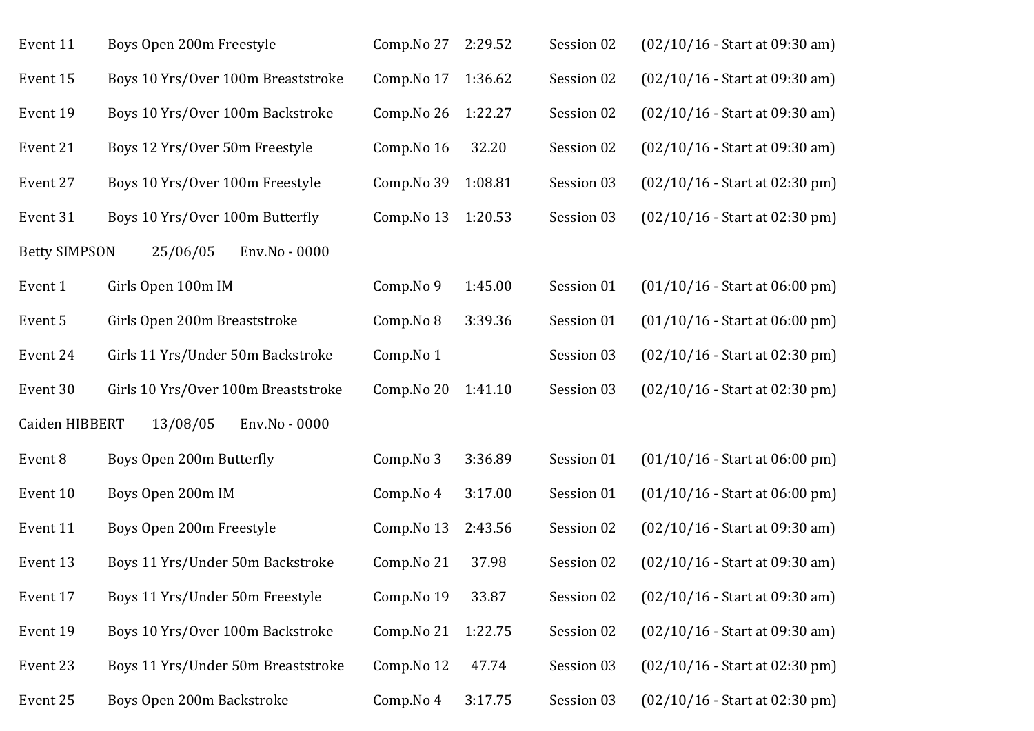Event 11 Boys Open 200m Freestyle Comp.No 27 2:29.52 Session 02 (02/10/16 - Start at 09:30 am)

Event 15 Boys 10 Yrs/Over 100m Breaststroke Comp.No 17 1:36.62 Session 02 (02/10/16 - Start at 09:30 am)

Event 19 Boys 10 Yrs/Over 100m Backstroke Comp.No 26 1:22.27 Session 02 (02/10/16 - Start at 09:30 am)

Event 21 Boys 12 Yrs/Over 50m Freestyle Comp.No 16 32.20 Session 02 (02/10/16 - Start at 09:30 am)

Event 27 Boys 10 Yrs/Over 100m Freestyle Comp.No 39 1:08.81 Session 03 (02/10/16 - Start at 02:30 pm)

Event 31 Boys 10 Yrs/Over 100m Butterfly Comp.No 13 1:20.53 Session 03 (02/10/16 - Start at 02:30 pm)

Betty SIMPSON 25/06/05 Env.No - 0000

Event 1 Girls Open 100m IM Comp.No 9 1:45.00 Session 01 (01/10/16 - Start at 06:00 pm)

Event 5 Girls Open 200m Breaststroke Comp.No 8 3:39.36 Session 01 (01/10/16 - Start at 06:00 pm)

Event 24 Girls 11 Yrs/Under 50m Backstroke Comp.No 1 Session 03 (02/10/16 - Start at 02:30 pm)

Event 30 Girls 10 Yrs/Over 100m Breaststroke Comp.No 20 1:41.10 Session 03 (02/10/16 - Start at 02:30 pm)

Caiden HIBBERT 13/08/05 Env.No - 0000

Event 8 Boys Open 200m Butterfly Comp.No 3 3:36.89 Session 01 (01/10/16 - Start at 06:00 pm)

Event 10 Boys Open 200m IM Comp.No 4 3:17.00 Session 01 (01/10/16 - Start at 06:00 pm)

Event 11 Boys Open 200m Freestyle Comp.No 13 2:43.56 Session 02 (02/10/16 - Start at 09:30 am)

Event 13 Boys 11 Yrs/Under 50m Backstroke Comp.No 21 37.98 Session 02 (02/10/16 - Start at 09:30 am)

Event 17 Boys 11 Yrs/Under 50m Freestyle Comp.No 19 33.87 Session 02 (02/10/16 - Start at 09:30 am)

Event 19 Boys 10 Yrs/Over 100m Backstroke Comp.No 21 1:22.75 Session 02 (02/10/16 - Start at 09:30 am)

Event 23 Boys 11 Yrs/Under 50m Breaststroke Comp.No 12 47.74 Session 03 (02/10/16 - Start at 02:30 pm)

Event 25 Boys Open 200m Backstroke Comp.No 4 3:17.75 Session 03 (02/10/16 - Start at 02:30 pm)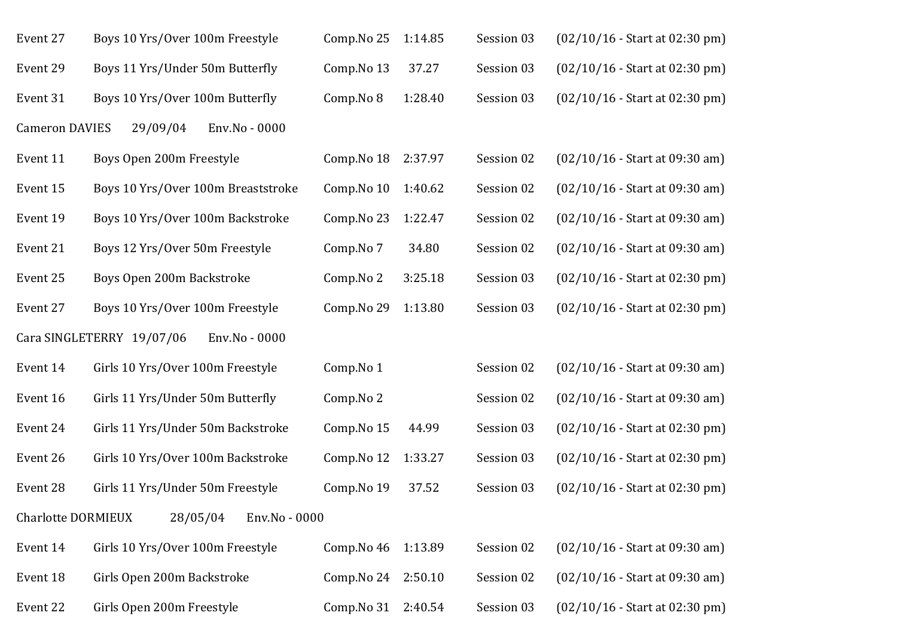Event 27 Boys 10 Yrs/Over 100m Freestyle Comp.No 25 1:14.85 Session 03 (02/10/16 - Start at 02:30 pm)

Event 29 Boys 11 Yrs/Under 50m Butterfly Comp.No 13 37.27 Session 03 (02/10/16 - Start at 02:30 pm)

Event 31 Boys 10 Yrs/Over 100m Butterfly Comp.No 8 1:28.40 Session 03 (02/10/16 - Start at 02:30 pm)

Cameron DAVIES 29/09/04 Env.No - 0000

Event 11 Boys Open 200m Freestyle Comp.No 18 2:37.97 Session 02 (02/10/16 - Start at 09:30 am)

Event 15 Boys 10 Yrs/Over 100m Breaststroke Comp.No 10 1:40.62 Session 02 (02/10/16 - Start at 09:30 am)

Event 19 Boys 10 Yrs/Over 100m Backstroke Comp.No 23 1:22.47 Session 02 (02/10/16 - Start at 09:30 am)

Event 21 Boys 12 Yrs/Over 50m Freestyle Comp.No 7 34.80 Session 02 (02/10/16 - Start at 09:30 am)

Event 25 Boys Open 200m Backstroke Comp.No 2 3:25.18 Session 03 (02/10/16 - Start at 02:30 pm)

Event 27 Boys 10 Yrs/Over 100m Freestyle Comp.No 29 1:13.80 Session 03 (02/10/16 - Start at 02:30 pm)

Cara SINGLETERRY 19/07/06 Env.No - 0000

Event 14 Girls 10 Yrs/Over 100m Freestyle Comp.No 1 Session 02 (02/10/16 - Start at 09:30 am)

Event 16 Girls 11 Yrs/Under 50m Butterfly Comp.No 2 Session 02 (02/10/16 - Start at 09:30 am)

Event 24 Girls 11 Yrs/Under 50m Backstroke Comp.No 15 44.99 Session 03 (02/10/16 - Start at 02:30 pm)

Event 26 Girls 10 Yrs/Over 100m Backstroke Comp.No 12 1:33.27 Session 03 (02/10/16 - Start at 02:30 pm)

Event 28 Girls 11 Yrs/Under 50m Freestyle Comp.No 19 37.52 Session 03 (02/10/16 - Start at 02:30 pm)

Charlotte DORMIEUX 28/05/04 Env.No - 0000

Event 14 Girls 10 Yrs/Over 100m Freestyle Comp.No 46 1:13.89 Session 02 (02/10/16 - Start at 09:30 am)

Event 18 Girls Open 200m Backstroke Comp.No 24 2:50.10 Session 02 (02/10/16 - Start at 09:30 am)

Event 22 Girls Open 200m Freestyle Comp.No 31 2:40.54 Session 03 (02/10/16 - Start at 02:30 pm)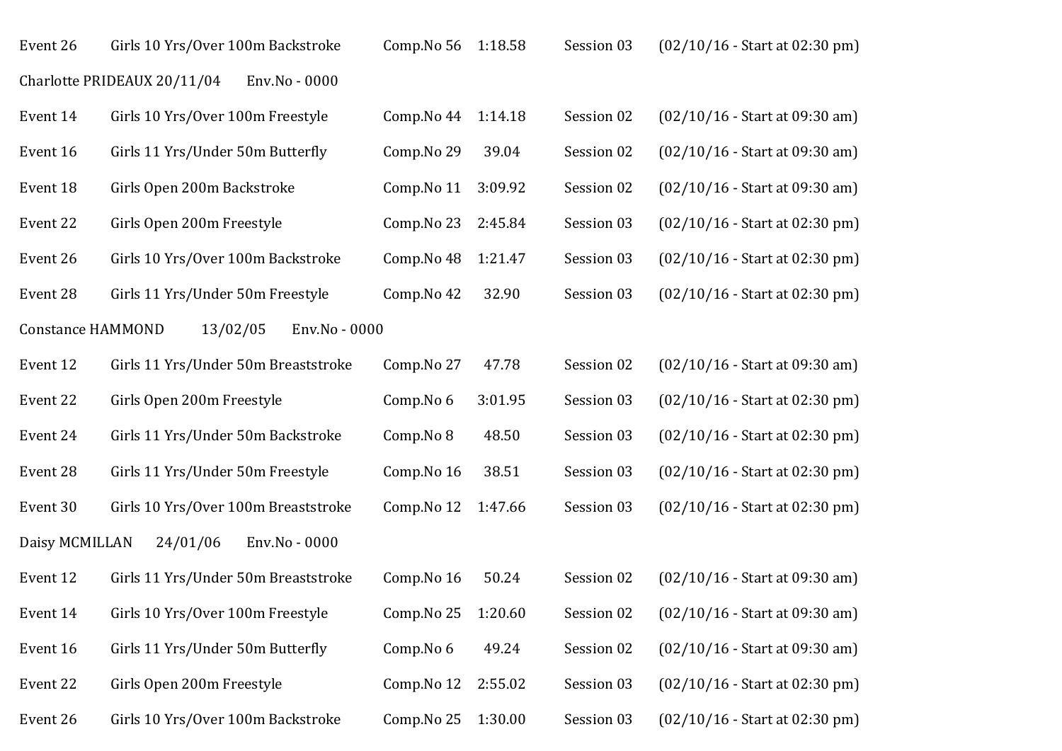Event 26 Girls 10 Yrs/Over 100m Backstroke Comp.No 56 1:18.58 Session 03 (02/10/16 - Start at 02:30 pm)

Charlotte PRIDEAUX 20/11/04 Env.No - 0000

Event 14 Girls 10 Yrs/Over 100m Freestyle Comp.No 44 1:14.18 Session 02 (02/10/16 - Start at 09:30 am)

Event 16 Girls 11 Yrs/Under 50m Butterfly Comp.No 29 39.04 Session 02 (02/10/16 - Start at 09:30 am)

Event 18 Girls Open 200m Backstroke Comp.No 11 3:09.92 Session 02 (02/10/16 - Start at 09:30 am)

Event 22 Girls Open 200m Freestyle Comp.No 23 2:45.84 Session 03 (02/10/16 - Start at 02:30 pm)

Event 26 Girls 10 Yrs/Over 100m Backstroke Comp.No 48 1:21.47 Session 03 (02/10/16 - Start at 02:30 pm)

Event 28 Girls 11 Yrs/Under 50m Freestyle Comp.No 42 32.90 Session 03 (02/10/16 - Start at 02:30 pm)

Constance HAMMOND 13/02/05 Env.No - 0000

Event 12 Girls 11 Yrs/Under 50m Breaststroke Comp.No 27 47.78 Session 02 (02/10/16 - Start at 09:30 am)

Event 22 Girls Open 200m Freestyle Comp.No 6 3:01.95 Session 03 (02/10/16 - Start at 02:30 pm)

Event 24 Girls 11 Yrs/Under 50m Backstroke Comp.No 8 48.50 Session 03 (02/10/16 - Start at 02:30 pm)

Event 28 Girls 11 Yrs/Under 50m Freestyle Comp.No 16 38.51 Session 03 (02/10/16 - Start at 02:30 pm)

Event 30 Girls 10 Yrs/Over 100m Breaststroke Comp.No 12 1:47.66 Session 03 (02/10/16 - Start at 02:30 pm)

Daisy MCMILLAN 24/01/06 Env.No - 0000

Event 12 Girls 11 Yrs/Under 50m Breaststroke Comp.No 16 50.24 Session 02 (02/10/16 - Start at 09:30 am)

Event 14 Girls 10 Yrs/Over 100m Freestyle Comp.No 25 1:20.60 Session 02 (02/10/16 - Start at 09:30 am)

Event 16 Girls 11 Yrs/Under 50m Butterfly Comp.No 6 49.24 Session 02 (02/10/16 - Start at 09:30 am)

Event 22 Girls Open 200m Freestyle Comp.No 12 2:55.02 Session 03 (02/10/16 - Start at 02:30 pm)

Event 26 Girls 10 Yrs/Over 100m Backstroke Comp.No 25 1:30.00 Session 03 (02/10/16 - Start at 02:30 pm)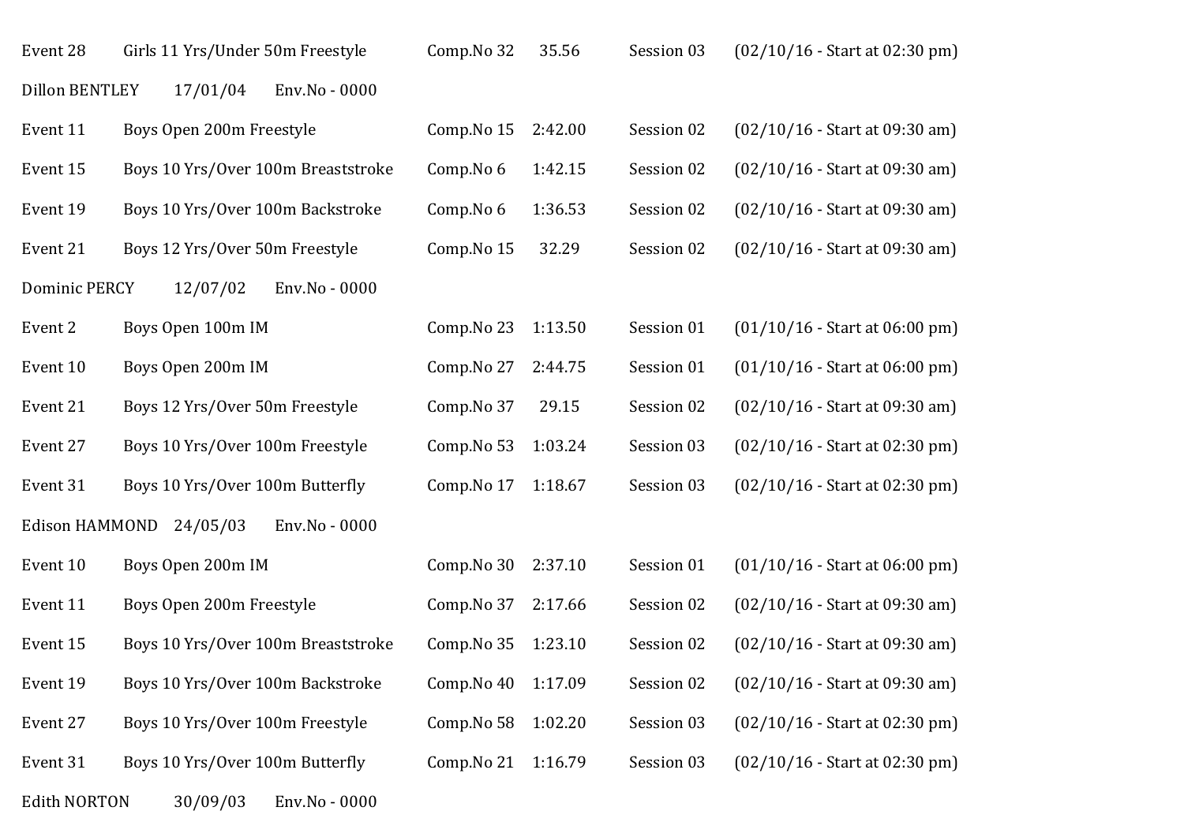Event 28 Girls 11 Yrs/Under 50m Freestyle Comp.No 32 35.56 Session 03 (02/10/16 - Start at 02:30 pm)

Dillon BENTLEY 17/01/04 Env.No - 0000

Event 11 Boys Open 200m Freestyle Comp.No 15 2:42.00 Session 02 (02/10/16 - Start at 09:30 am)

Event 15 Boys 10 Yrs/Over 100m Breaststroke Comp.No 6 1:42.15 Session 02 (02/10/16 - Start at 09:30 am)

Event 19 Boys 10 Yrs/Over 100m Backstroke Comp.No 6 1:36.53 Session 02 (02/10/16 - Start at 09:30 am)

Event 21 Boys 12 Yrs/Over 50m Freestyle Comp.No 15 32.29 Session 02 (02/10/16 - Start at 09:30 am)

Dominic PERCY 12/07/02 Env.No - 0000

Event 2 Boys Open 100m IM Comp.No 23 1:13.50 Session 01 (01/10/16 - Start at 06:00 pm)

Event 10 Boys Open 200m IM Comp.No 27 2:44.75 Session 01 (01/10/16 - Start at 06:00 pm)

Event 21 Boys 12 Yrs/Over 50m Freestyle Comp.No 37 29.15 Session 02 (02/10/16 - Start at 09:30 am)

Event 27 Boys 10 Yrs/Over 100m Freestyle Comp.No 53 1:03.24 Session 03 (02/10/16 - Start at 02:30 pm)

Event 31 Boys 10 Yrs/Over 100m Butterfly Comp.No 17 1:18.67 Session 03 (02/10/16 - Start at 02:30 pm)

Edison HAMMOND 24/05/03 Env.No - 0000

Event 10 Boys Open 200m IM Comp.No 30 2:37.10 Session 01 (01/10/16 - Start at 06:00 pm)

Event 11 Boys Open 200m Freestyle Comp.No 37 2:17.66 Session 02 (02/10/16 - Start at 09:30 am)

Event 15 Boys 10 Yrs/Over 100m Breaststroke Comp.No 35 1:23.10 Session 02 (02/10/16 - Start at 09:30 am)

Event 19 Boys 10 Yrs/Over 100m Backstroke Comp.No 40 1:17.09 Session 02 (02/10/16 - Start at 09:30 am)

Event 27 Boys 10 Yrs/Over 100m Freestyle Comp.No 58 1:02.20 Session 03 (02/10/16 - Start at 02:30 pm)

Event 31 Boys 10 Yrs/Over 100m Butterfly Comp.No 21 1:16.79 Session 03 (02/10/16 - Start at 02:30 pm)

Edith NORTON 30/09/03 Env.No - 0000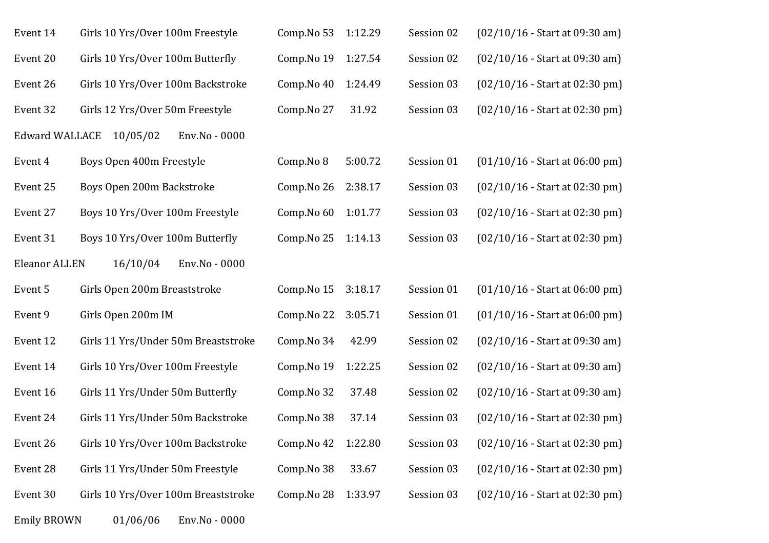Event 14 Girls 10 Yrs/Over 100m Freestyle Comp.No 53 1:12.29 Session 02 (02/10/16 - Start at 09:30 am)

Event 20 Girls 10 Yrs/Over 100m Butterfly Comp.No 19 1:27.54 Session 02 (02/10/16 - Start at 09:30 am)

Event 26 Girls 10 Yrs/Over 100m Backstroke Comp.No 40 1:24.49 Session 03 (02/10/16 - Start at 02:30 pm)

Event 32 Girls 12 Yrs/Over 50m Freestyle Comp.No 27 31.92 Session 03 (02/10/16 - Start at 02:30 pm)

Edward WALLACE 10/05/02 Env.No - 0000

Event 4 Boys Open 400m Freestyle Comp.No 8 5:00.72 Session 01 (01/10/16 - Start at 06:00 pm)

Event 25 Boys Open 200m Backstroke Comp.No 26 2:38.17 Session 03 (02/10/16 - Start at 02:30 pm)

Event 27 Boys 10 Yrs/Over 100m Freestyle Comp.No 60 1:01.77 Session 03 (02/10/16 - Start at 02:30 pm)

Event 31 Boys 10 Yrs/Over 100m Butterfly Comp.No 25 1:14.13 Session 03 (02/10/16 - Start at 02:30 pm)

Eleanor ALLEN 16/10/04 Env.No - 0000

Event 5 Girls Open 200m Breaststroke Comp.No 15 3:18.17 Session 01 (01/10/16 - Start at 06:00 pm)

Event 9 Girls Open 200m IM Comp.No 22 3:05.71 Session 01 (01/10/16 - Start at 06:00 pm)

Event 12 Girls 11 Yrs/Under 50m Breaststroke Comp.No 34 42.99 Session 02 (02/10/16 - Start at 09:30 am)

Event 14 Girls 10 Yrs/Over 100m Freestyle Comp.No 19 1:22.25 Session 02 (02/10/16 - Start at 09:30 am)

Event 16 Girls 11 Yrs/Under 50m Butterfly Comp.No 32 37.48 Session 02 (02/10/16 - Start at 09:30 am)

Event 24 Girls 11 Yrs/Under 50m Backstroke Comp.No 38 37.14 Session 03 (02/10/16 - Start at 02:30 pm)

Event 26 Girls 10 Yrs/Over 100m Backstroke Comp.No 42 1:22.80 Session 03 (02/10/16 - Start at 02:30 pm)

Event 28 Girls 11 Yrs/Under 50m Freestyle Comp.No 38 33.67 Session 03 (02/10/16 - Start at 02:30 pm)

Event 30 Girls 10 Yrs/Over 100m Breaststroke Comp.No 28 1:33.97 Session 03 (02/10/16 - Start at 02:30 pm)

Emily BROWN 01/06/06 Env.No - 0000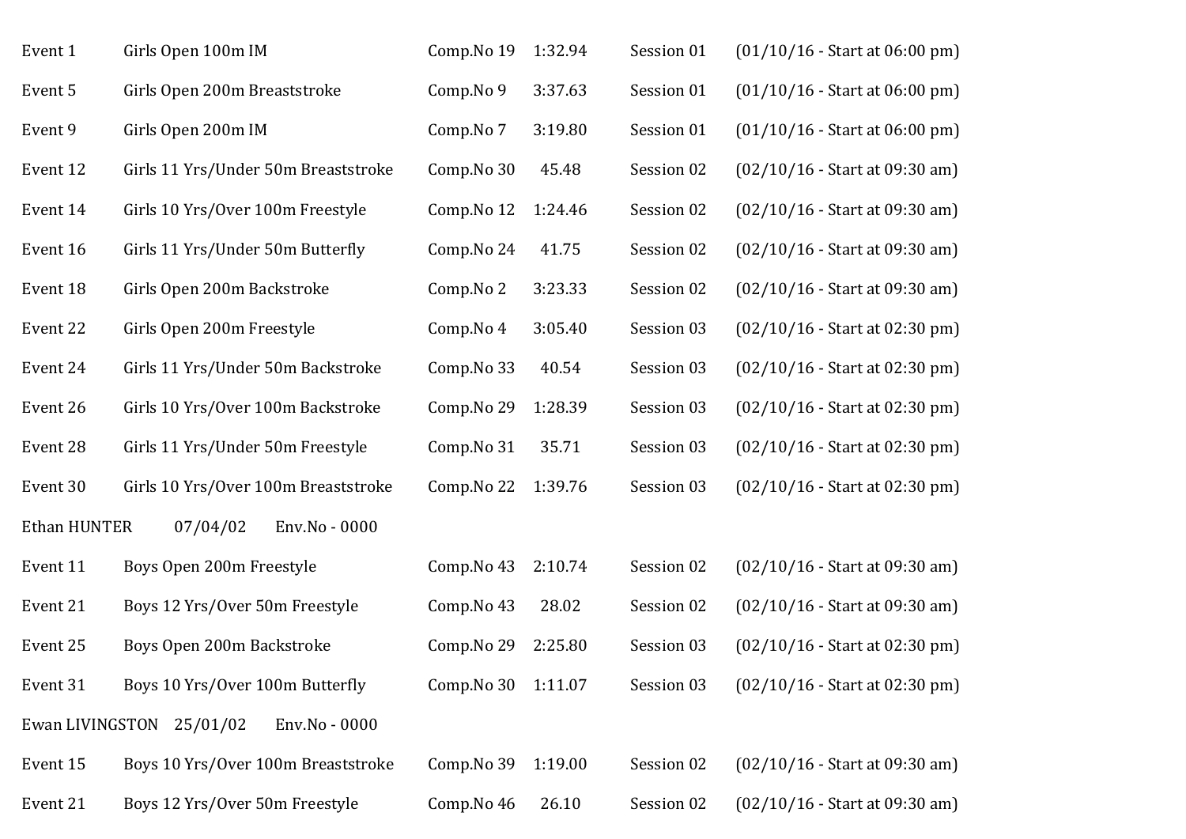Event 1 Girls Open 100m IM Comp.No 19 1:32.94 Session 01 (01/10/16 - Start at 06:00 pm)

Event 5 Girls Open 200m Breaststroke Comp.No 9 3:37.63 Session 01 (01/10/16 - Start at 06:00 pm)

Event 9 Girls Open 200m IM Comp.No 7 3:19.80 Session 01 (01/10/16 - Start at 06:00 pm)

Event 12 Girls 11 Yrs/Under 50m Breaststroke Comp.No 30 45.48 Session 02 (02/10/16 - Start at 09:30 am)

Event 14 Girls 10 Yrs/Over 100m Freestyle Comp.No 12 1:24.46 Session 02 (02/10/16 - Start at 09:30 am)

Event 16 Girls 11 Yrs/Under 50m Butterfly Comp.No 24 41.75 Session 02 (02/10/16 - Start at 09:30 am)

Event 18 Girls Open 200m Backstroke Comp.No 2 3:23.33 Session 02 (02/10/16 - Start at 09:30 am)

Event 22 Girls Open 200m Freestyle Comp.No 4 3:05.40 Session 03 (02/10/16 - Start at 02:30 pm)

Event 24 Girls 11 Yrs/Under 50m Backstroke Comp.No 33 40.54 Session 03 (02/10/16 - Start at 02:30 pm)

Event 26 Girls 10 Yrs/Over 100m Backstroke Comp.No 29 1:28.39 Session 03 (02/10/16 - Start at 02:30 pm)

Event 28 Girls 11 Yrs/Under 50m Freestyle Comp.No 31 35.71 Session 03 (02/10/16 - Start at 02:30 pm)

Event 30 Girls 10 Yrs/Over 100m Breaststroke Comp.No 22 1:39.76 Session 03 (02/10/16 - Start at 02:30 pm)

Ethan HUNTER 07/04/02 Env.No - 0000

Event 11 Boys Open 200m Freestyle Comp.No 43 2:10.74 Session 02 (02/10/16 - Start at 09:30 am)

Event 21 Boys 12 Yrs/Over 50m Freestyle Comp.No 43 28.02 Session 02 (02/10/16 - Start at 09:30 am)

Event 25 Boys Open 200m Backstroke Comp.No 29 2:25.80 Session 03 (02/10/16 - Start at 02:30 pm)

Event 31 Boys 10 Yrs/Over 100m Butterfly Comp.No 30 1:11.07 Session 03 (02/10/16 - Start at 02:30 pm)

Ewan LIVINGSTON 25/01/02 Env.No - 0000

Event 15 Boys 10 Yrs/Over 100m Breaststroke Comp.No 39 1:19.00 Session 02 (02/10/16 - Start at 09:30 am)

Event 21 Boys 12 Yrs/Over 50m Freestyle Comp.No 46 26.10 Session 02 (02/10/16 - Start at 09:30 am)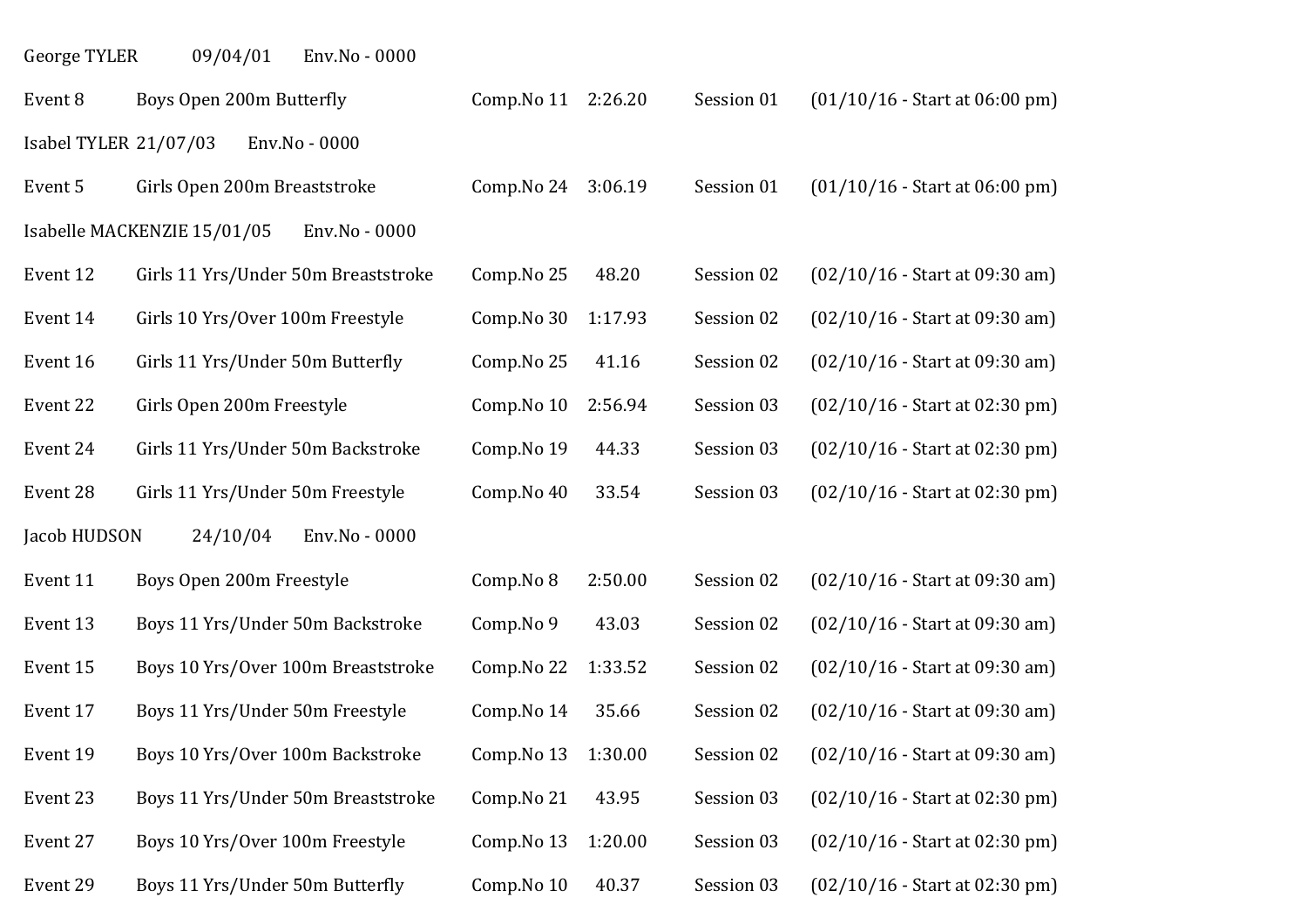George TYLER 09/04/01 Env.No - 0000

Event 8 Boys Open 200m Butterfly Comp.No 11 2:26.20 Session 01 (01/10/16 - Start at 06:00 pm)

Isabel TYLER 21/07/03 Env.No - 0000

Event 5 Girls Open 200m Breaststroke Comp.No 24 3:06.19 Session 01 (01/10/16 - Start at 06:00 pm)

Isabelle MACKENZIE 15/01/05 Env.No - 0000

Event 12 Girls 11 Yrs/Under 50m Breaststroke Comp.No 25 48.20 Session 02 (02/10/16 - Start at 09:30 am)

Event 14 Girls 10 Yrs/Over 100m Freestyle Comp.No 30 1:17.93 Session 02 (02/10/16 - Start at 09:30 am)

Event 16 Girls 11 Yrs/Under 50m Butterfly Comp.No 25 41.16 Session 02 (02/10/16 - Start at 09:30 am)

Event 22 Girls Open 200m Freestyle Comp.No 10 2:56.94 Session 03 (02/10/16 - Start at 02:30 pm)

Event 24 Girls 11 Yrs/Under 50m Backstroke Comp.No 19 44.33 Session 03 (02/10/16 - Start at 02:30 pm)

Event 28 Girls 11 Yrs/Under 50m Freestyle Comp.No 40 33.54 Session 03 (02/10/16 - Start at 02:30 pm)

Jacob HUDSON 24/10/04 Env.No - 0000

Event 11 Boys Open 200m Freestyle Comp.No 8 2:50.00 Session 02 (02/10/16 - Start at 09:30 am)

Event 13 Boys 11 Yrs/Under 50m Backstroke Comp.No 9 43.03 Session 02 (02/10/16 - Start at 09:30 am)

Event 15 Boys 10 Yrs/Over 100m Breaststroke Comp.No 22 1:33.52 Session 02 (02/10/16 - Start at 09:30 am)

Event 17 Boys 11 Yrs/Under 50m Freestyle Comp.No 14 35.66 Session 02 (02/10/16 - Start at 09:30 am)

Event 19 Boys 10 Yrs/Over 100m Backstroke Comp.No 13 1:30.00 Session 02 (02/10/16 - Start at 09:30 am)

Event 23 Boys 11 Yrs/Under 50m Breaststroke Comp.No 21 43.95 Session 03 (02/10/16 - Start at 02:30 pm)

Event 27 Boys 10 Yrs/Over 100m Freestyle Comp.No 13 1:20.00 Session 03 (02/10/16 - Start at 02:30 pm)

Event 29 Boys 11 Yrs/Under 50m Butterfly Comp.No 10 40.37 Session 03 (02/10/16 - Start at 02:30 pm)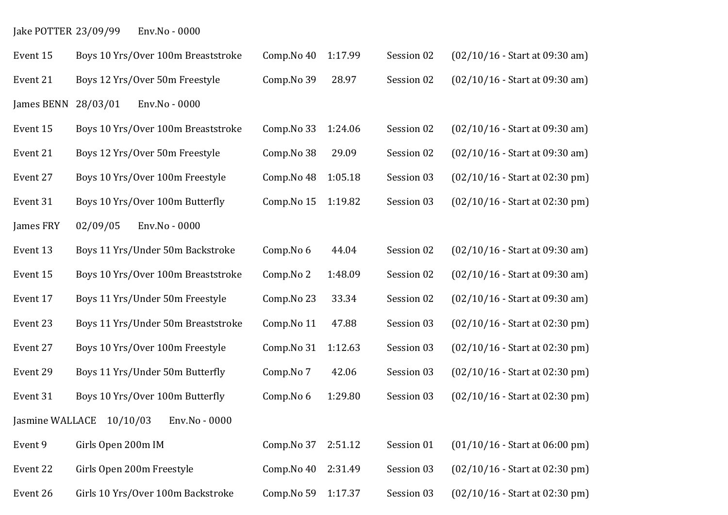Jake POTTER 23/09/99 Env.No - 0000

| | | | | | |
|---|---|---|---|---|---|
| Event 15 | Boys 10 Yrs/Over 100m Breaststroke | Comp.No 40 | 1:17.99 | Session 02 | (02/10/16 - Start at 09:30 am) |
| Event 21 | Boys 12 Yrs/Over 50m Freestyle | Comp.No 39 | 28.97 | Session 02 | (02/10/16 - Start at 09:30 am) |

James BENN 28/03/01 Env.No - 0000

| | | | | | |
|---|---|---|---|---|---|
| Event 15 | Boys 10 Yrs/Over 100m Breaststroke | Comp.No 33 | 1:24.06 | Session 02 | (02/10/16 - Start at 09:30 am) |
| Event 21 | Boys 12 Yrs/Over 50m Freestyle | Comp.No 38 | 29.09 | Session 02 | (02/10/16 - Start at 09:30 am) |
| Event 27 | Boys 10 Yrs/Over 100m Freestyle | Comp.No 48 | 1:05.18 | Session 03 | (02/10/16 - Start at 02:30 pm) |
| Event 31 | Boys 10 Yrs/Over 100m Butterfly | Comp.No 15 | 1:19.82 | Session 03 | (02/10/16 - Start at 02:30 pm) |

James FRY 02/09/05 Env.No - 0000

| | | | | | |
|---|---|---|---|---|---|
| Event 13 | Boys 11 Yrs/Under 50m Backstroke | Comp.No 6 | 44.04 | Session 02 | (02/10/16 - Start at 09:30 am) |
| Event 15 | Boys 10 Yrs/Over 100m Breaststroke | Comp.No 2 | 1:48.09 | Session 02 | (02/10/16 - Start at 09:30 am) |
| Event 17 | Boys 11 Yrs/Under 50m Freestyle | Comp.No 23 | 33.34 | Session 02 | (02/10/16 - Start at 09:30 am) |
| Event 23 | Boys 11 Yrs/Under 50m Breaststroke | Comp.No 11 | 47.88 | Session 03 | (02/10/16 - Start at 02:30 pm) |
| Event 27 | Boys 10 Yrs/Over 100m Freestyle | Comp.No 31 | 1:12.63 | Session 03 | (02/10/16 - Start at 02:30 pm) |
| Event 29 | Boys 11 Yrs/Under 50m Butterfly | Comp.No 7 | 42.06 | Session 03 | (02/10/16 - Start at 02:30 pm) |
| Event 31 | Boys 10 Yrs/Over 100m Butterfly | Comp.No 6 | 1:29.80 | Session 03 | (02/10/16 - Start at 02:30 pm) |

Jasmine WALLACE 10/10/03 Env.No - 0000

| | | | | | |
|---|---|---|---|---|---|
| Event 9 | Girls Open 200m IM | Comp.No 37 | 2:51.12 | Session 01 | (01/10/16 - Start at 06:00 pm) |
| Event 22 | Girls Open 200m Freestyle | Comp.No 40 | 2:31.49 | Session 03 | (02/10/16 - Start at 02:30 pm) |
| Event 26 | Girls 10 Yrs/Over 100m Backstroke | Comp.No 59 | 1:17.37 | Session 03 | (02/10/16 - Start at 02:30 pm) |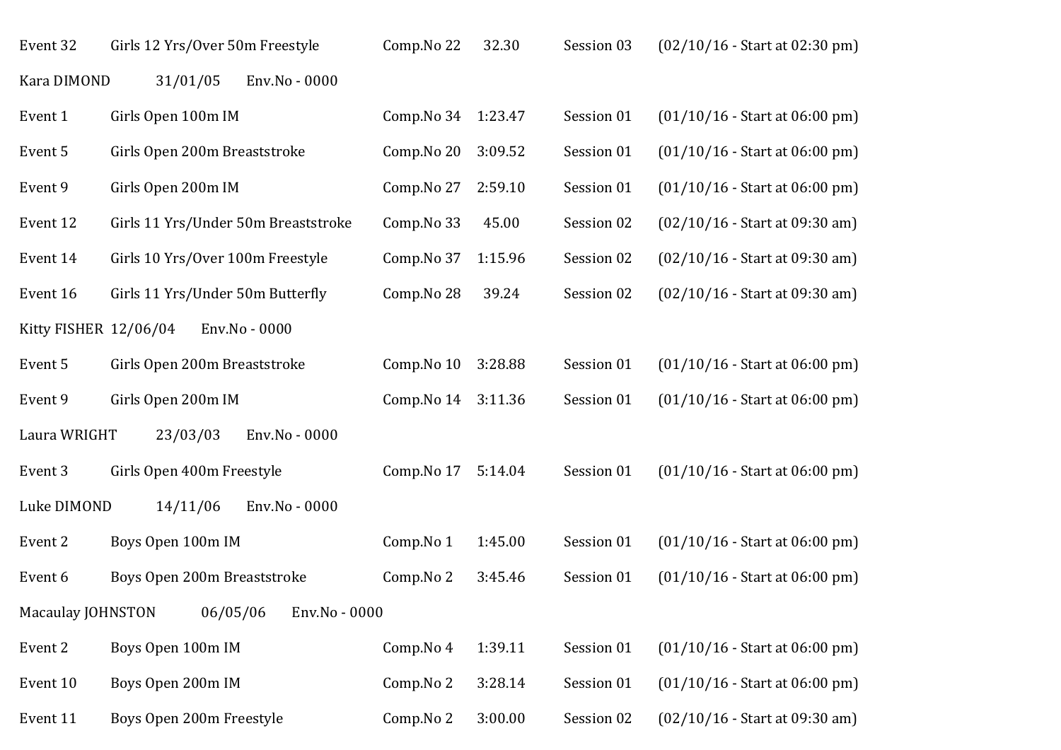Event 32 Girls 12 Yrs/Over 50m Freestyle Comp.No 22 32.30 Session 03 (02/10/16 - Start at 02:30 pm)

Kara DIMOND 31/01/05 Env.No - 0000

Event 1 Girls Open 100m IM Comp.No 34 1:23.47 Session 01 (01/10/16 - Start at 06:00 pm)

Event 5 Girls Open 200m Breaststroke Comp.No 20 3:09.52 Session 01 (01/10/16 - Start at 06:00 pm)

Event 9 Girls Open 200m IM Comp.No 27 2:59.10 Session 01 (01/10/16 - Start at 06:00 pm)

Event 12 Girls 11 Yrs/Under 50m Breaststroke Comp.No 33 45.00 Session 02 (02/10/16 - Start at 09:30 am)

Event 14 Girls 10 Yrs/Over 100m Freestyle Comp.No 37 1:15.96 Session 02 (02/10/16 - Start at 09:30 am)

Event 16 Girls 11 Yrs/Under 50m Butterfly Comp.No 28 39.24 Session 02 (02/10/16 - Start at 09:30 am)

Kitty FISHER 12/06/04 Env.No - 0000

Event 5 Girls Open 200m Breaststroke Comp.No 10 3:28.88 Session 01 (01/10/16 - Start at 06:00 pm)

Event 9 Girls Open 200m IM Comp.No 14 3:11.36 Session 01 (01/10/16 - Start at 06:00 pm)

Laura WRIGHT 23/03/03 Env.No - 0000

Event 3 Girls Open 400m Freestyle Comp.No 17 5:14.04 Session 01 (01/10/16 - Start at 06:00 pm)

Luke DIMOND 14/11/06 Env.No - 0000

Event 2 Boys Open 100m IM Comp.No 1 1:45.00 Session 01 (01/10/16 - Start at 06:00 pm)

Event 6 Boys Open 200m Breaststroke Comp.No 2 3:45.46 Session 01 (01/10/16 - Start at 06:00 pm)

Macaulay JOHNSTON 06/05/06 Env.No - 0000

Event 2 Boys Open 100m IM Comp.No 4 1:39.11 Session 01 (01/10/16 - Start at 06:00 pm)

Event 10 Boys Open 200m IM Comp.No 2 3:28.14 Session 01 (01/10/16 - Start at 06:00 pm)

Event 11 Boys Open 200m Freestyle Comp.No 2 3:00.00 Session 02 (02/10/16 - Start at 09:30 am)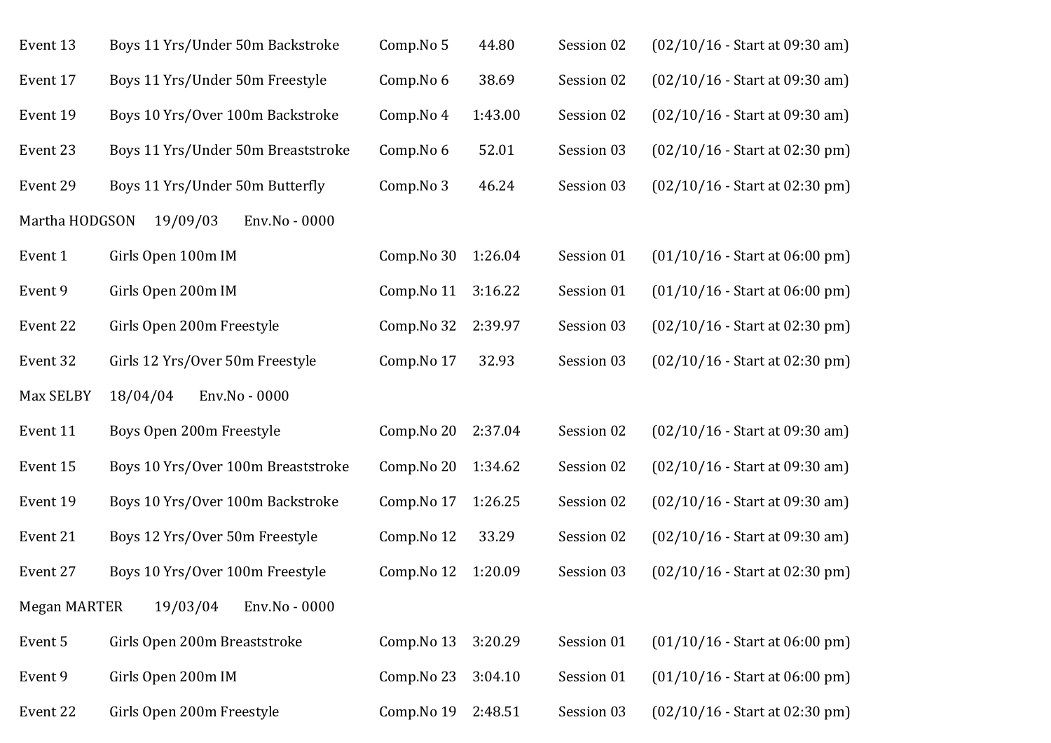Event 13 Boys 11 Yrs/Under 50m Backstroke Comp.No 5 44.80 Session 02 (02/10/16 - Start at 09:30 am)

Event 17 Boys 11 Yrs/Under 50m Freestyle Comp.No 6 38.69 Session 02 (02/10/16 - Start at 09:30 am)

Event 19 Boys 10 Yrs/Over 100m Backstroke Comp.No 4 1:43.00 Session 02 (02/10/16 - Start at 09:30 am)

Event 23 Boys 11 Yrs/Under 50m Breaststroke Comp.No 6 52.01 Session 03 (02/10/16 - Start at 02:30 pm)

Event 29 Boys 11 Yrs/Under 50m Butterfly Comp.No 3 46.24 Session 03 (02/10/16 - Start at 02:30 pm)

Martha HODGSON 19/09/03 Env.No - 0000

Event 1 Girls Open 100m IM Comp.No 30 1:26.04 Session 01 (01/10/16 - Start at 06:00 pm)

Event 9 Girls Open 200m IM Comp.No 11 3:16.22 Session 01 (01/10/16 - Start at 06:00 pm)

Event 22 Girls Open 200m Freestyle Comp.No 32 2:39.97 Session 03 (02/10/16 - Start at 02:30 pm)

Event 32 Girls 12 Yrs/Over 50m Freestyle Comp.No 17 32.93 Session 03 (02/10/16 - Start at 02:30 pm)

Max SELBY 18/04/04 Env.No - 0000

Event 11 Boys Open 200m Freestyle Comp.No 20 2:37.04 Session 02 (02/10/16 - Start at 09:30 am)

Event 15 Boys 10 Yrs/Over 100m Breaststroke Comp.No 20 1:34.62 Session 02 (02/10/16 - Start at 09:30 am)

Event 19 Boys 10 Yrs/Over 100m Backstroke Comp.No 17 1:26.25 Session 02 (02/10/16 - Start at 09:30 am)

Event 21 Boys 12 Yrs/Over 50m Freestyle Comp.No 12 33.29 Session 02 (02/10/16 - Start at 09:30 am)

Event 27 Boys 10 Yrs/Over 100m Freestyle Comp.No 12 1:20.09 Session 03 (02/10/16 - Start at 02:30 pm)

Megan MARTER 19/03/04 Env.No - 0000

Event 5 Girls Open 200m Breaststroke Comp.No 13 3:20.29 Session 01 (01/10/16 - Start at 06:00 pm)

Event 9 Girls Open 200m IM Comp.No 23 3:04.10 Session 01 (01/10/16 - Start at 06:00 pm)

Event 22 Girls Open 200m Freestyle Comp.No 19 2:48.51 Session 03 (02/10/16 - Start at 02:30 pm)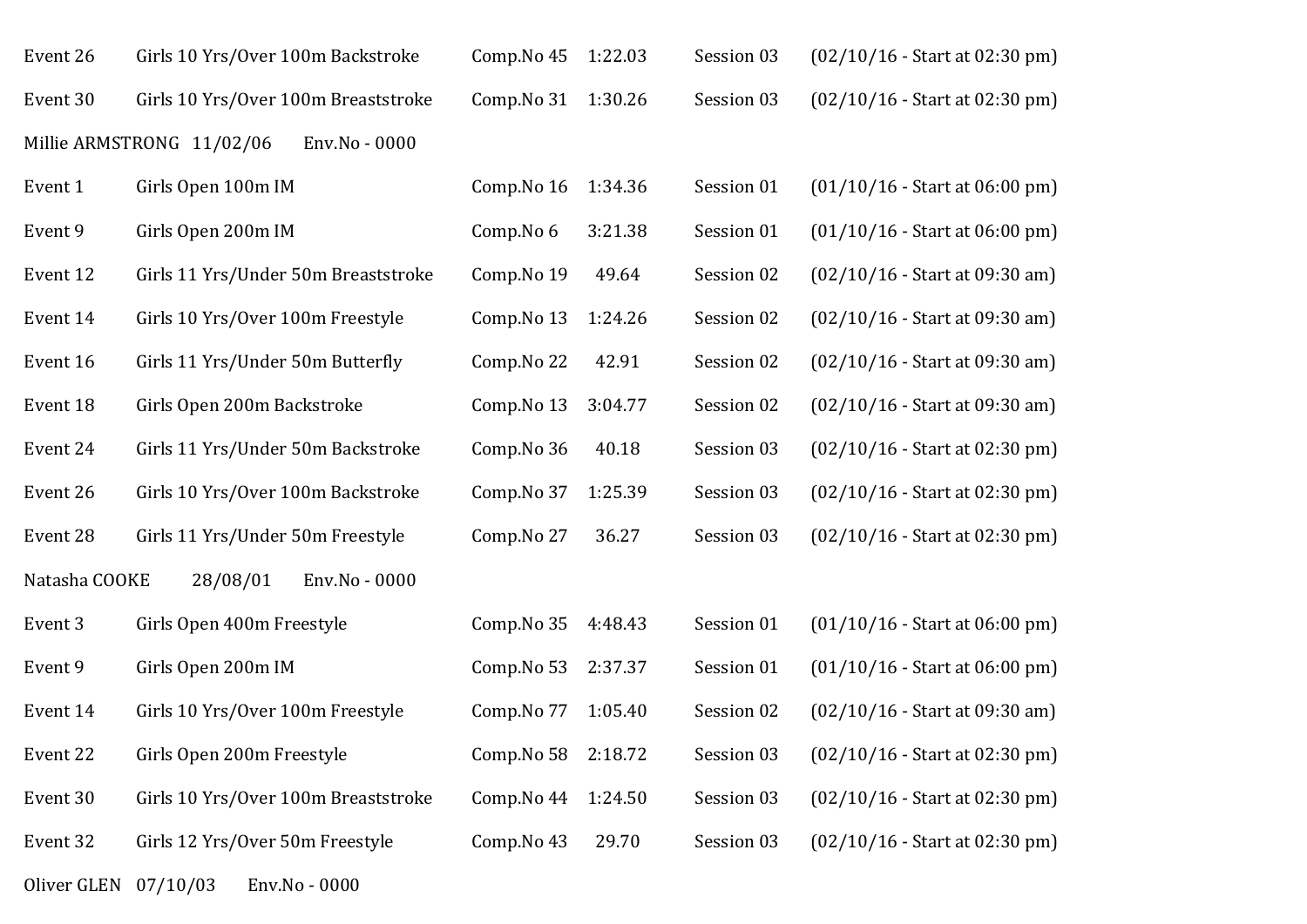| | | | | | |
|---|---|---|---|---|---|
| Event 26 | Girls 10 Yrs/Over 100m Backstroke | Comp.No 45 | 1:22.03 | Session 03 | (02/10/16 - Start at 02:30 pm) |
| Event 30 | Girls 10 Yrs/Over 100m Breaststroke | Comp.No 31 | 1:30.26 | Session 03 | (02/10/16 - Start at 02:30 pm) |

Millie ARMSTRONG 11/02/06 Env.No - 0000

| | | | | | |
|---|---|---|---|---|---|
| Event 1 | Girls Open 100m IM | Comp.No 16 | 1:34.36 | Session 01 | (01/10/16 - Start at 06:00 pm) |
| Event 9 | Girls Open 200m IM | Comp.No 6 | 3:21.38 | Session 01 | (01/10/16 - Start at 06:00 pm) |
| Event 12 | Girls 11 Yrs/Under 50m Breaststroke | Comp.No 19 | 49.64 | Session 02 | (02/10/16 - Start at 09:30 am) |
| Event 14 | Girls 10 Yrs/Over 100m Freestyle | Comp.No 13 | 1:24.26 | Session 02 | (02/10/16 - Start at 09:30 am) |
| Event 16 | Girls 11 Yrs/Under 50m Butterfly | Comp.No 22 | 42.91 | Session 02 | (02/10/16 - Start at 09:30 am) |
| Event 18 | Girls Open 200m Backstroke | Comp.No 13 | 3:04.77 | Session 02 | (02/10/16 - Start at 09:30 am) |
| Event 24 | Girls 11 Yrs/Under 50m Backstroke | Comp.No 36 | 40.18 | Session 03 | (02/10/16 - Start at 02:30 pm) |
| Event 26 | Girls 10 Yrs/Over 100m Backstroke | Comp.No 37 | 1:25.39 | Session 03 | (02/10/16 - Start at 02:30 pm) |
| Event 28 | Girls 11 Yrs/Under 50m Freestyle | Comp.No 27 | 36.27 | Session 03 | (02/10/16 - Start at 02:30 pm) |

Natasha COOKE 28/08/01 Env.No - 0000

| | | | | | |
|---|---|---|---|---|---|
| Event 3 | Girls Open 400m Freestyle | Comp.No 35 | 4:48.43 | Session 01 | (01/10/16 - Start at 06:00 pm) |
| Event 9 | Girls Open 200m IM | Comp.No 53 | 2:37.37 | Session 01 | (01/10/16 - Start at 06:00 pm) |
| Event 14 | Girls 10 Yrs/Over 100m Freestyle | Comp.No 77 | 1:05.40 | Session 02 | (02/10/16 - Start at 09:30 am) |
| Event 22 | Girls Open 200m Freestyle | Comp.No 58 | 2:18.72 | Session 03 | (02/10/16 - Start at 02:30 pm) |
| Event 30 | Girls 10 Yrs/Over 100m Breaststroke | Comp.No 44 | 1:24.50 | Session 03 | (02/10/16 - Start at 02:30 pm) |
| Event 32 | Girls 12 Yrs/Over 50m Freestyle | Comp.No 43 | 29.70 | Session 03 | (02/10/16 - Start at 02:30 pm) |

Oliver GLEN 07/10/03 Env.No - 0000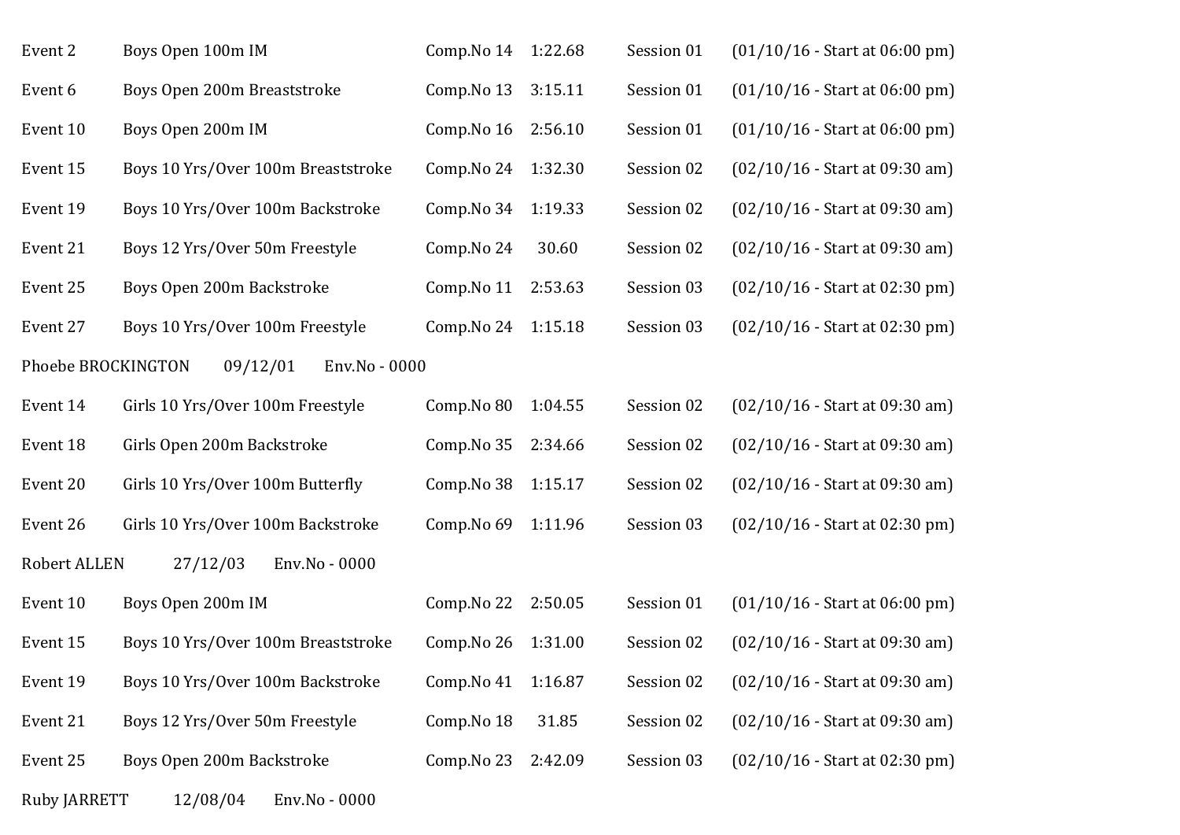Event 2 Boys Open 100m IM Comp.No 14 1:22.68 Session 01 (01/10/16 - Start at 06:00 pm)

Event 6 Boys Open 200m Breaststroke Comp.No 13 3:15.11 Session 01 (01/10/16 - Start at 06:00 pm)

Event 10 Boys Open 200m IM Comp.No 16 2:56.10 Session 01 (01/10/16 - Start at 06:00 pm)

Event 15 Boys 10 Yrs/Over 100m Breaststroke Comp.No 24 1:32.30 Session 02 (02/10/16 - Start at 09:30 am)

Event 19 Boys 10 Yrs/Over 100m Backstroke Comp.No 34 1:19.33 Session 02 (02/10/16 - Start at 09:30 am)

Event 21 Boys 12 Yrs/Over 50m Freestyle Comp.No 24 30.60 Session 02 (02/10/16 - Start at 09:30 am)

Event 25 Boys Open 200m Backstroke Comp.No 11 2:53.63 Session 03 (02/10/16 - Start at 02:30 pm)

Event 27 Boys 10 Yrs/Over 100m Freestyle Comp.No 24 1:15.18 Session 03 (02/10/16 - Start at 02:30 pm)

Phoebe BROCKINGTON 09/12/01 Env.No - 0000

Event 14 Girls 10 Yrs/Over 100m Freestyle Comp.No 80 1:04.55 Session 02 (02/10/16 - Start at 09:30 am)

Event 18 Girls Open 200m Backstroke Comp.No 35 2:34.66 Session 02 (02/10/16 - Start at 09:30 am)

Event 20 Girls 10 Yrs/Over 100m Butterfly Comp.No 38 1:15.17 Session 02 (02/10/16 - Start at 09:30 am)

Event 26 Girls 10 Yrs/Over 100m Backstroke Comp.No 69 1:11.96 Session 03 (02/10/16 - Start at 02:30 pm)

Robert ALLEN 27/12/03 Env.No - 0000

Event 10 Boys Open 200m IM Comp.No 22 2:50.05 Session 01 (01/10/16 - Start at 06:00 pm)

Event 15 Boys 10 Yrs/Over 100m Breaststroke Comp.No 26 1:31.00 Session 02 (02/10/16 - Start at 09:30 am)

Event 19 Boys 10 Yrs/Over 100m Backstroke Comp.No 41 1:16.87 Session 02 (02/10/16 - Start at 09:30 am)

Event 21 Boys 12 Yrs/Over 50m Freestyle Comp.No 18 31.85 Session 02 (02/10/16 - Start at 09:30 am)

Event 25 Boys Open 200m Backstroke Comp.No 23 2:42.09 Session 03 (02/10/16 - Start at 02:30 pm)

Ruby JARRETT 12/08/04 Env.No - 0000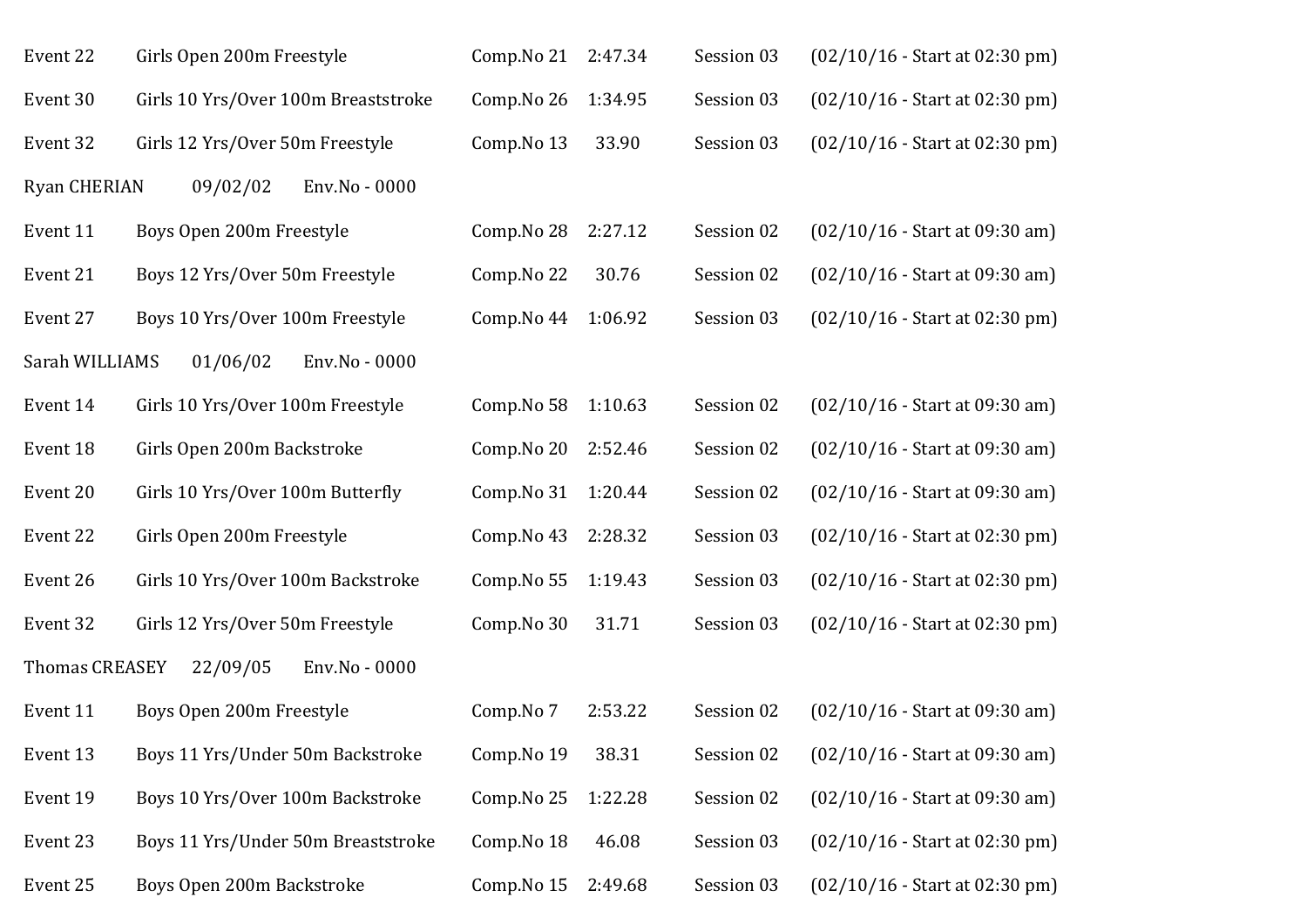Event 22 Girls Open 200m Freestyle Comp.No 21 2:47.34 Session 03 (02/10/16 - Start at 02:30 pm)

Event 30 Girls 10 Yrs/Over 100m Breaststroke Comp.No 26 1:34.95 Session 03 (02/10/16 - Start at 02:30 pm)

Event 32 Girls 12 Yrs/Over 50m Freestyle Comp.No 13 33.90 Session 03 (02/10/16 - Start at 02:30 pm)

Ryan CHERIAN 09/02/02 Env.No - 0000

Event 11 Boys Open 200m Freestyle Comp.No 28 2:27.12 Session 02 (02/10/16 - Start at 09:30 am)

Event 21 Boys 12 Yrs/Over 50m Freestyle Comp.No 22 30.76 Session 02 (02/10/16 - Start at 09:30 am)

Event 27 Boys 10 Yrs/Over 100m Freestyle Comp.No 44 1:06.92 Session 03 (02/10/16 - Start at 02:30 pm)

Sarah WILLIAMS 01/06/02 Env.No - 0000

Event 14 Girls 10 Yrs/Over 100m Freestyle Comp.No 58 1:10.63 Session 02 (02/10/16 - Start at 09:30 am)

Event 18 Girls Open 200m Backstroke Comp.No 20 2:52.46 Session 02 (02/10/16 - Start at 09:30 am)

Event 20 Girls 10 Yrs/Over 100m Butterfly Comp.No 31 1:20.44 Session 02 (02/10/16 - Start at 09:30 am)

Event 22 Girls Open 200m Freestyle Comp.No 43 2:28.32 Session 03 (02/10/16 - Start at 02:30 pm)

Event 26 Girls 10 Yrs/Over 100m Backstroke Comp.No 55 1:19.43 Session 03 (02/10/16 - Start at 02:30 pm)

Event 32 Girls 12 Yrs/Over 50m Freestyle Comp.No 30 31.71 Session 03 (02/10/16 - Start at 02:30 pm)

Thomas CREASEY 22/09/05 Env.No - 0000

Event 11 Boys Open 200m Freestyle Comp.No 7 2:53.22 Session 02 (02/10/16 - Start at 09:30 am)

Event 13 Boys 11 Yrs/Under 50m Backstroke Comp.No 19 38.31 Session 02 (02/10/16 - Start at 09:30 am)

Event 19 Boys 10 Yrs/Over 100m Backstroke Comp.No 25 1:22.28 Session 02 (02/10/16 - Start at 09:30 am)

Event 23 Boys 11 Yrs/Under 50m Breaststroke Comp.No 18 46.08 Session 03 (02/10/16 - Start at 02:30 pm)

Event 25 Boys Open 200m Backstroke Comp.No 15 2:49.68 Session 03 (02/10/16 - Start at 02:30 pm)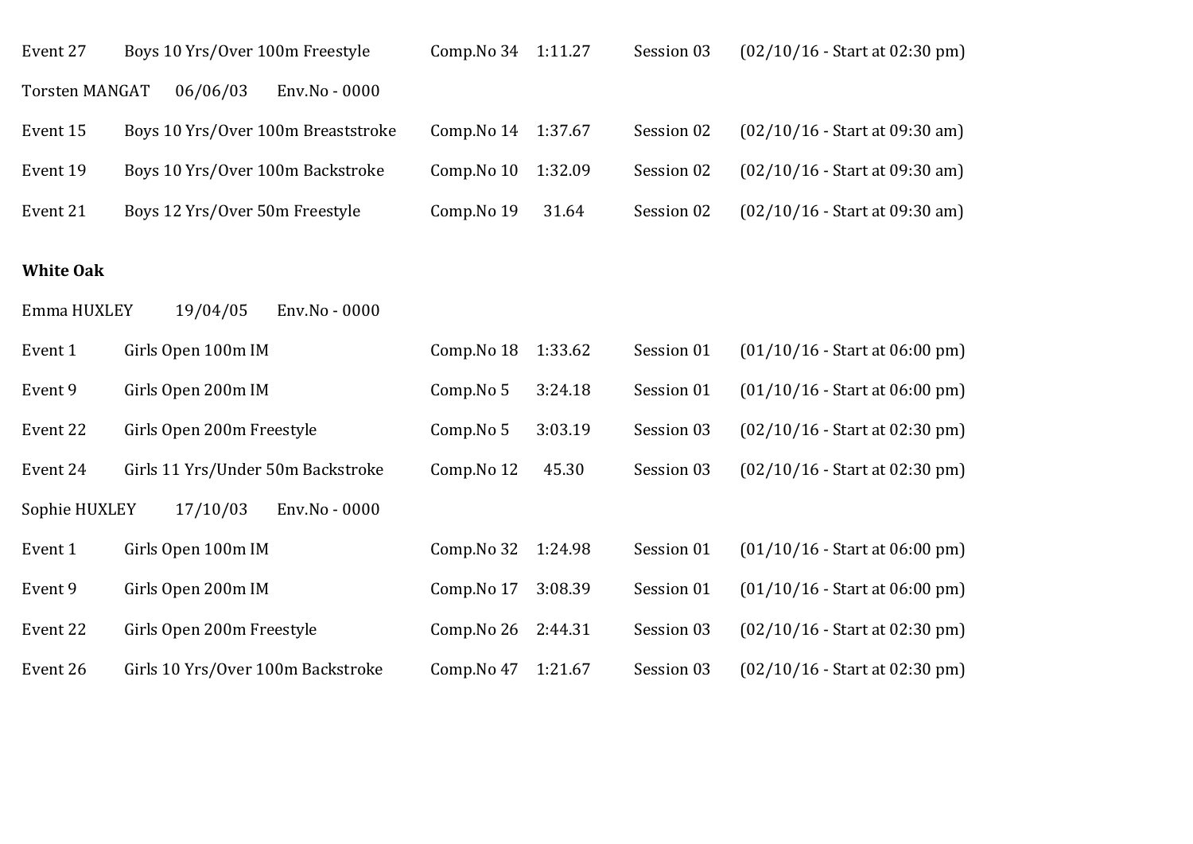| | | | | | |
|---|---|---|---|---|---|
| Event 27 | Boys 10 Yrs/Over 100m Freestyle | Comp.No 34 | 1:11.27 | Session 03 | (02/10/16 - Start at 02:30 pm) |

Torsten MANGAT 06/06/03 Env.No - 0000

| | | | | | |
|---|---|---|---|---|---|
| Event 15 | Boys 10 Yrs/Over 100m Breaststroke | Comp.No 14 | 1:37.67 | Session 02 | (02/10/16 - Start at 09:30 am) |
| Event 19 | Boys 10 Yrs/Over 100m Backstroke | Comp.No 10 | 1:32.09 | Session 02 | (02/10/16 - Start at 09:30 am) |
| Event 21 | Boys 12 Yrs/Over 50m Freestyle | Comp.No 19 | 31.64 | Session 02 | (02/10/16 - Start at 09:30 am) |

**White Oak**

Emma HUXLEY 19/04/05 Env.No - 0000

| | | | | | |
|---|---|---|---|---|---|
| Event 1 | Girls Open 100m IM | Comp.No 18 | 1:33.62 | Session 01 | (01/10/16 - Start at 06:00 pm) |
| Event 9 | Girls Open 200m IM | Comp.No 5 | 3:24.18 | Session 01 | (01/10/16 - Start at 06:00 pm) |
| Event 22 | Girls Open 200m Freestyle | Comp.No 5 | 3:03.19 | Session 03 | (02/10/16 - Start at 02:30 pm) |
| Event 24 | Girls 11 Yrs/Under 50m Backstroke | Comp.No 12 | 45.30 | Session 03 | (02/10/16 - Start at 02:30 pm) |

Sophie HUXLEY 17/10/03 Env.No - 0000

| | | | | | |
|---|---|---|---|---|---|
| Event 1 | Girls Open 100m IM | Comp.No 32 | 1:24.98 | Session 01 | (01/10/16 - Start at 06:00 pm) |
| Event 9 | Girls Open 200m IM | Comp.No 17 | 3:08.39 | Session 01 | (01/10/16 - Start at 06:00 pm) |
| Event 22 | Girls Open 200m Freestyle | Comp.No 26 | 2:44.31 | Session 03 | (02/10/16 - Start at 02:30 pm) |
| Event 26 | Girls 10 Yrs/Over 100m Backstroke | Comp.No 47 | 1:21.67 | Session 03 | (02/10/16 - Start at 02:30 pm) |